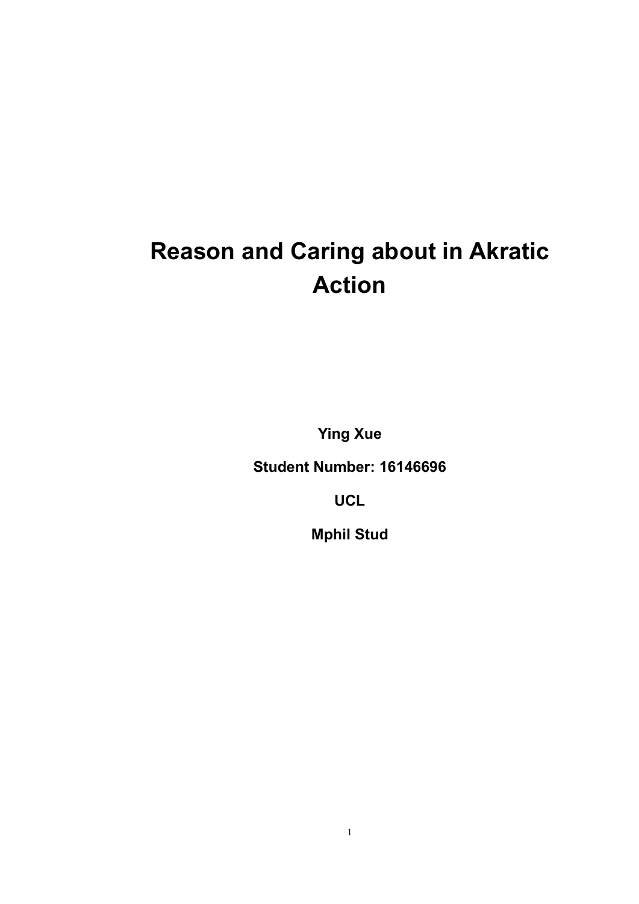# Reason and Caring about in Akratic Action

**Ying Xue**

**Student Number: 16146696**

**UCL**

**Mphil Stud**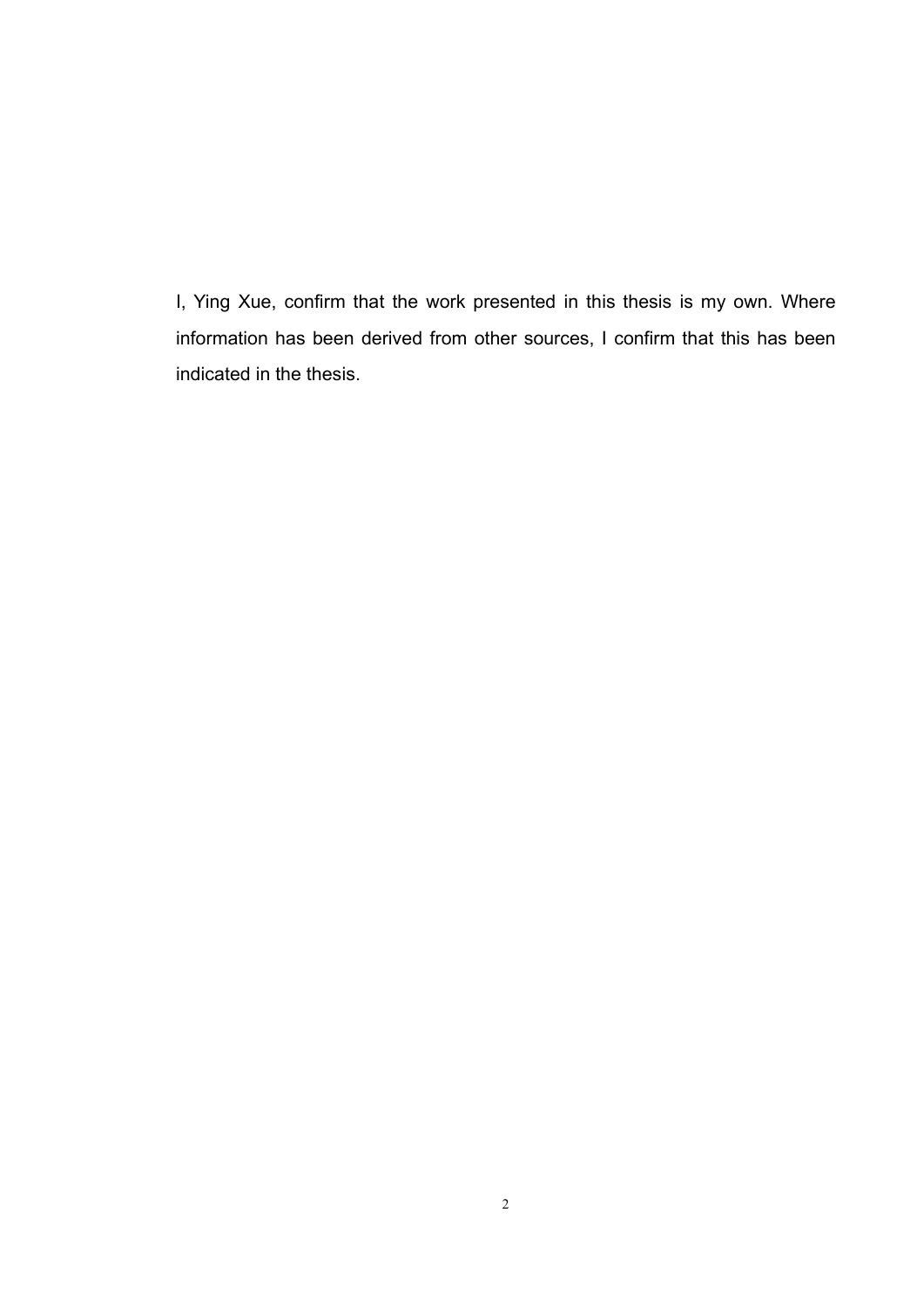I, Ying Xue, confirm that the work presented in this thesis is my own. Where information has been derived from other sources, I confirm that this has been indicated in the thesis.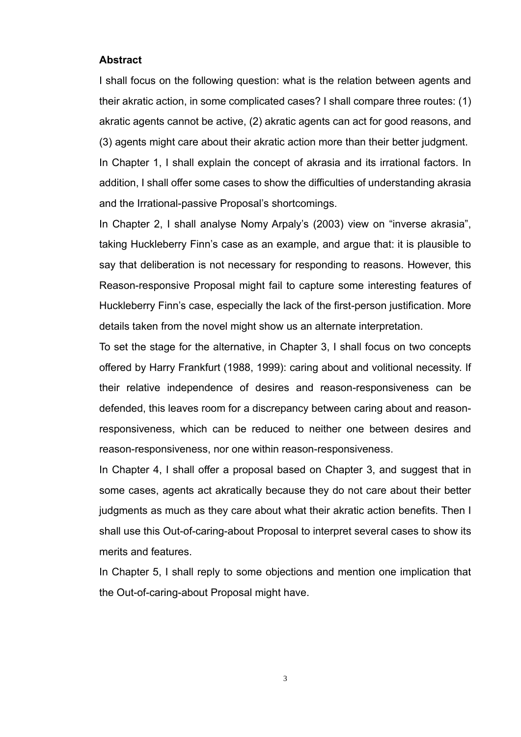**Abstract**

I shall focus on the following question: what is the relation between agents and their akratic action, in some complicated cases? I shall compare three routes: (1) akratic agents cannot be active, (2) akratic agents can act for good reasons, and (3) agents might care about their akratic action more than their better judgment.

In Chapter 1, I shall explain the concept of akrasia and its irrational factors. In addition, I shall offer some cases to show the difficulties of understanding akrasia and the Irrational-passive Proposal's shortcomings.

In Chapter 2, I shall analyse Nomy Arpaly's (2003) view on "inverse akrasia", taking Huckleberry Finn's case as an example, and argue that: it is plausible to say that deliberation is not necessary for responding to reasons. However, this Reason-responsive Proposal might fail to capture some interesting features of Huckleberry Finn's case, especially the lack of the first-person justification. More details taken from the novel might show us an alternate interpretation.

To set the stage for the alternative, in Chapter 3, I shall focus on two concepts offered by Harry Frankfurt (1988, 1999): caring about and volitional necessity. If their relative independence of desires and reason-responsiveness can be defended, this leaves room for a discrepancy between caring about and reason-responsiveness, which can be reduced to neither one between desires and reason-responsiveness, nor one within reason-responsiveness.

In Chapter 4, I shall offer a proposal based on Chapter 3, and suggest that in some cases, agents act akratically because they do not care about their better judgments as much as they care about what their akratic action benefits. Then I shall use this Out-of-caring-about Proposal to interpret several cases to show its merits and features.

In Chapter 5, I shall reply to some objections and mention one implication that the Out-of-caring-about Proposal might have.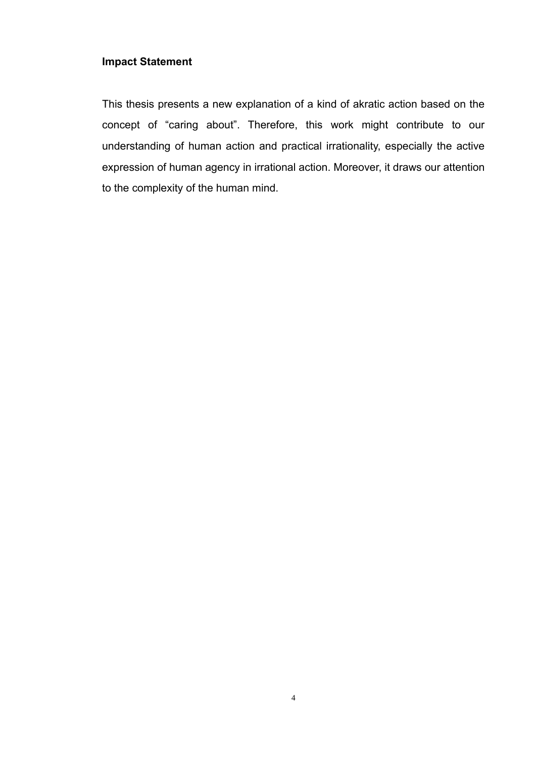## Impact Statement

This thesis presents a new explanation of a kind of akratic action based on the concept of "caring about". Therefore, this work might contribute to our understanding of human action and practical irrationality, especially the active expression of human agency in irrational action. Moreover, it draws our attention to the complexity of the human mind.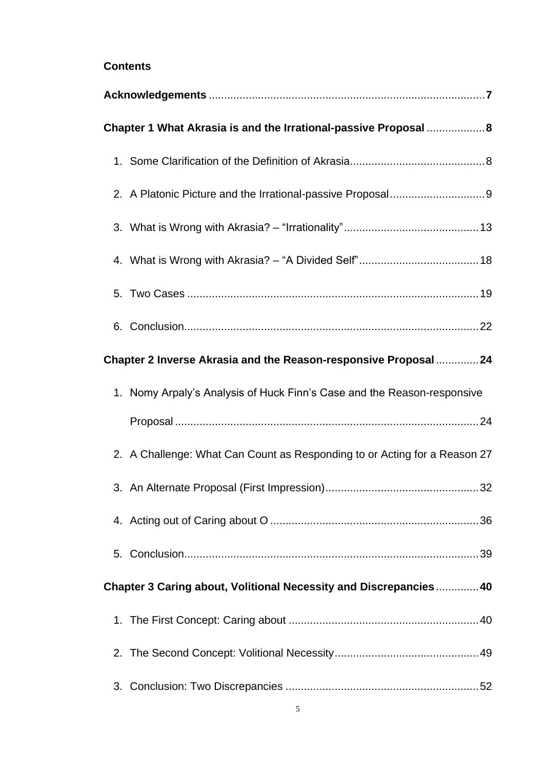**Contents**

**Acknowledgements** .......................................................................................... **7**

**Chapter 1 What Akrasia is and the Irrational-passive Proposal** .................. **8**

1. Some Clarification of the Definition of Akrasia........................................... 8
2. A Platonic Picture and the Irrational-passive Proposal............................... 9
3. What is Wrong with Akrasia? – "Irrationality"........................................... 13
4. What is Wrong with Akrasia? – "A Divided Self"...................................... 18
5. Two Cases ............................................................................................. 19
6. Conclusion............................................................................................... 22

**Chapter 2 Inverse Akrasia and the Reason-responsive Proposal** ............. **24**

1. Nomy Arpaly's Analysis of Huck Finn's Case and the Reason-responsive Proposal .................................................................................................. 24
2. A Challenge: What Can Count as Responding to or Acting for a Reason 27
3. An Alternate Proposal (First Impression)................................................. 32
4. Acting out of Caring about O ................................................................... 36
5. Conclusion............................................................................................... 39

**Chapter 3 Caring about, Volitional Necessity and Discrepancies** ............. **40**

1. The First Concept: Caring about ............................................................. 40
2. The Second Concept: Volitional Necessity.............................................. 49
3. Conclusion: Two Discrepancies .............................................................. 52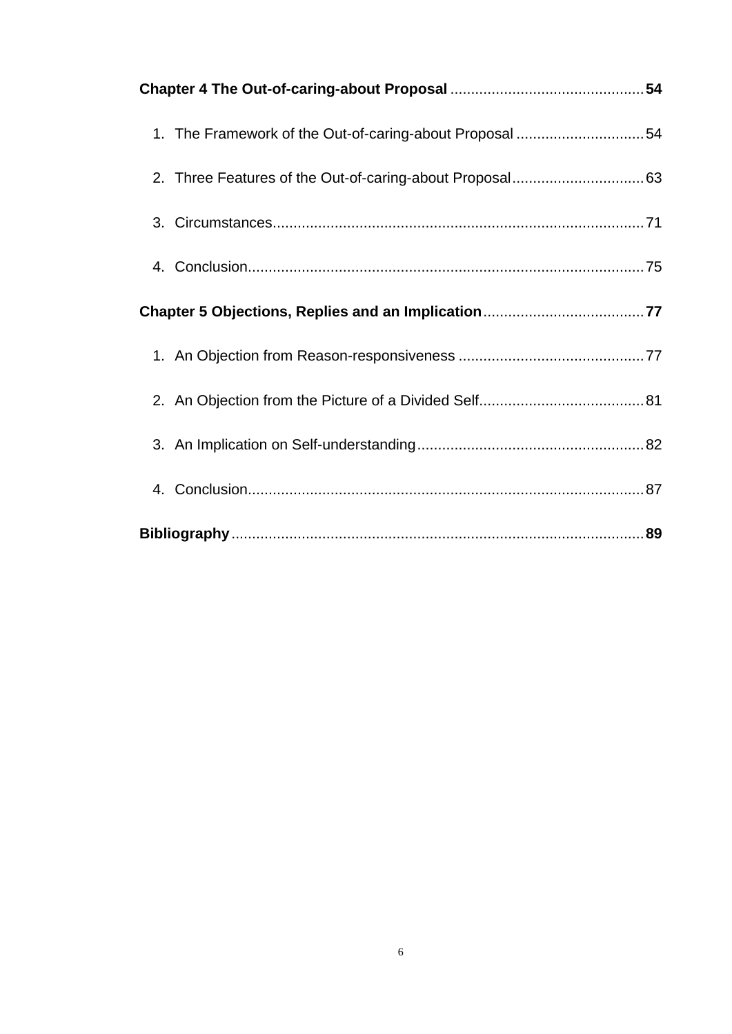**Chapter 4 The Out-of-caring-about Proposal** .............................................. **54**

1. The Framework of the Out-of-caring-about Proposal ............................... 54
2. Three Features of the Out-of-caring-about Proposal................................ 63
3. Circumstances......................................................................................... 71
4. Conclusion............................................................................................... 75

**Chapter 5 Objections, Replies and an Implication**....................................... **77**

1. An Objection from Reason-responsiveness ............................................ 77
2. An Objection from the Picture of a Divided Self....................................... 81
3. An Implication on Self-understanding...................................................... 82
4. Conclusion............................................................................................... 87

**Bibliography**................................................................................................... **89**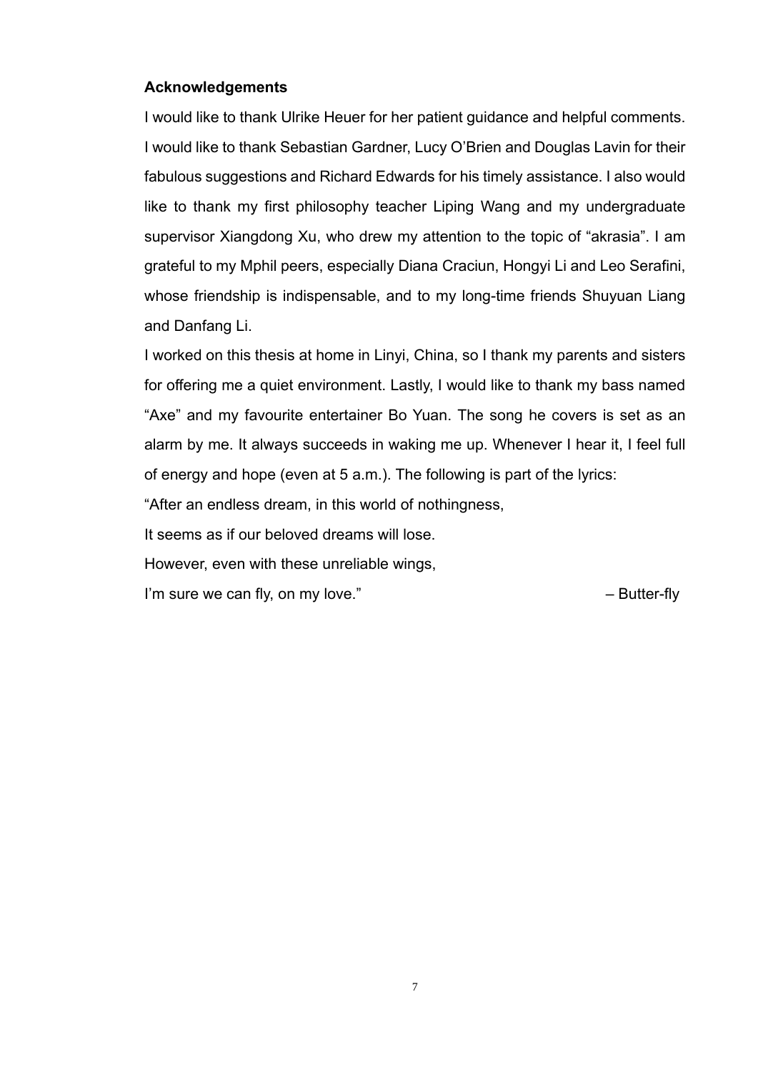**Acknowledgements**

I would like to thank Ulrike Heuer for her patient guidance and helpful comments. I would like to thank Sebastian Gardner, Lucy O'Brien and Douglas Lavin for their fabulous suggestions and Richard Edwards for his timely assistance. I also would like to thank my first philosophy teacher Liping Wang and my undergraduate supervisor Xiangdong Xu, who drew my attention to the topic of "akrasia". I am grateful to my Mphil peers, especially Diana Craciun, Hongyi Li and Leo Serafini, whose friendship is indispensable, and to my long-time friends Shuyuan Liang and Danfang Li.

I worked on this thesis at home in Linyi, China, so I thank my parents and sisters for offering me a quiet environment. Lastly, I would like to thank my bass named "Axe" and my favourite entertainer Bo Yuan. The song he covers is set as an alarm by me. It always succeeds in waking me up. Whenever I hear it, I feel full of energy and hope (even at 5 a.m.). The following is part of the lyrics:

"After an endless dream, in this world of nothingness,

It seems as if our beloved dreams will lose.

However, even with these unreliable wings,

I'm sure we can fly, on my love." – Butter-fly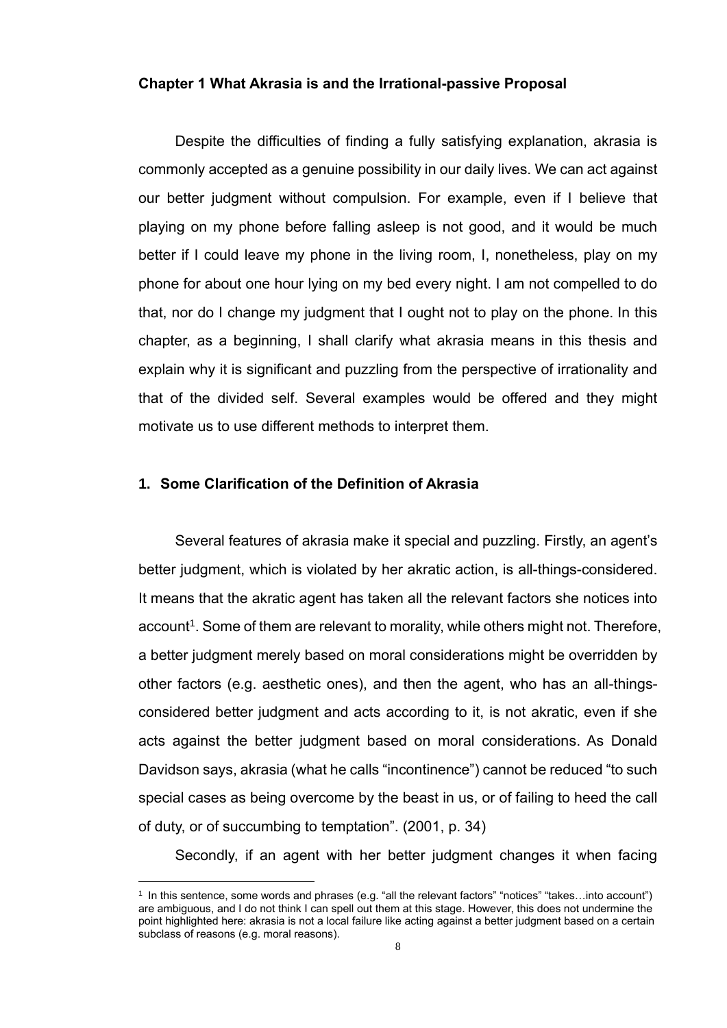# Chapter 1 What Akrasia is and the Irrational-passive Proposal

Despite the difficulties of finding a fully satisfying explanation, akrasia is commonly accepted as a genuine possibility in our daily lives. We can act against our better judgment without compulsion. For example, even if I believe that playing on my phone before falling asleep is not good, and it would be much better if I could leave my phone in the living room, I, nonetheless, play on my phone for about one hour lying on my bed every night. I am not compelled to do that, nor do I change my judgment that I ought not to play on the phone. In this chapter, as a beginning, I shall clarify what akrasia means in this thesis and explain why it is significant and puzzling from the perspective of irrationality and that of the divided self. Several examples would be offered and they might motivate us to use different methods to interpret them.

## 1. Some Clarification of the Definition of Akrasia

Several features of akrasia make it special and puzzling. Firstly, an agent's better judgment, which is violated by her akratic action, is all-things-considered. It means that the akratic agent has taken all the relevant factors she notices into account[1]. Some of them are relevant to morality, while others might not. Therefore, a better judgment merely based on moral considerations might be overridden by other factors (e.g. aesthetic ones), and then the agent, who has an all-things-considered better judgment and acts according to it, is not akratic, even if she acts against the better judgment based on moral considerations. As Donald Davidson says, akrasia (what he calls "incontinence") cannot be reduced "to such special cases as being overcome by the beast in us, or of failing to heed the call of duty, or of succumbing to temptation". (2001, p. 34)

Secondly, if an agent with her better judgment changes it when facing

[1] In this sentence, some words and phrases (e.g. "all the relevant factors" "notices" "takes…into account") are ambiguous, and I do not think I can spell out them at this stage. However, this does not undermine the point highlighted here: akrasia is not a local failure like acting against a better judgment based on a certain subclass of reasons (e.g. moral reasons).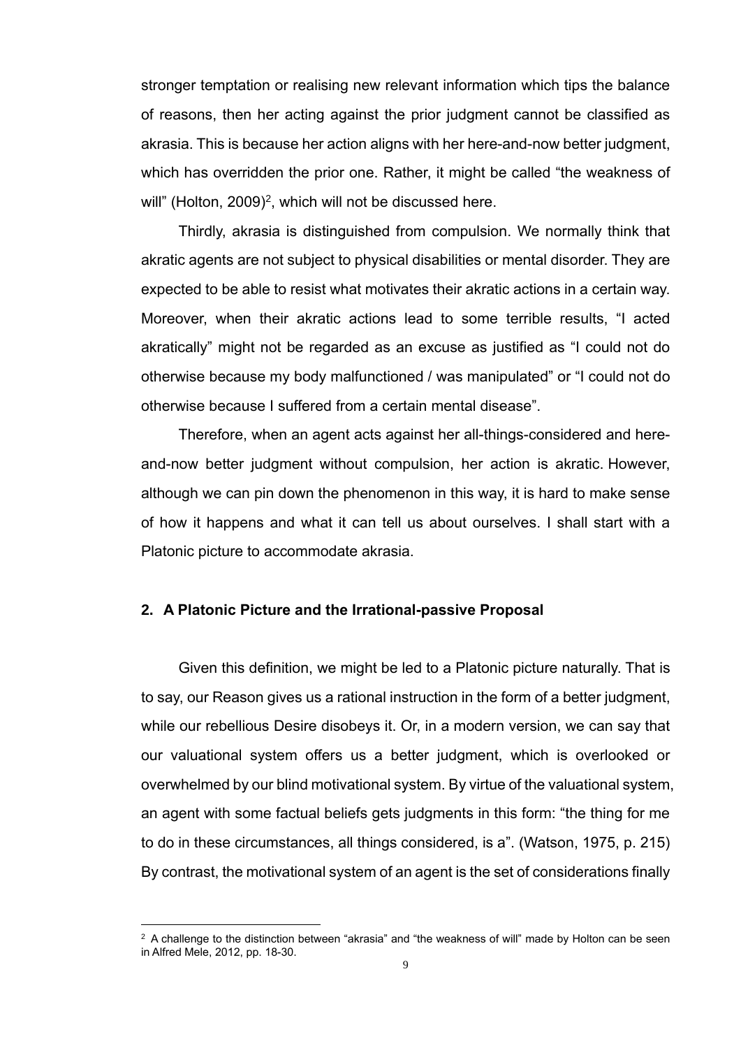stronger temptation or realising new relevant information which tips the balance of reasons, then her acting against the prior judgment cannot be classified as akrasia. This is because her action aligns with her here-and-now better judgment, which has overridden the prior one. Rather, it might be called "the weakness of will" (Holton, 2009)[2], which will not be discussed here.

Thirdly, akrasia is distinguished from compulsion. We normally think that akratic agents are not subject to physical disabilities or mental disorder. They are expected to be able to resist what motivates their akratic actions in a certain way. Moreover, when their akratic actions lead to some terrible results, "I acted akratically" might not be regarded as an excuse as justified as "I could not do otherwise because my body malfunctioned / was manipulated" or "I could not do otherwise because I suffered from a certain mental disease".

Therefore, when an agent acts against her all-things-considered and here-and-now better judgment without compulsion, her action is akratic. However, although we can pin down the phenomenon in this way, it is hard to make sense of how it happens and what it can tell us about ourselves. I shall start with a Platonic picture to accommodate akrasia.

## 2. A Platonic Picture and the Irrational-passive Proposal

Given this definition, we might be led to a Platonic picture naturally. That is to say, our Reason gives us a rational instruction in the form of a better judgment, while our rebellious Desire disobeys it. Or, in a modern version, we can say that our valuational system offers us a better judgment, which is overlooked or overwhelmed by our blind motivational system. By virtue of the valuational system, an agent with some factual beliefs gets judgments in this form: "the thing for me to do in these circumstances, all things considered, is a". (Watson, 1975, p. 215) By contrast, the motivational system of an agent is the set of considerations finally

[2] A challenge to the distinction between "akrasia" and "the weakness of will" made by Holton can be seen in Alfred Mele, 2012, pp. 18-30.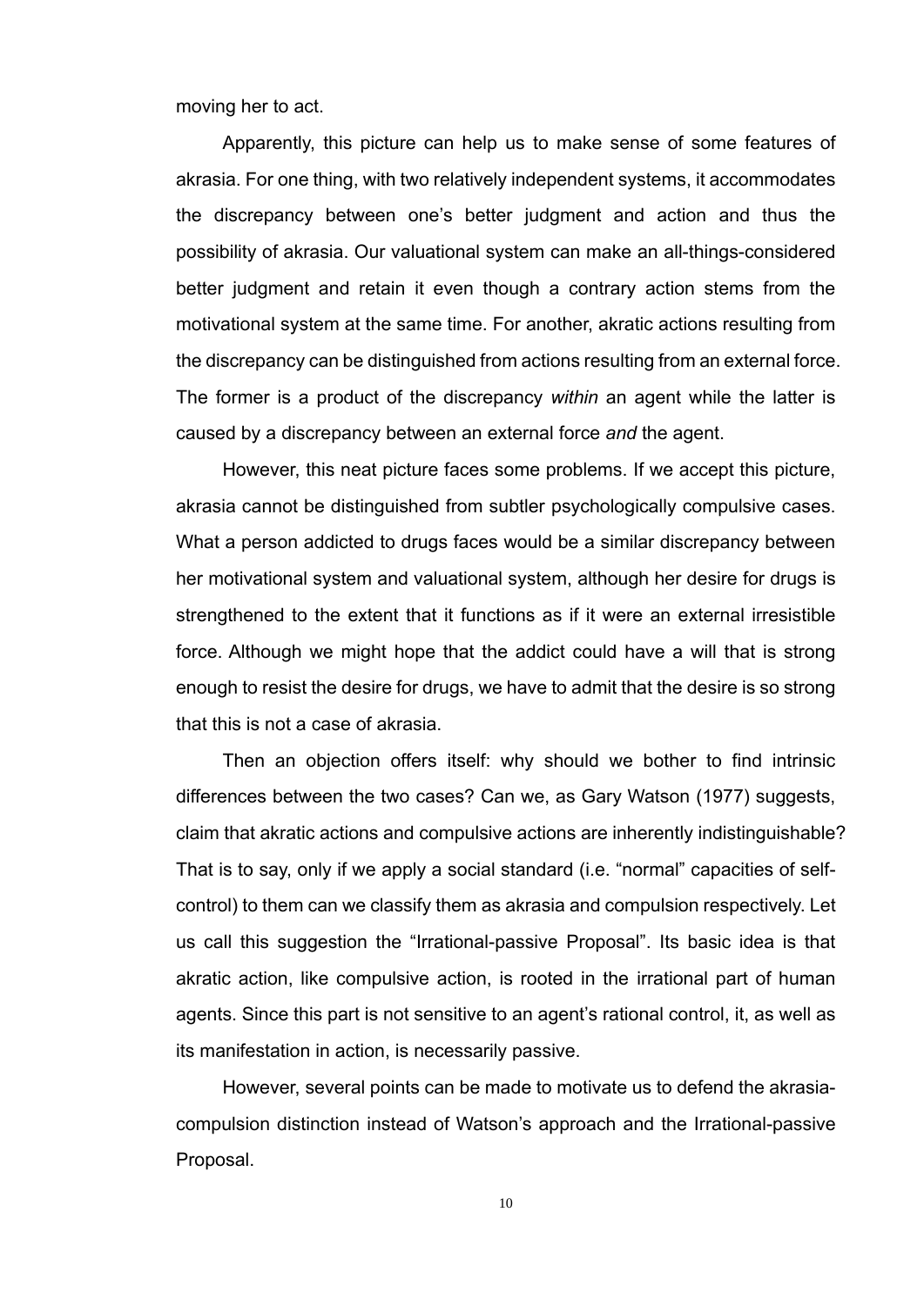moving her to act.

Apparently, this picture can help us to make sense of some features of akrasia. For one thing, with two relatively independent systems, it accommodates the discrepancy between one's better judgment and action and thus the possibility of akrasia. Our valuational system can make an all-things-considered better judgment and retain it even though a contrary action stems from the motivational system at the same time. For another, akratic actions resulting from the discrepancy can be distinguished from actions resulting from an external force. The former is a product of the discrepancy *within* an agent while the latter is caused by a discrepancy between an external force *and* the agent.

However, this neat picture faces some problems. If we accept this picture, akrasia cannot be distinguished from subtler psychologically compulsive cases. What a person addicted to drugs faces would be a similar discrepancy between her motivational system and valuational system, although her desire for drugs is strengthened to the extent that it functions as if it were an external irresistible force. Although we might hope that the addict could have a will that is strong enough to resist the desire for drugs, we have to admit that the desire is so strong that this is not a case of akrasia.

Then an objection offers itself: why should we bother to find intrinsic differences between the two cases? Can we, as Gary Watson (1977) suggests, claim that akratic actions and compulsive actions are inherently indistinguishable? That is to say, only if we apply a social standard (i.e. "normal" capacities of self-control) to them can we classify them as akrasia and compulsion respectively. Let us call this suggestion the "Irrational-passive Proposal". Its basic idea is that akratic action, like compulsive action, is rooted in the irrational part of human agents. Since this part is not sensitive to an agent's rational control, it, as well as its manifestation in action, is necessarily passive.

However, several points can be made to motivate us to defend the akrasia-compulsion distinction instead of Watson's approach and the Irrational-passive Proposal.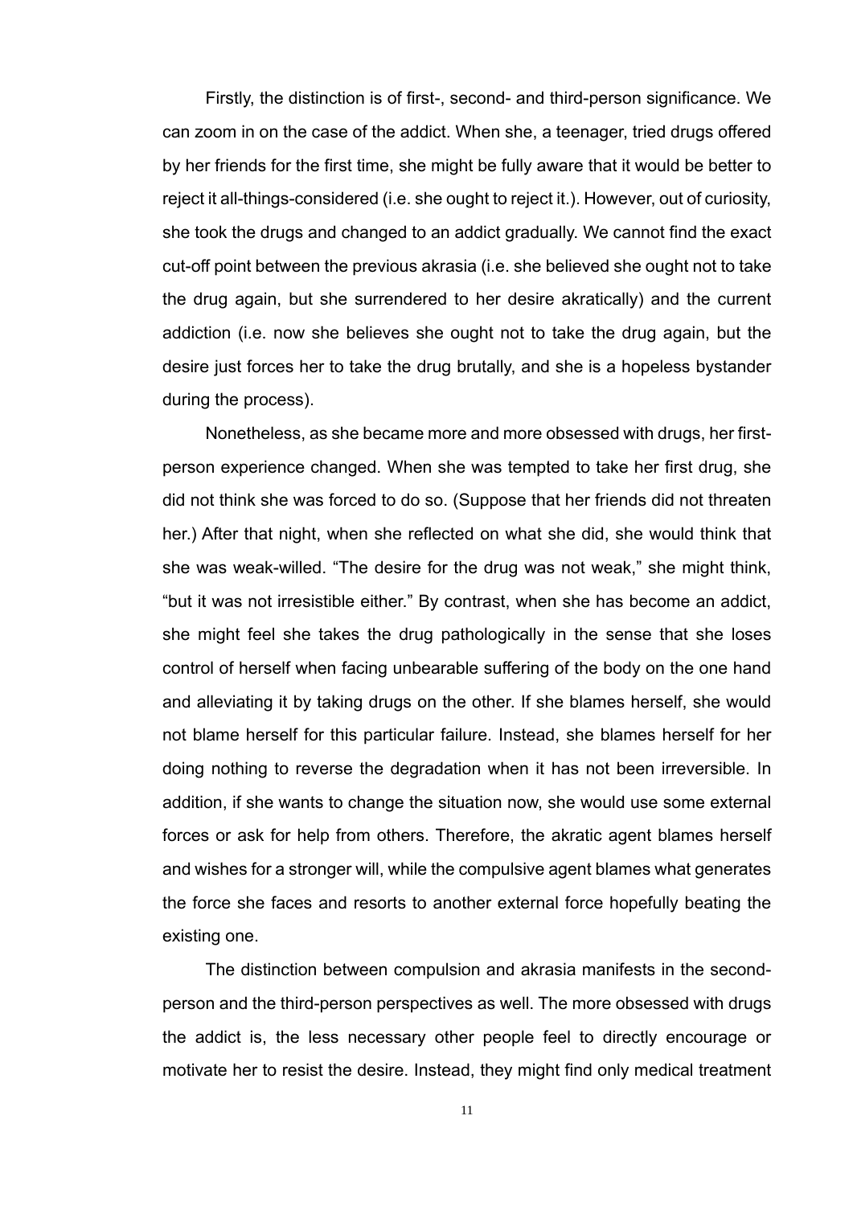Firstly, the distinction is of first-, second- and third-person significance. We can zoom in on the case of the addict. When she, a teenager, tried drugs offered by her friends for the first time, she might be fully aware that it would be better to reject it all-things-considered (i.e. she ought to reject it.). However, out of curiosity, she took the drugs and changed to an addict gradually. We cannot find the exact cut-off point between the previous akrasia (i.e. she believed she ought not to take the drug again, but she surrendered to her desire akratically) and the current addiction (i.e. now she believes she ought not to take the drug again, but the desire just forces her to take the drug brutally, and she is a hopeless bystander during the process).

Nonetheless, as she became more and more obsessed with drugs, her first-person experience changed. When she was tempted to take her first drug, she did not think she was forced to do so. (Suppose that her friends did not threaten her.) After that night, when she reflected on what she did, she would think that she was weak-willed. "The desire for the drug was not weak," she might think, "but it was not irresistible either." By contrast, when she has become an addict, she might feel she takes the drug pathologically in the sense that she loses control of herself when facing unbearable suffering of the body on the one hand and alleviating it by taking drugs on the other. If she blames herself, she would not blame herself for this particular failure. Instead, she blames herself for her doing nothing to reverse the degradation when it has not been irreversible. In addition, if she wants to change the situation now, she would use some external forces or ask for help from others. Therefore, the akratic agent blames herself and wishes for a stronger will, while the compulsive agent blames what generates the force she faces and resorts to another external force hopefully beating the existing one.

The distinction between compulsion and akrasia manifests in the second-person and the third-person perspectives as well. The more obsessed with drugs the addict is, the less necessary other people feel to directly encourage or motivate her to resist the desire. Instead, they might find only medical treatment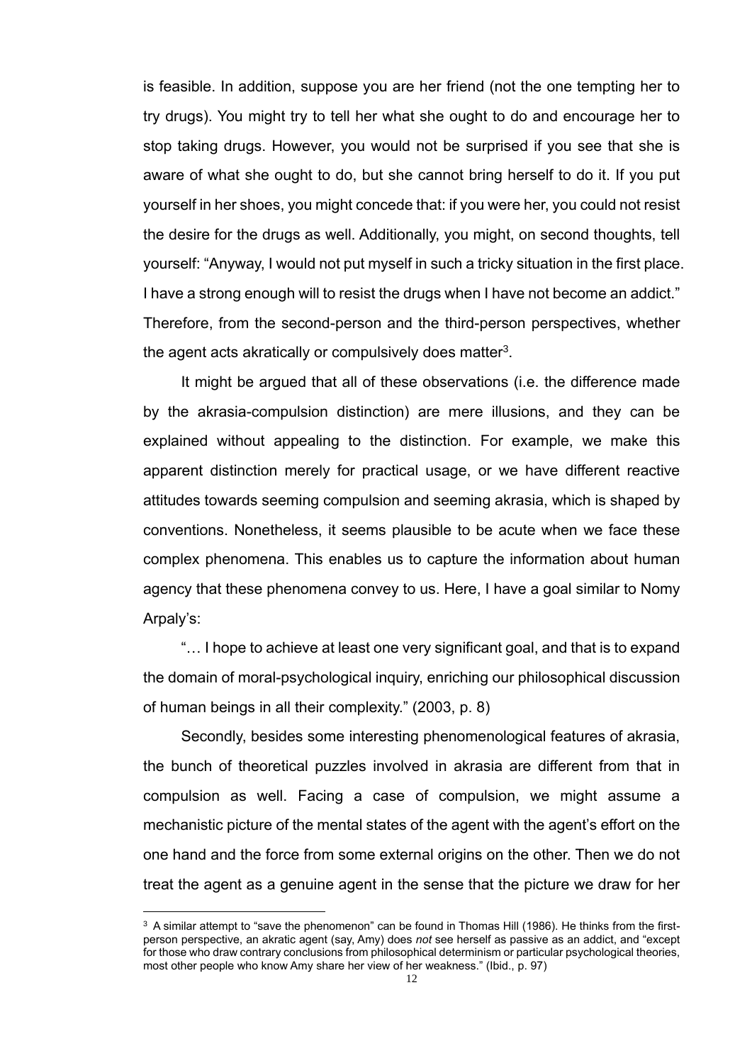is feasible. In addition, suppose you are her friend (not the one tempting her to try drugs). You might try to tell her what she ought to do and encourage her to stop taking drugs. However, you would not be surprised if you see that she is aware of what she ought to do, but she cannot bring herself to do it. If you put yourself in her shoes, you might concede that: if you were her, you could not resist the desire for the drugs as well. Additionally, you might, on second thoughts, tell yourself: "Anyway, I would not put myself in such a tricky situation in the first place. I have a strong enough will to resist the drugs when I have not become an addict." Therefore, from the second-person and the third-person perspectives, whether the agent acts akratically or compulsively does matter[3].

It might be argued that all of these observations (i.e. the difference made by the akrasia-compulsion distinction) are mere illusions, and they can be explained without appealing to the distinction. For example, we make this apparent distinction merely for practical usage, or we have different reactive attitudes towards seeming compulsion and seeming akrasia, which is shaped by conventions. Nonetheless, it seems plausible to be acute when we face these complex phenomena. This enables us to capture the information about human agency that these phenomena convey to us. Here, I have a goal similar to Nomy Arpaly's:

"… I hope to achieve at least one very significant goal, and that is to expand the domain of moral-psychological inquiry, enriching our philosophical discussion of human beings in all their complexity." (2003, p. 8)

Secondly, besides some interesting phenomenological features of akrasia, the bunch of theoretical puzzles involved in akrasia are different from that in compulsion as well. Facing a case of compulsion, we might assume a mechanistic picture of the mental states of the agent with the agent's effort on the one hand and the force from some external origins on the other. Then we do not treat the agent as a genuine agent in the sense that the picture we draw for her

---

[3] A similar attempt to "save the phenomenon" can be found in Thomas Hill (1986). He thinks from the first-person perspective, an akratic agent (say, Amy) does *not* see herself as passive as an addict, and "except for those who draw contrary conclusions from philosophical determinism or particular psychological theories, most other people who know Amy share her view of her weakness." (Ibid., p. 97)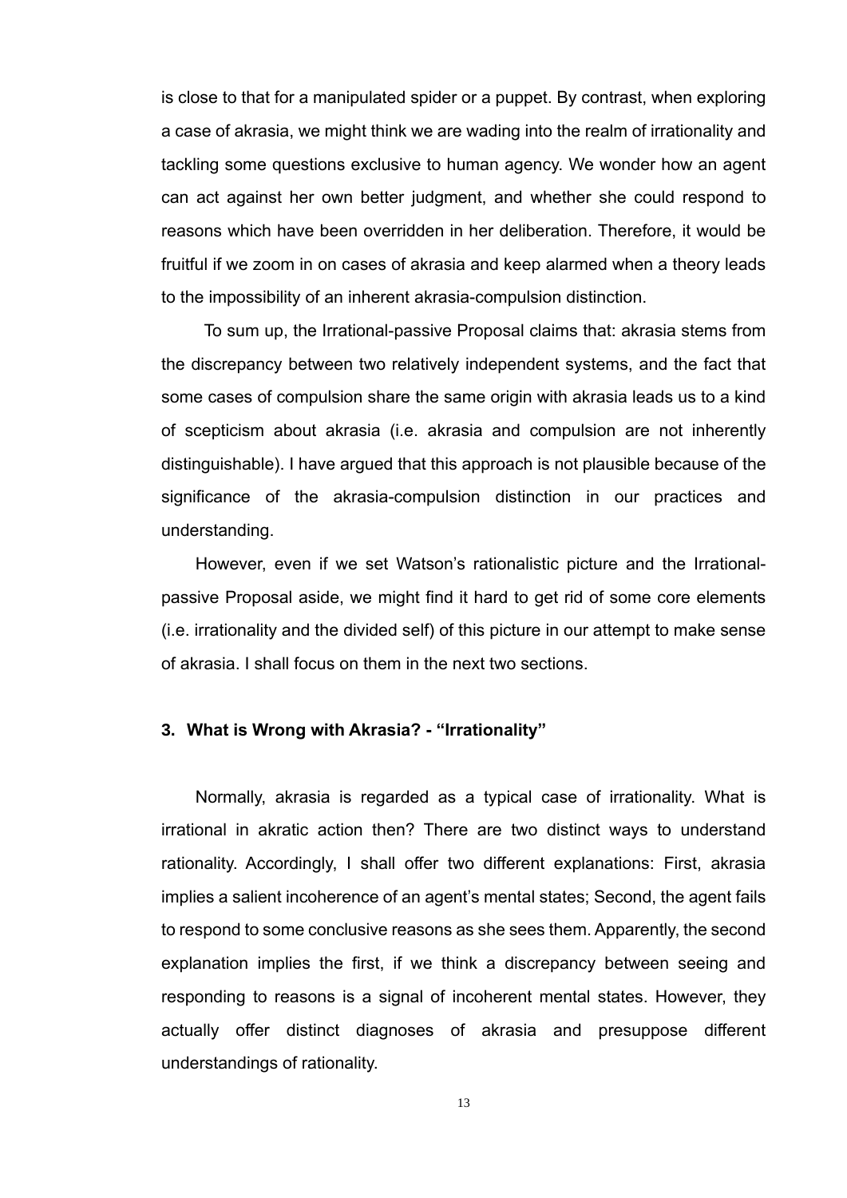is close to that for a manipulated spider or a puppet. By contrast, when exploring a case of akrasia, we might think we are wading into the realm of irrationality and tackling some questions exclusive to human agency. We wonder how an agent can act against her own better judgment, and whether she could respond to reasons which have been overridden in her deliberation. Therefore, it would be fruitful if we zoom in on cases of akrasia and keep alarmed when a theory leads to the impossibility of an inherent akrasia-compulsion distinction.

To sum up, the Irrational-passive Proposal claims that: akrasia stems from the discrepancy between two relatively independent systems, and the fact that some cases of compulsion share the same origin with akrasia leads us to a kind of scepticism about akrasia (i.e. akrasia and compulsion are not inherently distinguishable). I have argued that this approach is not plausible because of the significance of the akrasia-compulsion distinction in our practices and understanding.

However, even if we set Watson's rationalistic picture and the Irrational-passive Proposal aside, we might find it hard to get rid of some core elements (i.e. irrationality and the divided self) of this picture in our attempt to make sense of akrasia. I shall focus on them in the next two sections.

## 3. What is Wrong with Akrasia? - "Irrationality"

Normally, akrasia is regarded as a typical case of irrationality. What is irrational in akratic action then? There are two distinct ways to understand rationality. Accordingly, I shall offer two different explanations: First, akrasia implies a salient incoherence of an agent's mental states; Second, the agent fails to respond to some conclusive reasons as she sees them. Apparently, the second explanation implies the first, if we think a discrepancy between seeing and responding to reasons is a signal of incoherent mental states. However, they actually offer distinct diagnoses of akrasia and presuppose different understandings of rationality.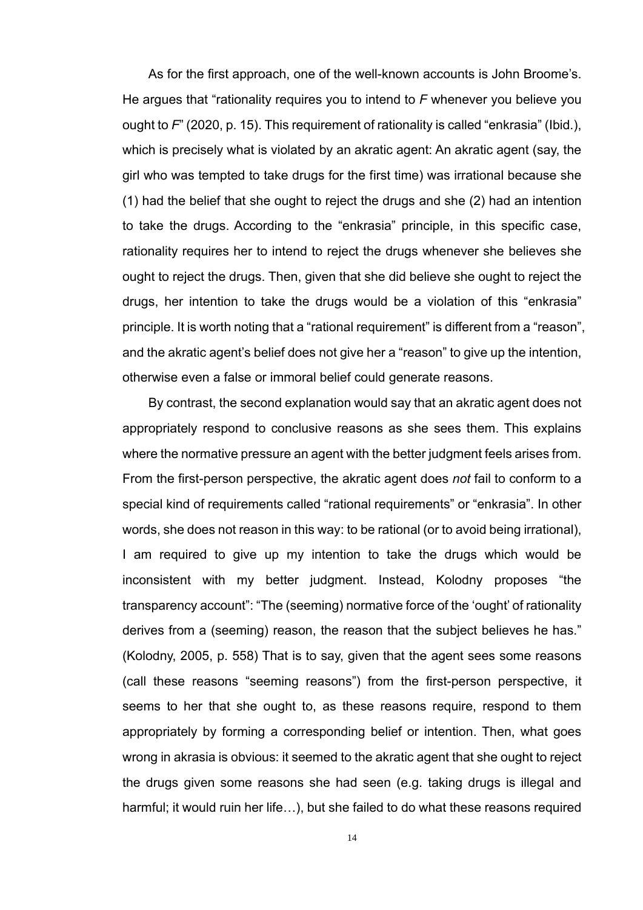As for the first approach, one of the well-known accounts is John Broome's. He argues that "rationality requires you to intend to *F* whenever you believe you ought to *F*" (2020, p. 15). This requirement of rationality is called "enkrasia" (Ibid.), which is precisely what is violated by an akratic agent: An akratic agent (say, the girl who was tempted to take drugs for the first time) was irrational because she (1) had the belief that she ought to reject the drugs and she (2) had an intention to take the drugs. According to the "enkrasia" principle, in this specific case, rationality requires her to intend to reject the drugs whenever she believes she ought to reject the drugs. Then, given that she did believe she ought to reject the drugs, her intention to take the drugs would be a violation of this "enkrasia" principle. It is worth noting that a "rational requirement" is different from a "reason", and the akratic agent's belief does not give her a "reason" to give up the intention, otherwise even a false or immoral belief could generate reasons.

By contrast, the second explanation would say that an akratic agent does not appropriately respond to conclusive reasons as she sees them. This explains where the normative pressure an agent with the better judgment feels arises from. From the first-person perspective, the akratic agent does *not* fail to conform to a special kind of requirements called "rational requirements" or "enkrasia". In other words, she does not reason in this way: to be rational (or to avoid being irrational), I am required to give up my intention to take the drugs which would be inconsistent with my better judgment. Instead, Kolodny proposes "the transparency account": "The (seeming) normative force of the 'ought' of rationality derives from a (seeming) reason, the reason that the subject believes he has." (Kolodny, 2005, p. 558) That is to say, given that the agent sees some reasons (call these reasons "seeming reasons") from the first-person perspective, it seems to her that she ought to, as these reasons require, respond to them appropriately by forming a corresponding belief or intention. Then, what goes wrong in akrasia is obvious: it seemed to the akratic agent that she ought to reject the drugs given some reasons she had seen (e.g. taking drugs is illegal and harmful; it would ruin her life…), but she failed to do what these reasons required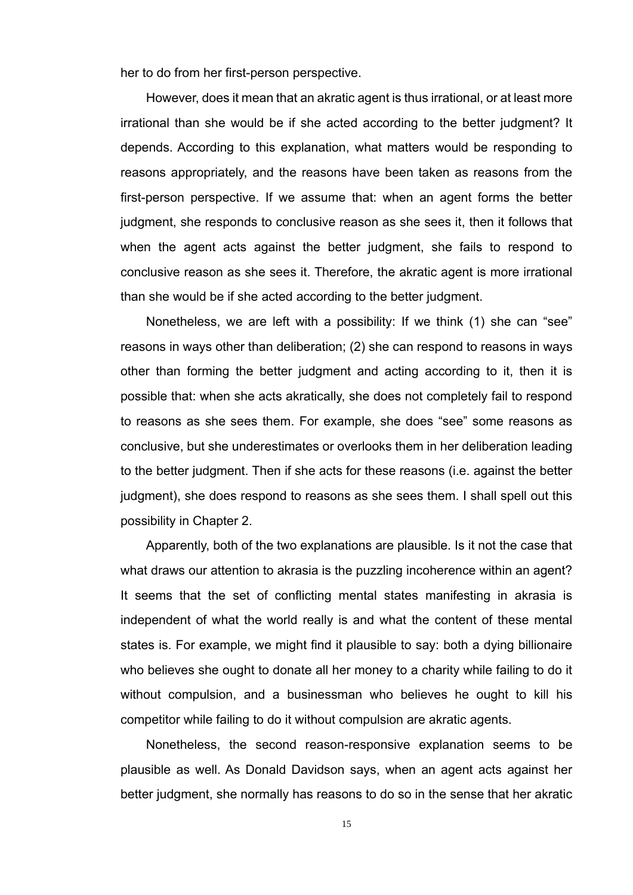her to do from her first-person perspective.

However, does it mean that an akratic agent is thus irrational, or at least more irrational than she would be if she acted according to the better judgment? It depends. According to this explanation, what matters would be responding to reasons appropriately, and the reasons have been taken as reasons from the first-person perspective. If we assume that: when an agent forms the better judgment, she responds to conclusive reason as she sees it, then it follows that when the agent acts against the better judgment, she fails to respond to conclusive reason as she sees it. Therefore, the akratic agent is more irrational than she would be if she acted according to the better judgment.

Nonetheless, we are left with a possibility: If we think (1) she can "see" reasons in ways other than deliberation; (2) she can respond to reasons in ways other than forming the better judgment and acting according to it, then it is possible that: when she acts akratically, she does not completely fail to respond to reasons as she sees them. For example, she does "see" some reasons as conclusive, but she underestimates or overlooks them in her deliberation leading to the better judgment. Then if she acts for these reasons (i.e. against the better judgment), she does respond to reasons as she sees them. I shall spell out this possibility in Chapter 2.

Apparently, both of the two explanations are plausible. Is it not the case that what draws our attention to akrasia is the puzzling incoherence within an agent? It seems that the set of conflicting mental states manifesting in akrasia is independent of what the world really is and what the content of these mental states is. For example, we might find it plausible to say: both a dying billionaire who believes she ought to donate all her money to a charity while failing to do it without compulsion, and a businessman who believes he ought to kill his competitor while failing to do it without compulsion are akratic agents.

Nonetheless, the second reason-responsive explanation seems to be plausible as well. As Donald Davidson says, when an agent acts against her better judgment, she normally has reasons to do so in the sense that her akratic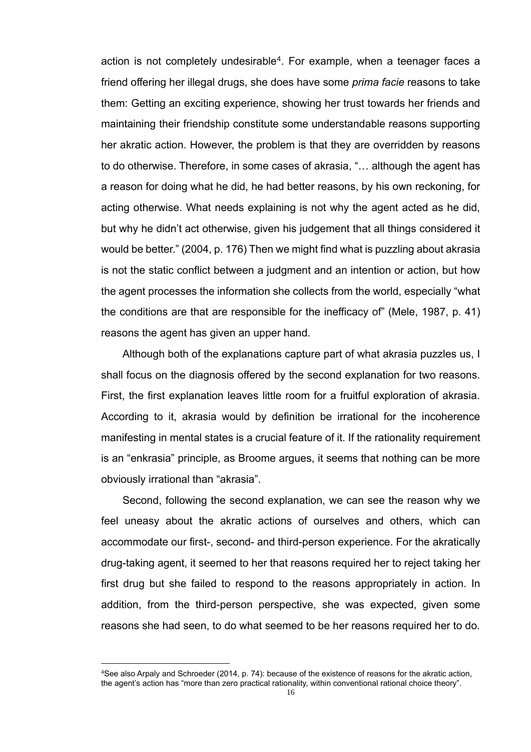action is not completely undesirable[4]. For example, when a teenager faces a friend offering her illegal drugs, she does have some *prima facie* reasons to take them: Getting an exciting experience, showing her trust towards her friends and maintaining their friendship constitute some understandable reasons supporting her akratic action. However, the problem is that they are overridden by reasons to do otherwise. Therefore, in some cases of akrasia, "… although the agent has a reason for doing what he did, he had better reasons, by his own reckoning, for acting otherwise. What needs explaining is not why the agent acted as he did, but why he didn't act otherwise, given his judgement that all things considered it would be better." (2004, p. 176) Then we might find what is puzzling about akrasia is not the static conflict between a judgment and an intention or action, but how the agent processes the information she collects from the world, especially "what the conditions are that are responsible for the inefficacy of" (Mele, 1987, p. 41) reasons the agent has given an upper hand.

Although both of the explanations capture part of what akrasia puzzles us, I shall focus on the diagnosis offered by the second explanation for two reasons. First, the first explanation leaves little room for a fruitful exploration of akrasia. According to it, akrasia would by definition be irrational for the incoherence manifesting in mental states is a crucial feature of it. If the rationality requirement is an "enkrasia" principle, as Broome argues, it seems that nothing can be more obviously irrational than "akrasia".

Second, following the second explanation, we can see the reason why we feel uneasy about the akratic actions of ourselves and others, which can accommodate our first-, second- and third-person experience. For the akratically drug-taking agent, it seemed to her that reasons required her to reject taking her first drug but she failed to respond to the reasons appropriately in action. In addition, from the third-person perspective, she was expected, given some reasons she had seen, to do what seemed to be her reasons required her to do.

[4]See also Arpaly and Schroeder (2014, p. 74): because of the existence of reasons for the akratic action, the agent's action has "more than zero practical rationality, within conventional rational choice theory".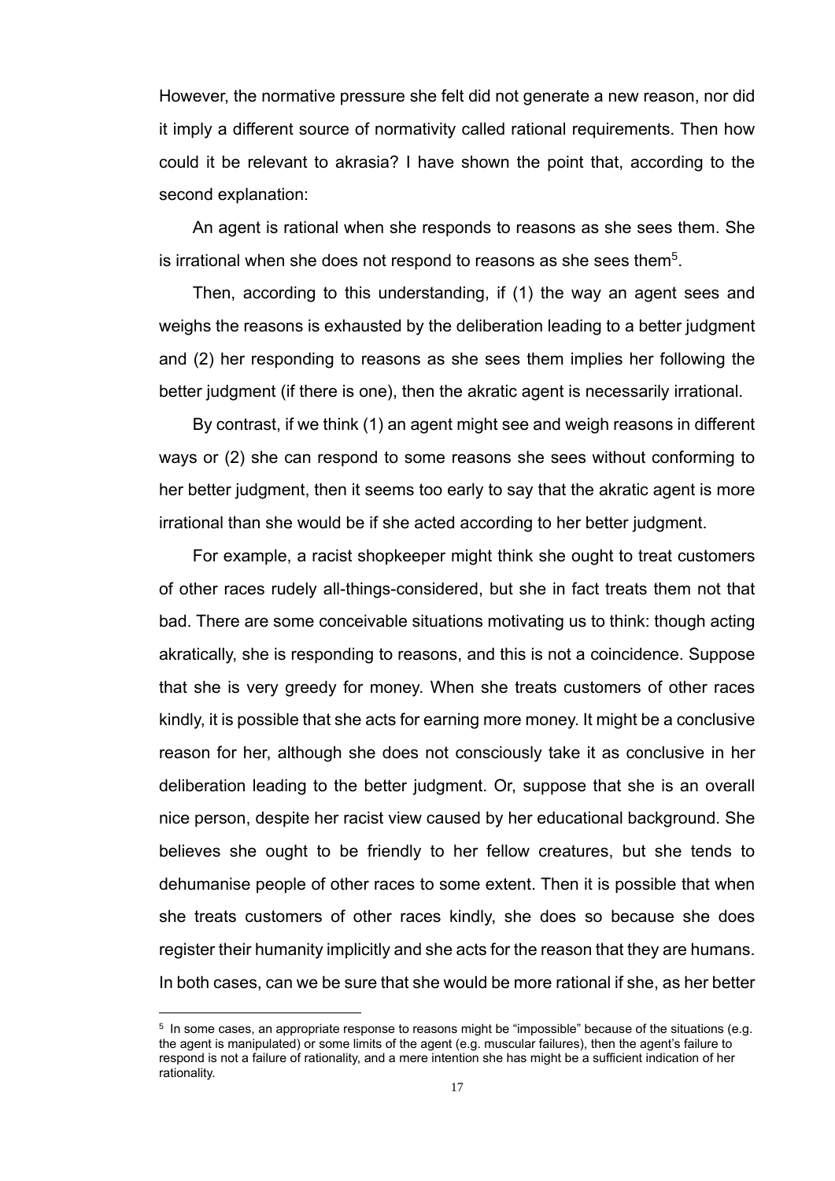However, the normative pressure she felt did not generate a new reason, nor did it imply a different source of normativity called rational requirements. Then how could it be relevant to akrasia? I have shown the point that, according to the second explanation:

An agent is rational when she responds to reasons as she sees them. She is irrational when she does not respond to reasons as she sees them[5].

Then, according to this understanding, if (1) the way an agent sees and weighs the reasons is exhausted by the deliberation leading to a better judgment and (2) her responding to reasons as she sees them implies her following the better judgment (if there is one), then the akratic agent is necessarily irrational.

By contrast, if we think (1) an agent might see and weigh reasons in different ways or (2) she can respond to some reasons she sees without conforming to her better judgment, then it seems too early to say that the akratic agent is more irrational than she would be if she acted according to her better judgment.

For example, a racist shopkeeper might think she ought to treat customers of other races rudely all-things-considered, but she in fact treats them not that bad. There are some conceivable situations motivating us to think: though acting akratically, she is responding to reasons, and this is not a coincidence. Suppose that she is very greedy for money. When she treats customers of other races kindly, it is possible that she acts for earning more money. It might be a conclusive reason for her, although she does not consciously take it as conclusive in her deliberation leading to the better judgment. Or, suppose that she is an overall nice person, despite her racist view caused by her educational background. She believes she ought to be friendly to her fellow creatures, but she tends to dehumanise people of other races to some extent. Then it is possible that when she treats customers of other races kindly, she does so because she does register their humanity implicitly and she acts for the reason that they are humans. In both cases, can we be sure that she would be more rational if she, as her better

[5] In some cases, an appropriate response to reasons might be "impossible" because of the situations (e.g. the agent is manipulated) or some limits of the agent (e.g. muscular failures), then the agent's failure to respond is not a failure of rationality, and a mere intention she has might be a sufficient indication of her rationality.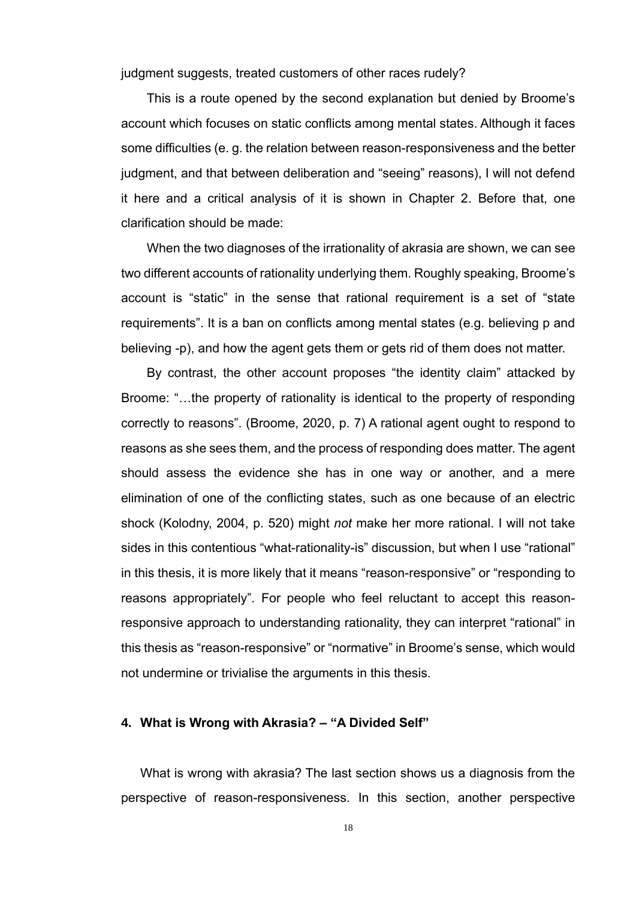judgment suggests, treated customers of other races rudely?

This is a route opened by the second explanation but denied by Broome's account which focuses on static conflicts among mental states. Although it faces some difficulties (e. g. the relation between reason-responsiveness and the better judgment, and that between deliberation and "seeing" reasons), I will not defend it here and a critical analysis of it is shown in Chapter 2. Before that, one clarification should be made:

When the two diagnoses of the irrationality of akrasia are shown, we can see two different accounts of rationality underlying them. Roughly speaking, Broome's account is "static" in the sense that rational requirement is a set of "state requirements". It is a ban on conflicts among mental states (e.g. believing p and believing -p), and how the agent gets them or gets rid of them does not matter.

By contrast, the other account proposes "the identity claim" attacked by Broome: "…the property of rationality is identical to the property of responding correctly to reasons". (Broome, 2020, p. 7) A rational agent ought to respond to reasons as she sees them, and the process of responding does matter. The agent should assess the evidence she has in one way or another, and a mere elimination of one of the conflicting states, such as one because of an electric shock (Kolodny, 2004, p. 520) might *not* make her more rational. I will not take sides in this contentious "what-rationality-is" discussion, but when I use "rational" in this thesis, it is more likely that it means "reason-responsive" or "responding to reasons appropriately". For people who feel reluctant to accept this reason-responsive approach to understanding rationality, they can interpret "rational" in this thesis as "reason-responsive" or "normative" in Broome's sense, which would not undermine or trivialise the arguments in this thesis.

## 4. What is Wrong with Akrasia? – "A Divided Self"

What is wrong with akrasia? The last section shows us a diagnosis from the perspective of reason-responsiveness. In this section, another perspective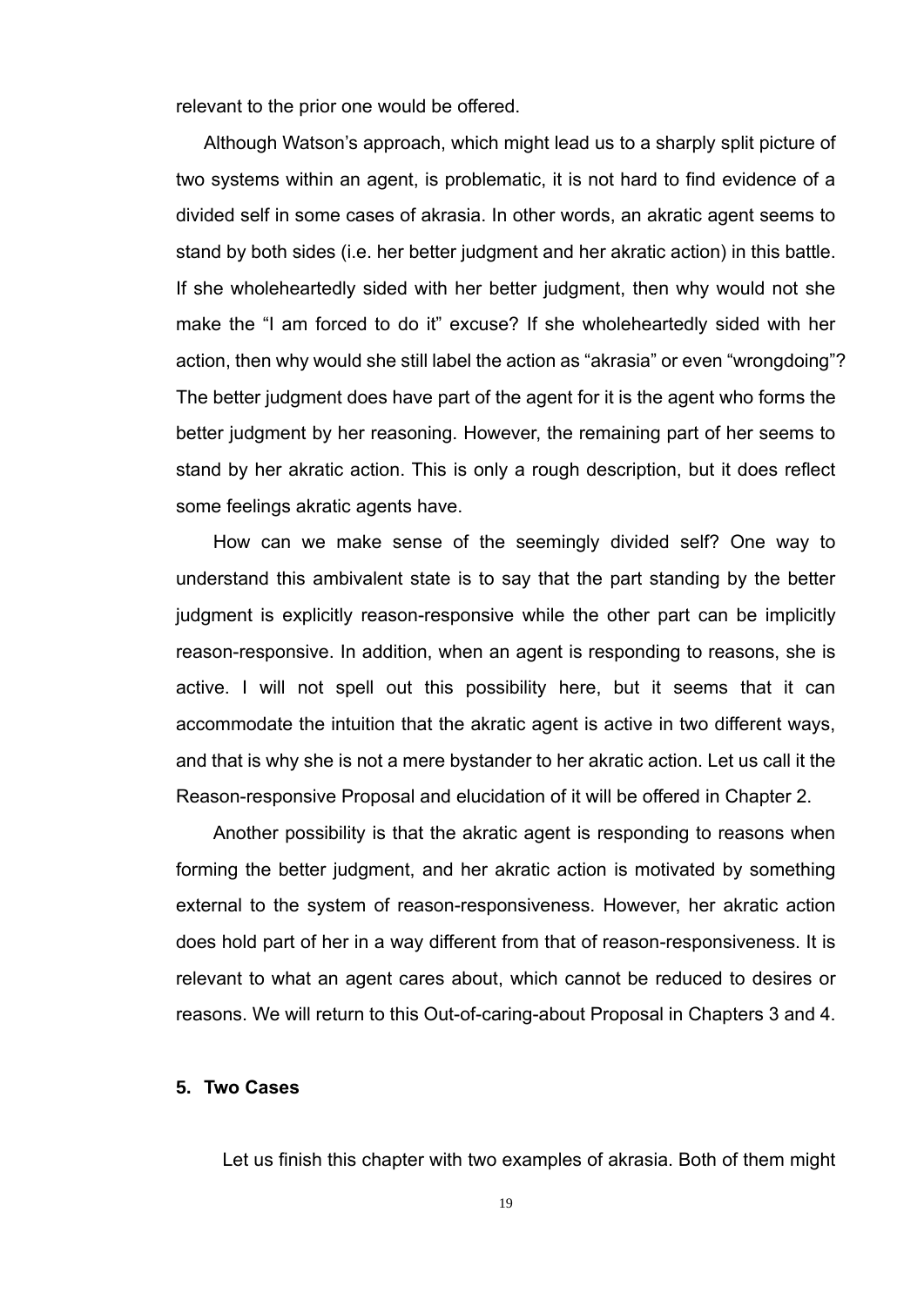relevant to the prior one would be offered.

Although Watson's approach, which might lead us to a sharply split picture of two systems within an agent, is problematic, it is not hard to find evidence of a divided self in some cases of akrasia. In other words, an akratic agent seems to stand by both sides (i.e. her better judgment and her akratic action) in this battle. If she wholeheartedly sided with her better judgment, then why would not she make the "I am forced to do it" excuse? If she wholeheartedly sided with her action, then why would she still label the action as "akrasia" or even "wrongdoing"? The better judgment does have part of the agent for it is the agent who forms the better judgment by her reasoning. However, the remaining part of her seems to stand by her akratic action. This is only a rough description, but it does reflect some feelings akratic agents have.

How can we make sense of the seemingly divided self? One way to understand this ambivalent state is to say that the part standing by the better judgment is explicitly reason-responsive while the other part can be implicitly reason-responsive. In addition, when an agent is responding to reasons, she is active. I will not spell out this possibility here, but it seems that it can accommodate the intuition that the akratic agent is active in two different ways, and that is why she is not a mere bystander to her akratic action. Let us call it the Reason-responsive Proposal and elucidation of it will be offered in Chapter 2.

Another possibility is that the akratic agent is responding to reasons when forming the better judgment, and her akratic action is motivated by something external to the system of reason-responsiveness. However, her akratic action does hold part of her in a way different from that of reason-responsiveness. It is relevant to what an agent cares about, which cannot be reduced to desires or reasons. We will return to this Out-of-caring-about Proposal in Chapters 3 and 4.

## 5. Two Cases

Let us finish this chapter with two examples of akrasia. Both of them might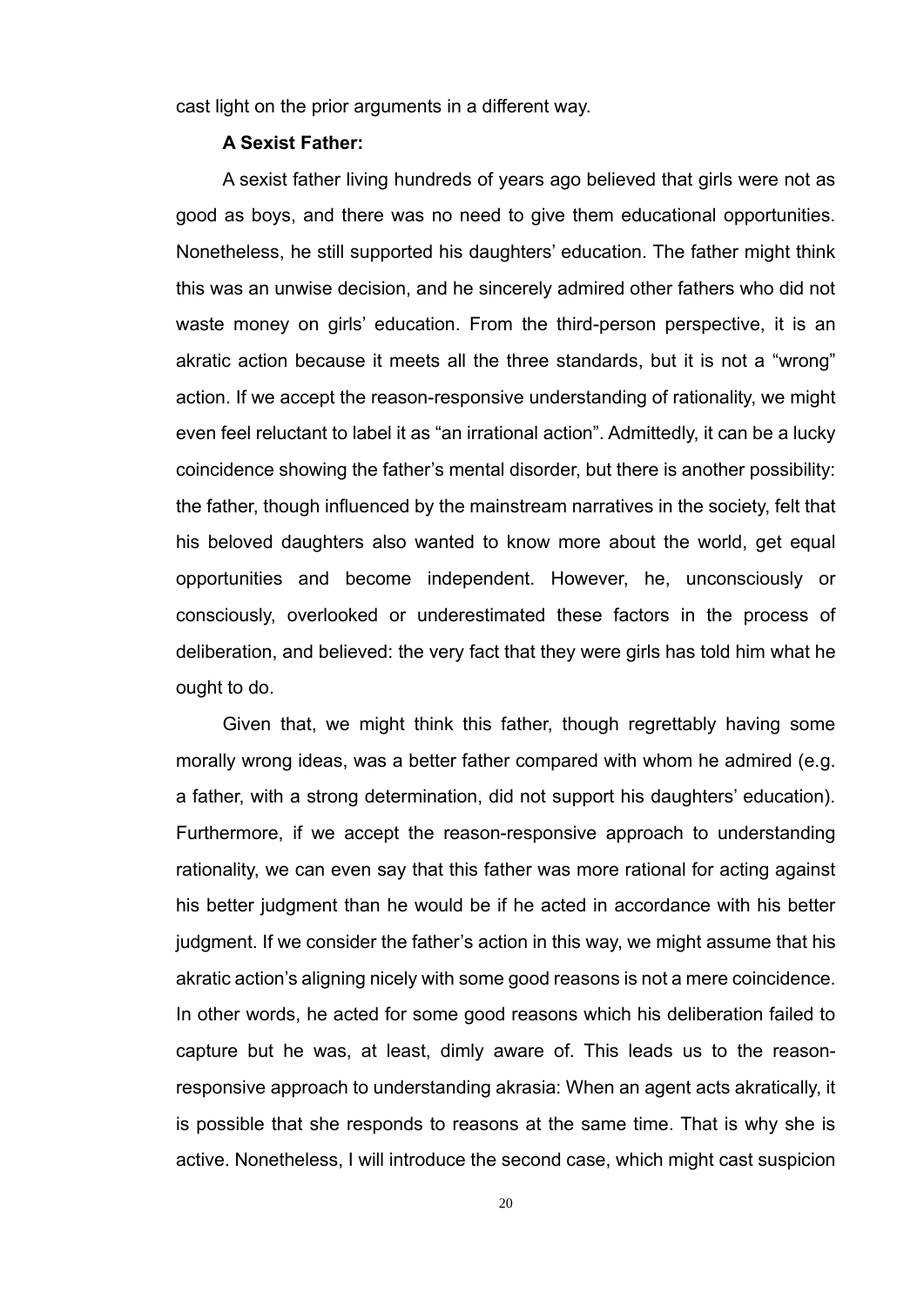cast light on the prior arguments in a different way.

**A Sexist Father:**

A sexist father living hundreds of years ago believed that girls were not as good as boys, and there was no need to give them educational opportunities. Nonetheless, he still supported his daughters' education. The father might think this was an unwise decision, and he sincerely admired other fathers who did not waste money on girls' education. From the third-person perspective, it is an akratic action because it meets all the three standards, but it is not a "wrong" action. If we accept the reason-responsive understanding of rationality, we might even feel reluctant to label it as "an irrational action". Admittedly, it can be a lucky coincidence showing the father's mental disorder, but there is another possibility: the father, though influenced by the mainstream narratives in the society, felt that his beloved daughters also wanted to know more about the world, get equal opportunities and become independent. However, he, unconsciously or consciously, overlooked or underestimated these factors in the process of deliberation, and believed: the very fact that they were girls has told him what he ought to do.

Given that, we might think this father, though regrettably having some morally wrong ideas, was a better father compared with whom he admired (e.g. a father, with a strong determination, did not support his daughters' education). Furthermore, if we accept the reason-responsive approach to understanding rationality, we can even say that this father was more rational for acting against his better judgment than he would be if he acted in accordance with his better judgment. If we consider the father's action in this way, we might assume that his akratic action's aligning nicely with some good reasons is not a mere coincidence. In other words, he acted for some good reasons which his deliberation failed to capture but he was, at least, dimly aware of. This leads us to the reason-responsive approach to understanding akrasia: When an agent acts akratically, it is possible that she responds to reasons at the same time. That is why she is active. Nonetheless, I will introduce the second case, which might cast suspicion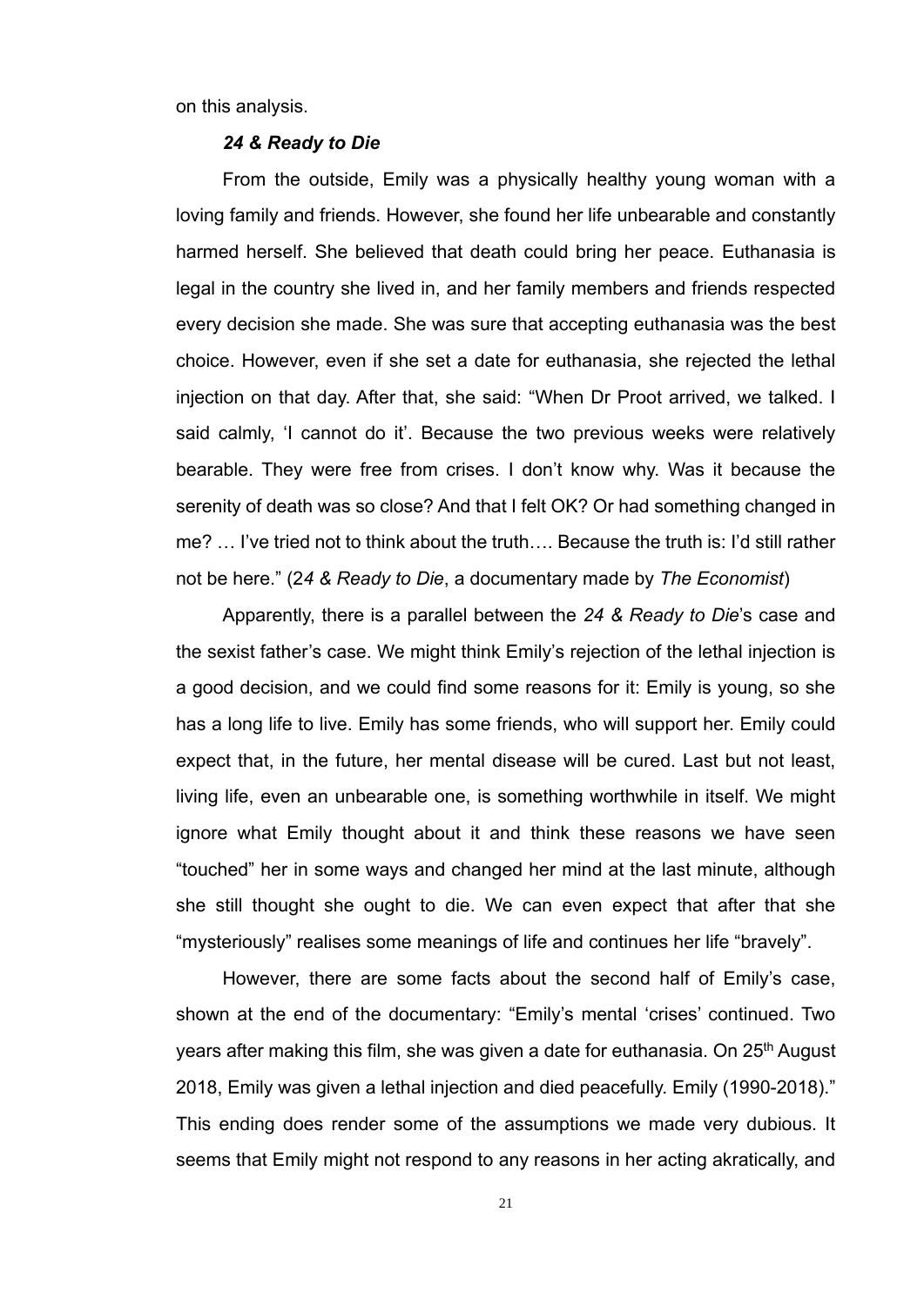on this analysis.

### *24 & Ready to Die*

From the outside, Emily was a physically healthy young woman with a loving family and friends. However, she found her life unbearable and constantly harmed herself. She believed that death could bring her peace. Euthanasia is legal in the country she lived in, and her family members and friends respected every decision she made. She was sure that accepting euthanasia was the best choice. However, even if she set a date for euthanasia, she rejected the lethal injection on that day. After that, she said: "When Dr Proot arrived, we talked. I said calmly, 'I cannot do it'. Because the two previous weeks were relatively bearable. They were free from crises. I don't know why. Was it because the serenity of death was so close? And that I felt OK? Or had something changed in me? … I've tried not to think about the truth…. Because the truth is: I'd still rather not be here." (2*4 & Ready to Die*, a documentary made by *The Economist*)

Apparently, there is a parallel between the *24 & Ready to Die*'s case and the sexist father's case. We might think Emily's rejection of the lethal injection is a good decision, and we could find some reasons for it: Emily is young, so she has a long life to live. Emily has some friends, who will support her. Emily could expect that, in the future, her mental disease will be cured. Last but not least, living life, even an unbearable one, is something worthwhile in itself. We might ignore what Emily thought about it and think these reasons we have seen "touched" her in some ways and changed her mind at the last minute, although she still thought she ought to die. We can even expect that after that she "mysteriously" realises some meanings of life and continues her life "bravely".

However, there are some facts about the second half of Emily's case, shown at the end of the documentary: "Emily's mental 'crises' continued. Two years after making this film, she was given a date for euthanasia. On 25th August 2018, Emily was given a lethal injection and died peacefully. Emily (1990-2018)." This ending does render some of the assumptions we made very dubious. It seems that Emily might not respond to any reasons in her acting akratically, and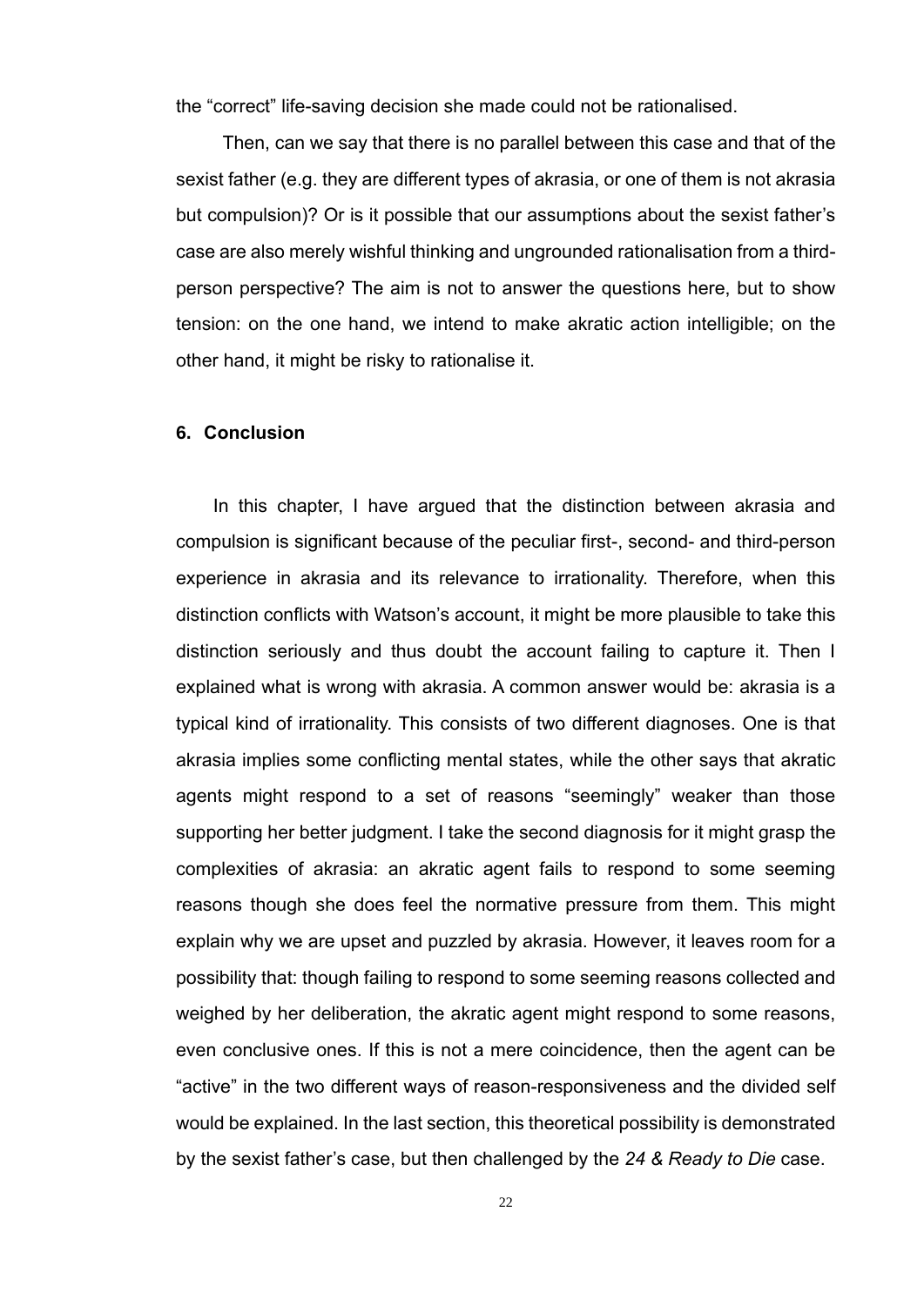the "correct" life-saving decision she made could not be rationalised.

Then, can we say that there is no parallel between this case and that of the sexist father (e.g. they are different types of akrasia, or one of them is not akrasia but compulsion)? Or is it possible that our assumptions about the sexist father's case are also merely wishful thinking and ungrounded rationalisation from a third-person perspective? The aim is not to answer the questions here, but to show tension: on the one hand, we intend to make akratic action intelligible; on the other hand, it might be risky to rationalise it.

## 6. Conclusion

In this chapter, I have argued that the distinction between akrasia and compulsion is significant because of the peculiar first-, second- and third-person experience in akrasia and its relevance to irrationality. Therefore, when this distinction conflicts with Watson's account, it might be more plausible to take this distinction seriously and thus doubt the account failing to capture it. Then I explained what is wrong with akrasia. A common answer would be: akrasia is a typical kind of irrationality. This consists of two different diagnoses. One is that akrasia implies some conflicting mental states, while the other says that akratic agents might respond to a set of reasons "seemingly" weaker than those supporting her better judgment. I take the second diagnosis for it might grasp the complexities of akrasia: an akratic agent fails to respond to some seeming reasons though she does feel the normative pressure from them. This might explain why we are upset and puzzled by akrasia. However, it leaves room for a possibility that: though failing to respond to some seeming reasons collected and weighed by her deliberation, the akratic agent might respond to some reasons, even conclusive ones. If this is not a mere coincidence, then the agent can be "active" in the two different ways of reason-responsiveness and the divided self would be explained. In the last section, this theoretical possibility is demonstrated by the sexist father's case, but then challenged by the *24 & Ready to Die* case.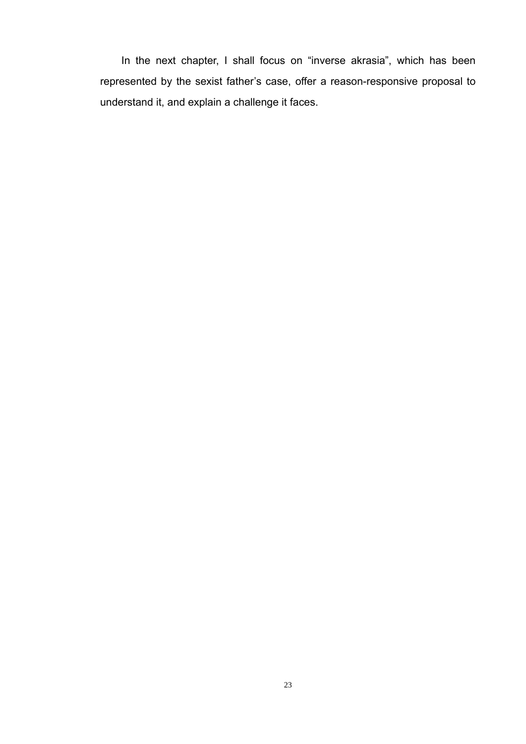In the next chapter, I shall focus on "inverse akrasia", which has been represented by the sexist father's case, offer a reason-responsive proposal to understand it, and explain a challenge it faces.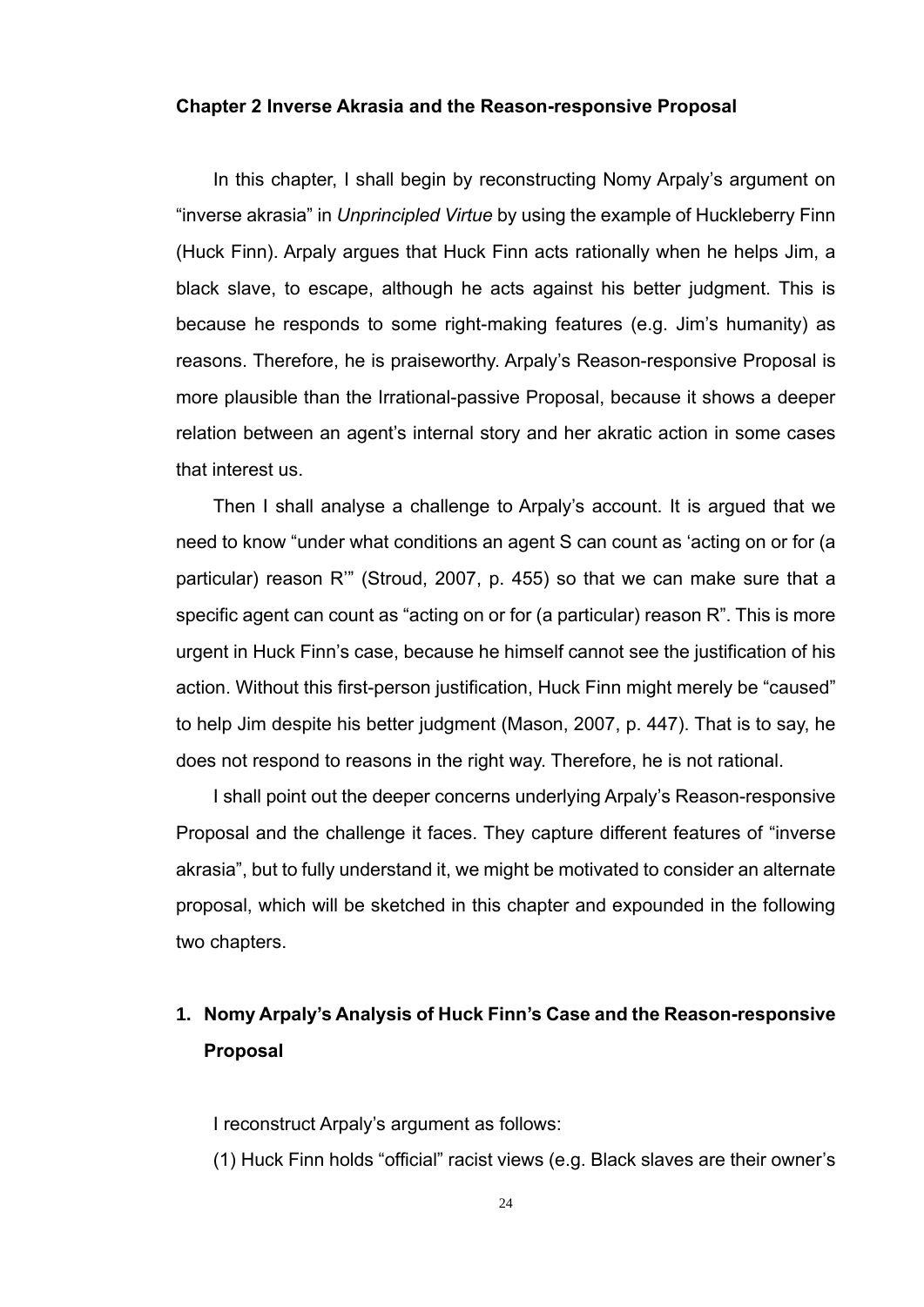## Chapter 2 Inverse Akrasia and the Reason-responsive Proposal

In this chapter, I shall begin by reconstructing Nomy Arpaly's argument on "inverse akrasia" in *Unprincipled Virtue* by using the example of Huckleberry Finn (Huck Finn). Arpaly argues that Huck Finn acts rationally when he helps Jim, a black slave, to escape, although he acts against his better judgment. This is because he responds to some right-making features (e.g. Jim's humanity) as reasons. Therefore, he is praiseworthy. Arpaly's Reason-responsive Proposal is more plausible than the Irrational-passive Proposal, because it shows a deeper relation between an agent's internal story and her akratic action in some cases that interest us.

Then I shall analyse a challenge to Arpaly's account. It is argued that we need to know "under what conditions an agent S can count as 'acting on or for (a particular) reason R'" (Stroud, 2007, p. 455) so that we can make sure that a specific agent can count as "acting on or for (a particular) reason R". This is more urgent in Huck Finn's case, because he himself cannot see the justification of his action. Without this first-person justification, Huck Finn might merely be "caused" to help Jim despite his better judgment (Mason, 2007, p. 447). That is to say, he does not respond to reasons in the right way. Therefore, he is not rational.

I shall point out the deeper concerns underlying Arpaly's Reason-responsive Proposal and the challenge it faces. They capture different features of "inverse akrasia", but to fully understand it, we might be motivated to consider an alternate proposal, which will be sketched in this chapter and expounded in the following two chapters.

### 1. Nomy Arpaly's Analysis of Huck Finn's Case and the Reason-responsive Proposal

I reconstruct Arpaly's argument as follows:

(1) Huck Finn holds "official" racist views (e.g. Black slaves are their owner's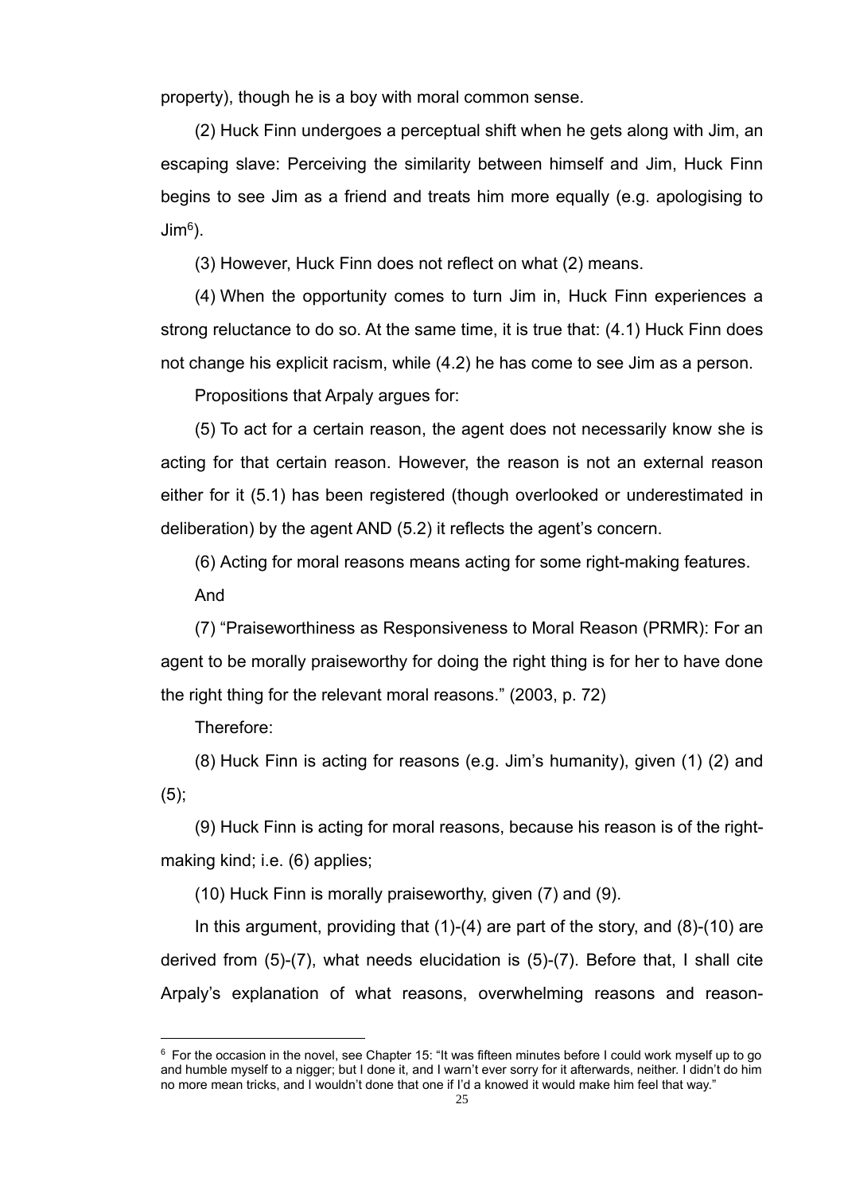property), though he is a boy with moral common sense.

(2) Huck Finn undergoes a perceptual shift when he gets along with Jim, an escaping slave: Perceiving the similarity between himself and Jim, Huck Finn begins to see Jim as a friend and treats him more equally (e.g. apologising to Jim[6]).

(3) However, Huck Finn does not reflect on what (2) means.

(4) When the opportunity comes to turn Jim in, Huck Finn experiences a strong reluctance to do so. At the same time, it is true that: (4.1) Huck Finn does not change his explicit racism, while (4.2) he has come to see Jim as a person.

Propositions that Arpaly argues for:

(5) To act for a certain reason, the agent does not necessarily know she is acting for that certain reason. However, the reason is not an external reason either for it (5.1) has been registered (though overlooked or underestimated in deliberation) by the agent AND (5.2) it reflects the agent's concern.

(6) Acting for moral reasons means acting for some right-making features.

And

(7) "Praiseworthiness as Responsiveness to Moral Reason (PRMR): For an agent to be morally praiseworthy for doing the right thing is for her to have done the right thing for the relevant moral reasons." (2003, p. 72)

Therefore:

(8) Huck Finn is acting for reasons (e.g. Jim's humanity), given (1) (2) and (5);

(9) Huck Finn is acting for moral reasons, because his reason is of the right-making kind; i.e. (6) applies;

(10) Huck Finn is morally praiseworthy, given (7) and (9).

In this argument, providing that (1)-(4) are part of the story, and (8)-(10) are derived from (5)-(7), what needs elucidation is (5)-(7). Before that, I shall cite Arpaly's explanation of what reasons, overwhelming reasons and reason-

---

[6] For the occasion in the novel, see Chapter 15: "It was fifteen minutes before I could work myself up to go and humble myself to a nigger; but I done it, and I warn't ever sorry for it afterwards, neither. I didn't do him no more mean tricks, and I wouldn't done that one if I'd a knowed it would make him feel that way."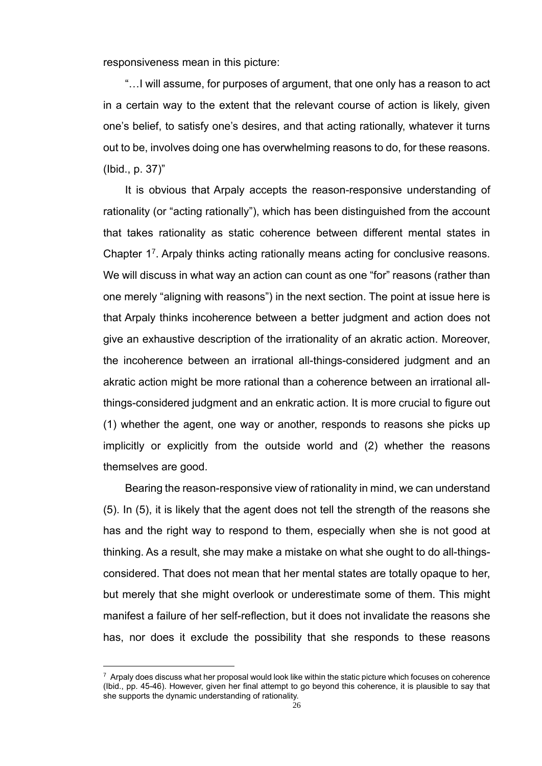responsiveness mean in this picture:

"…I will assume, for purposes of argument, that one only has a reason to act in a certain way to the extent that the relevant course of action is likely, given one's belief, to satisfy one's desires, and that acting rationally, whatever it turns out to be, involves doing one has overwhelming reasons to do, for these reasons. (Ibid., p. 37)"

It is obvious that Arpaly accepts the reason-responsive understanding of rationality (or "acting rationally"), which has been distinguished from the account that takes rationality as static coherence between different mental states in Chapter 1[7]. Arpaly thinks acting rationally means acting for conclusive reasons. We will discuss in what way an action can count as one "for" reasons (rather than one merely "aligning with reasons") in the next section. The point at issue here is that Arpaly thinks incoherence between a better judgment and action does not give an exhaustive description of the irrationality of an akratic action. Moreover, the incoherence between an irrational all-things-considered judgment and an akratic action might be more rational than a coherence between an irrational all-things-considered judgment and an enkratic action. It is more crucial to figure out (1) whether the agent, one way or another, responds to reasons she picks up implicitly or explicitly from the outside world and (2) whether the reasons themselves are good.

Bearing the reason-responsive view of rationality in mind, we can understand (5). In (5), it is likely that the agent does not tell the strength of the reasons she has and the right way to respond to them, especially when she is not good at thinking. As a result, she may make a mistake on what she ought to do all-things-considered. That does not mean that her mental states are totally opaque to her, but merely that she might overlook or underestimate some of them. This might manifest a failure of her self-reflection, but it does not invalidate the reasons she has, nor does it exclude the possibility that she responds to these reasons

[7] Arpaly does discuss what her proposal would look like within the static picture which focuses on coherence (Ibid., pp. 45-46). However, given her final attempt to go beyond this coherence, it is plausible to say that she supports the dynamic understanding of rationality.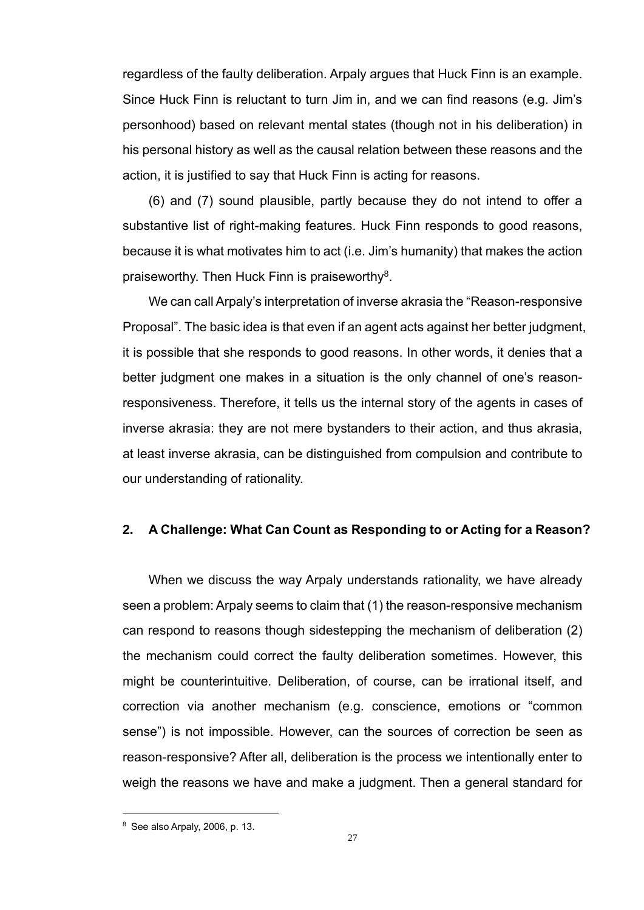regardless of the faulty deliberation. Arpaly argues that Huck Finn is an example. Since Huck Finn is reluctant to turn Jim in, and we can find reasons (e.g. Jim's personhood) based on relevant mental states (though not in his deliberation) in his personal history as well as the causal relation between these reasons and the action, it is justified to say that Huck Finn is acting for reasons.

(6) and (7) sound plausible, partly because they do not intend to offer a substantive list of right-making features. Huck Finn responds to good reasons, because it is what motivates him to act (i.e. Jim's humanity) that makes the action praiseworthy. Then Huck Finn is praiseworthy[8].

We can call Arpaly's interpretation of inverse akrasia the "Reason-responsive Proposal". The basic idea is that even if an agent acts against her better judgment, it is possible that she responds to good reasons. In other words, it denies that a better judgment one makes in a situation is the only channel of one's reason-responsiveness. Therefore, it tells us the internal story of the agents in cases of inverse akrasia: they are not mere bystanders to their action, and thus akrasia, at least inverse akrasia, can be distinguished from compulsion and contribute to our understanding of rationality.

## 2. A Challenge: What Can Count as Responding to or Acting for a Reason?

When we discuss the way Arpaly understands rationality, we have already seen a problem: Arpaly seems to claim that (1) the reason-responsive mechanism can respond to reasons though sidestepping the mechanism of deliberation (2) the mechanism could correct the faulty deliberation sometimes. However, this might be counterintuitive. Deliberation, of course, can be irrational itself, and correction via another mechanism (e.g. conscience, emotions or "common sense") is not impossible. However, can the sources of correction be seen as reason-responsive? After all, deliberation is the process we intentionally enter to weigh the reasons we have and make a judgment. Then a general standard for

[8] See also Arpaly, 2006, p. 13.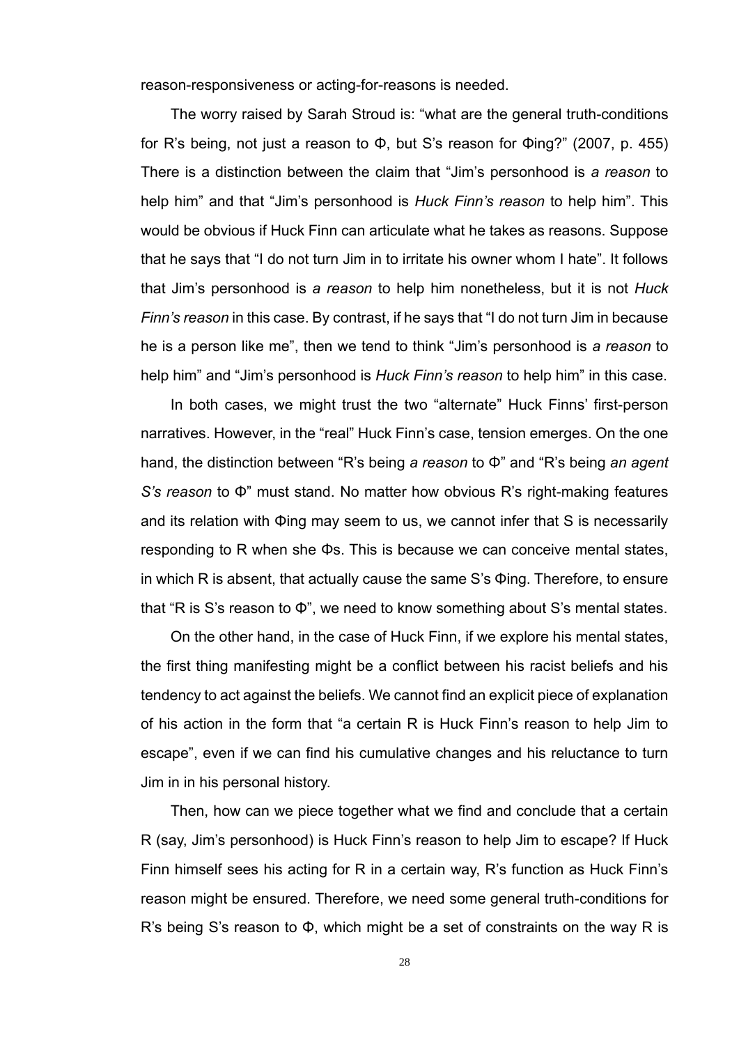reason-responsiveness or acting-for-reasons is needed.

The worry raised by Sarah Stroud is: "what are the general truth-conditions for R's being, not just a reason to Φ, but S's reason for Φing?" (2007, p. 455) There is a distinction between the claim that "Jim's personhood is *a reason* to help him" and that "Jim's personhood is *Huck Finn's reason* to help him". This would be obvious if Huck Finn can articulate what he takes as reasons. Suppose that he says that "I do not turn Jim in to irritate his owner whom I hate". It follows that Jim's personhood is *a reason* to help him nonetheless, but it is not *Huck Finn's reason* in this case. By contrast, if he says that "I do not turn Jim in because he is a person like me", then we tend to think "Jim's personhood is *a reason* to help him" and "Jim's personhood is *Huck Finn's reason* to help him" in this case.

In both cases, we might trust the two "alternate" Huck Finns' first-person narratives. However, in the "real" Huck Finn's case, tension emerges. On the one hand, the distinction between "R's being *a reason* to Φ" and "R's being *an agent S's reason* to Φ" must stand. No matter how obvious R's right-making features and its relation with Φing may seem to us, we cannot infer that S is necessarily responding to R when she Φs. This is because we can conceive mental states, in which R is absent, that actually cause the same S's Φing. Therefore, to ensure that "R is S's reason to Φ", we need to know something about S's mental states.

On the other hand, in the case of Huck Finn, if we explore his mental states, the first thing manifesting might be a conflict between his racist beliefs and his tendency to act against the beliefs. We cannot find an explicit piece of explanation of his action in the form that "a certain R is Huck Finn's reason to help Jim to escape", even if we can find his cumulative changes and his reluctance to turn Jim in in his personal history.

Then, how can we piece together what we find and conclude that a certain R (say, Jim's personhood) is Huck Finn's reason to help Jim to escape? If Huck Finn himself sees his acting for R in a certain way, R's function as Huck Finn's reason might be ensured. Therefore, we need some general truth-conditions for R's being S's reason to Φ, which might be a set of constraints on the way R is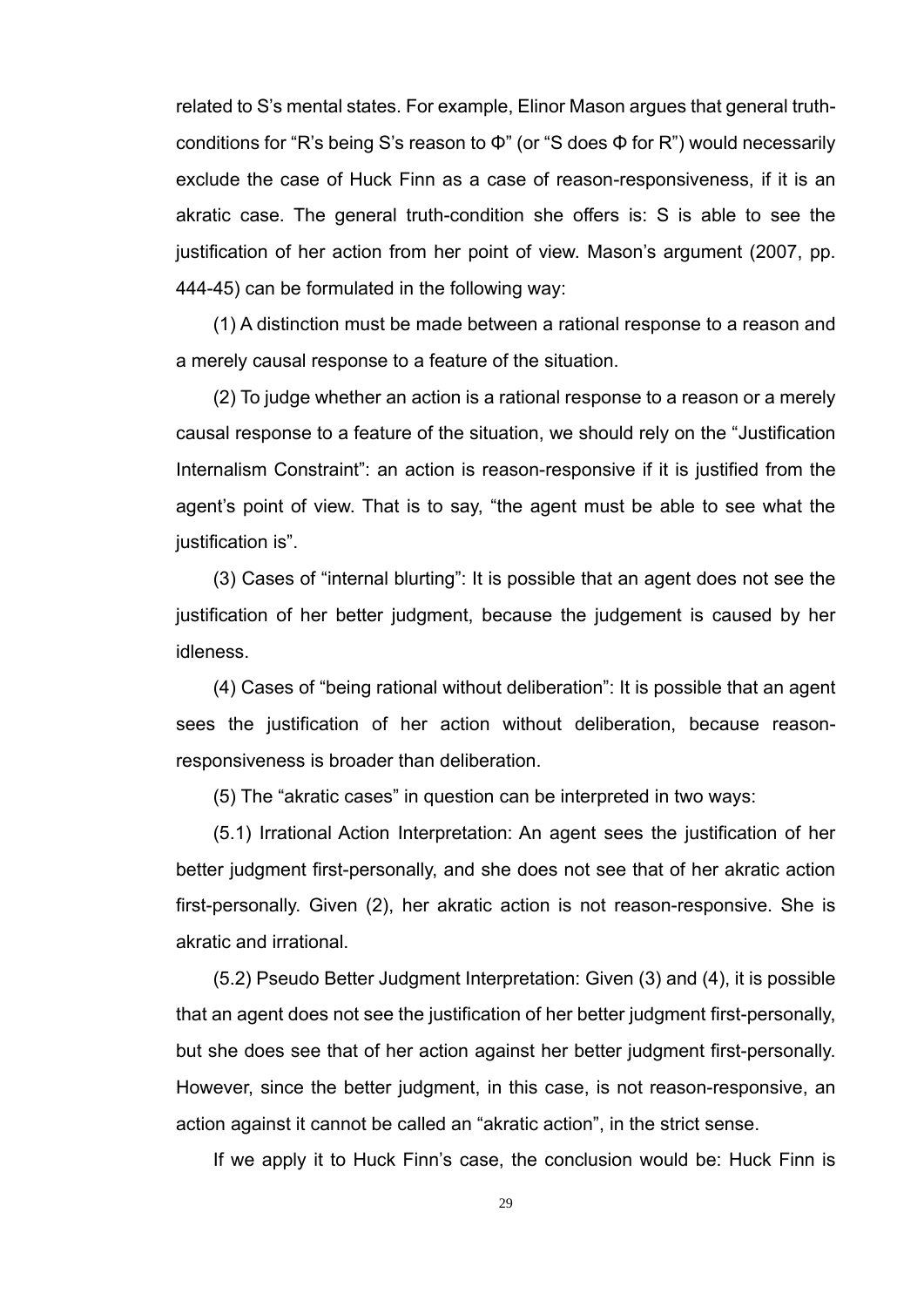related to S's mental states. For example, Elinor Mason argues that general truth-conditions for "R's being S's reason to Φ" (or "S does Φ for R") would necessarily exclude the case of Huck Finn as a case of reason-responsiveness, if it is an akratic case. The general truth-condition she offers is: S is able to see the justification of her action from her point of view. Mason's argument (2007, pp. 444-45) can be formulated in the following way:

(1) A distinction must be made between a rational response to a reason and a merely causal response to a feature of the situation.

(2) To judge whether an action is a rational response to a reason or a merely causal response to a feature of the situation, we should rely on the "Justification Internalism Constraint": an action is reason-responsive if it is justified from the agent's point of view. That is to say, "the agent must be able to see what the justification is".

(3) Cases of "internal blurting": It is possible that an agent does not see the justification of her better judgment, because the judgement is caused by her idleness.

(4) Cases of "being rational without deliberation": It is possible that an agent sees the justification of her action without deliberation, because reason-responsiveness is broader than deliberation.

(5) The "akratic cases" in question can be interpreted in two ways:

(5.1) Irrational Action Interpretation: An agent sees the justification of her better judgment first-personally, and she does not see that of her akratic action first-personally. Given (2), her akratic action is not reason-responsive. She is akratic and irrational.

(5.2) Pseudo Better Judgment Interpretation: Given (3) and (4), it is possible that an agent does not see the justification of her better judgment first-personally, but she does see that of her action against her better judgment first-personally. However, since the better judgment, in this case, is not reason-responsive, an action against it cannot be called an "akratic action", in the strict sense.

If we apply it to Huck Finn's case, the conclusion would be: Huck Finn is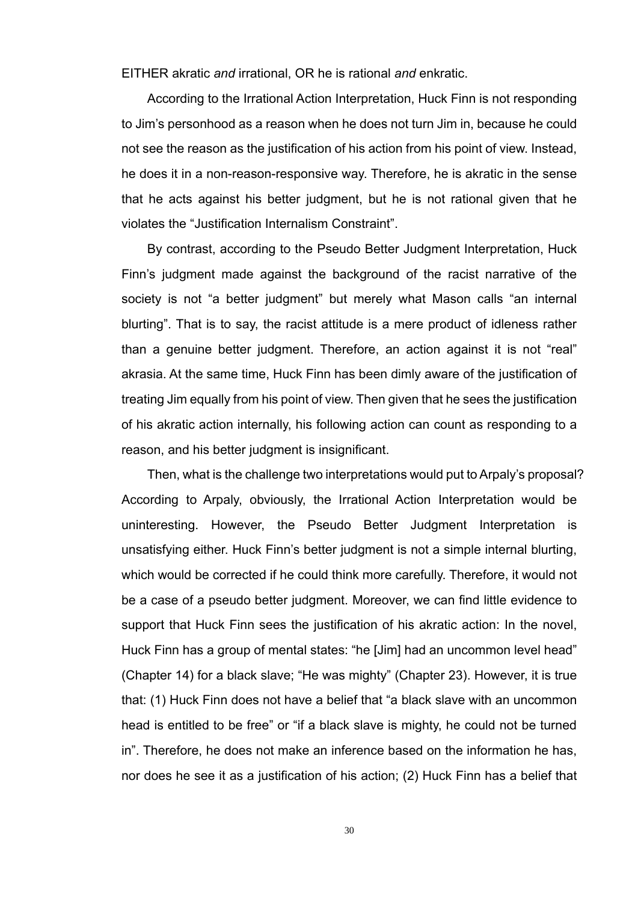EITHER akratic *and* irrational, OR he is rational *and* enkratic.

According to the Irrational Action Interpretation, Huck Finn is not responding to Jim's personhood as a reason when he does not turn Jim in, because he could not see the reason as the justification of his action from his point of view. Instead, he does it in a non-reason-responsive way. Therefore, he is akratic in the sense that he acts against his better judgment, but he is not rational given that he violates the "Justification Internalism Constraint".

By contrast, according to the Pseudo Better Judgment Interpretation, Huck Finn's judgment made against the background of the racist narrative of the society is not "a better judgment" but merely what Mason calls "an internal blurting". That is to say, the racist attitude is a mere product of idleness rather than a genuine better judgment. Therefore, an action against it is not "real" akrasia. At the same time, Huck Finn has been dimly aware of the justification of treating Jim equally from his point of view. Then given that he sees the justification of his akratic action internally, his following action can count as responding to a reason, and his better judgment is insignificant.

Then, what is the challenge two interpretations would put to Arpaly's proposal? According to Arpaly, obviously, the Irrational Action Interpretation would be uninteresting. However, the Pseudo Better Judgment Interpretation is unsatisfying either. Huck Finn's better judgment is not a simple internal blurting, which would be corrected if he could think more carefully. Therefore, it would not be a case of a pseudo better judgment. Moreover, we can find little evidence to support that Huck Finn sees the justification of his akratic action: In the novel, Huck Finn has a group of mental states: "he [Jim] had an uncommon level head" (Chapter 14) for a black slave; "He was mighty" (Chapter 23). However, it is true that: (1) Huck Finn does not have a belief that "a black slave with an uncommon head is entitled to be free" or "if a black slave is mighty, he could not be turned in". Therefore, he does not make an inference based on the information he has, nor does he see it as a justification of his action; (2) Huck Finn has a belief that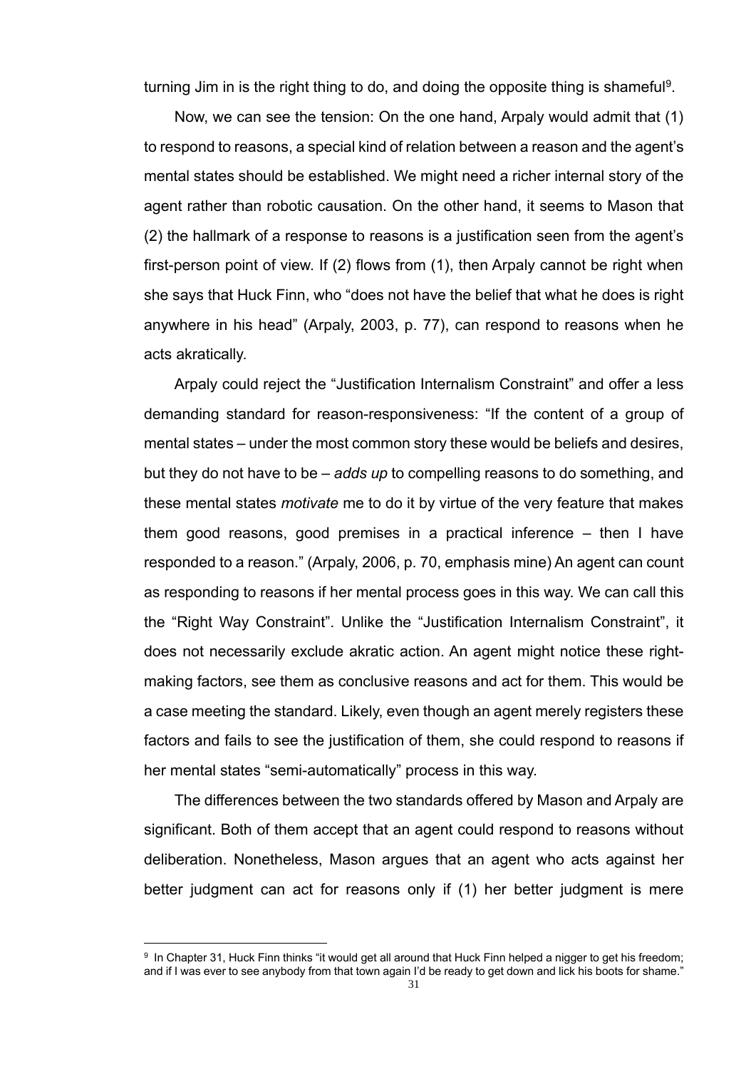turning Jim in is the right thing to do, and doing the opposite thing is shameful[9].

Now, we can see the tension: On the one hand, Arpaly would admit that (1) to respond to reasons, a special kind of relation between a reason and the agent's mental states should be established. We might need a richer internal story of the agent rather than robotic causation. On the other hand, it seems to Mason that (2) the hallmark of a response to reasons is a justification seen from the agent's first-person point of view. If (2) flows from (1), then Arpaly cannot be right when she says that Huck Finn, who "does not have the belief that what he does is right anywhere in his head" (Arpaly, 2003, p. 77), can respond to reasons when he acts akratically.

Arpaly could reject the "Justification Internalism Constraint" and offer a less demanding standard for reason-responsiveness: "If the content of a group of mental states – under the most common story these would be beliefs and desires, but they do not have to be – *adds up* to compelling reasons to do something, and these mental states *motivate* me to do it by virtue of the very feature that makes them good reasons, good premises in a practical inference – then I have responded to a reason." (Arpaly, 2006, p. 70, emphasis mine) An agent can count as responding to reasons if her mental process goes in this way. We can call this the "Right Way Constraint". Unlike the "Justification Internalism Constraint", it does not necessarily exclude akratic action. An agent might notice these right-making factors, see them as conclusive reasons and act for them. This would be a case meeting the standard. Likely, even though an agent merely registers these factors and fails to see the justification of them, she could respond to reasons if her mental states "semi-automatically" process in this way.

The differences between the two standards offered by Mason and Arpaly are significant. Both of them accept that an agent could respond to reasons without deliberation. Nonetheless, Mason argues that an agent who acts against her better judgment can act for reasons only if (1) her better judgment is mere

[9] In Chapter 31, Huck Finn thinks "it would get all around that Huck Finn helped a nigger to get his freedom; and if I was ever to see anybody from that town again I'd be ready to get down and lick his boots for shame."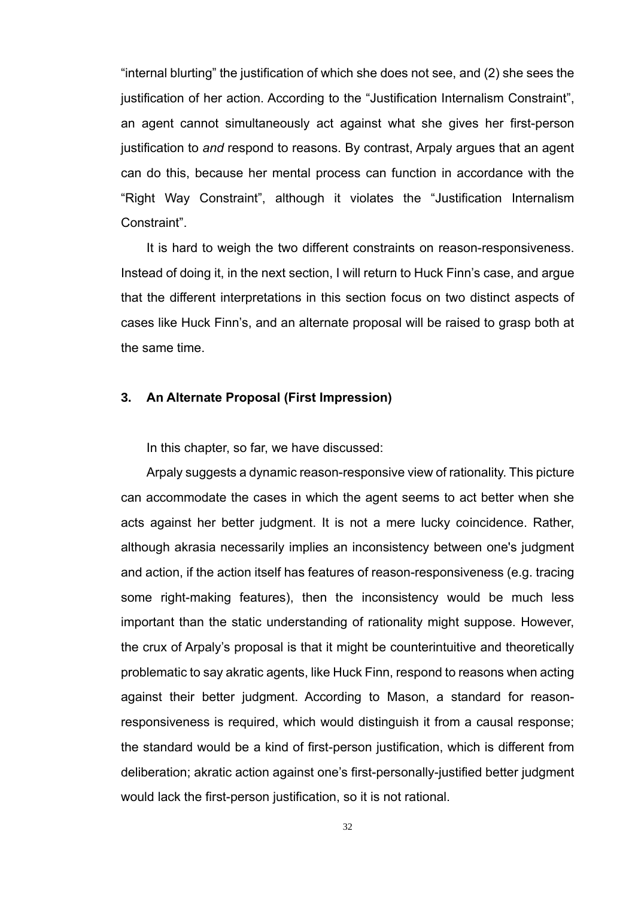"internal blurting" the justification of which she does not see, and (2) she sees the justification of her action. According to the "Justification Internalism Constraint", an agent cannot simultaneously act against what she gives her first-person justification to *and* respond to reasons. By contrast, Arpaly argues that an agent can do this, because her mental process can function in accordance with the "Right Way Constraint", although it violates the "Justification Internalism Constraint".

It is hard to weigh the two different constraints on reason-responsiveness. Instead of doing it, in the next section, I will return to Huck Finn's case, and argue that the different interpretations in this section focus on two distinct aspects of cases like Huck Finn's, and an alternate proposal will be raised to grasp both at the same time.

## 3. An Alternate Proposal (First Impression)

In this chapter, so far, we have discussed:

Arpaly suggests a dynamic reason-responsive view of rationality. This picture can accommodate the cases in which the agent seems to act better when she acts against her better judgment. It is not a mere lucky coincidence. Rather, although akrasia necessarily implies an inconsistency between one's judgment and action, if the action itself has features of reason-responsiveness (e.g. tracing some right-making features), then the inconsistency would be much less important than the static understanding of rationality might suppose. However, the crux of Arpaly's proposal is that it might be counterintuitive and theoretically problematic to say akratic agents, like Huck Finn, respond to reasons when acting against their better judgment. According to Mason, a standard for reason-responsiveness is required, which would distinguish it from a causal response; the standard would be a kind of first-person justification, which is different from deliberation; akratic action against one's first-personally-justified better judgment would lack the first-person justification, so it is not rational.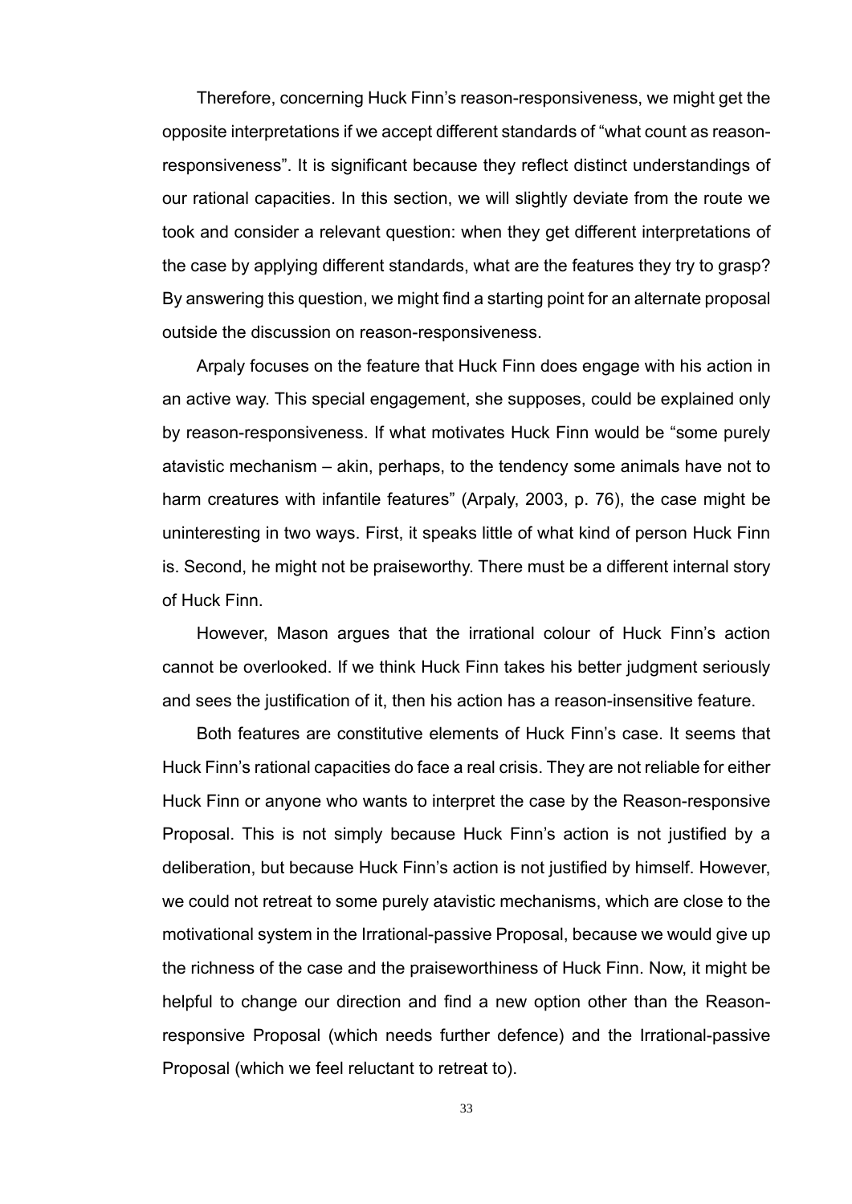Therefore, concerning Huck Finn's reason-responsiveness, we might get the opposite interpretations if we accept different standards of "what count as reason-responsiveness". It is significant because they reflect distinct understandings of our rational capacities. In this section, we will slightly deviate from the route we took and consider a relevant question: when they get different interpretations of the case by applying different standards, what are the features they try to grasp? By answering this question, we might find a starting point for an alternate proposal outside the discussion on reason-responsiveness.

Arpaly focuses on the feature that Huck Finn does engage with his action in an active way. This special engagement, she supposes, could be explained only by reason-responsiveness. If what motivates Huck Finn would be "some purely atavistic mechanism – akin, perhaps, to the tendency some animals have not to harm creatures with infantile features" (Arpaly, 2003, p. 76), the case might be uninteresting in two ways. First, it speaks little of what kind of person Huck Finn is. Second, he might not be praiseworthy. There must be a different internal story of Huck Finn.

However, Mason argues that the irrational colour of Huck Finn's action cannot be overlooked. If we think Huck Finn takes his better judgment seriously and sees the justification of it, then his action has a reason-insensitive feature.

Both features are constitutive elements of Huck Finn's case. It seems that Huck Finn's rational capacities do face a real crisis. They are not reliable for either Huck Finn or anyone who wants to interpret the case by the Reason-responsive Proposal. This is not simply because Huck Finn's action is not justified by a deliberation, but because Huck Finn's action is not justified by himself. However, we could not retreat to some purely atavistic mechanisms, which are close to the motivational system in the Irrational-passive Proposal, because we would give up the richness of the case and the praiseworthiness of Huck Finn. Now, it might be helpful to change our direction and find a new option other than the Reason-responsive Proposal (which needs further defence) and the Irrational-passive Proposal (which we feel reluctant to retreat to).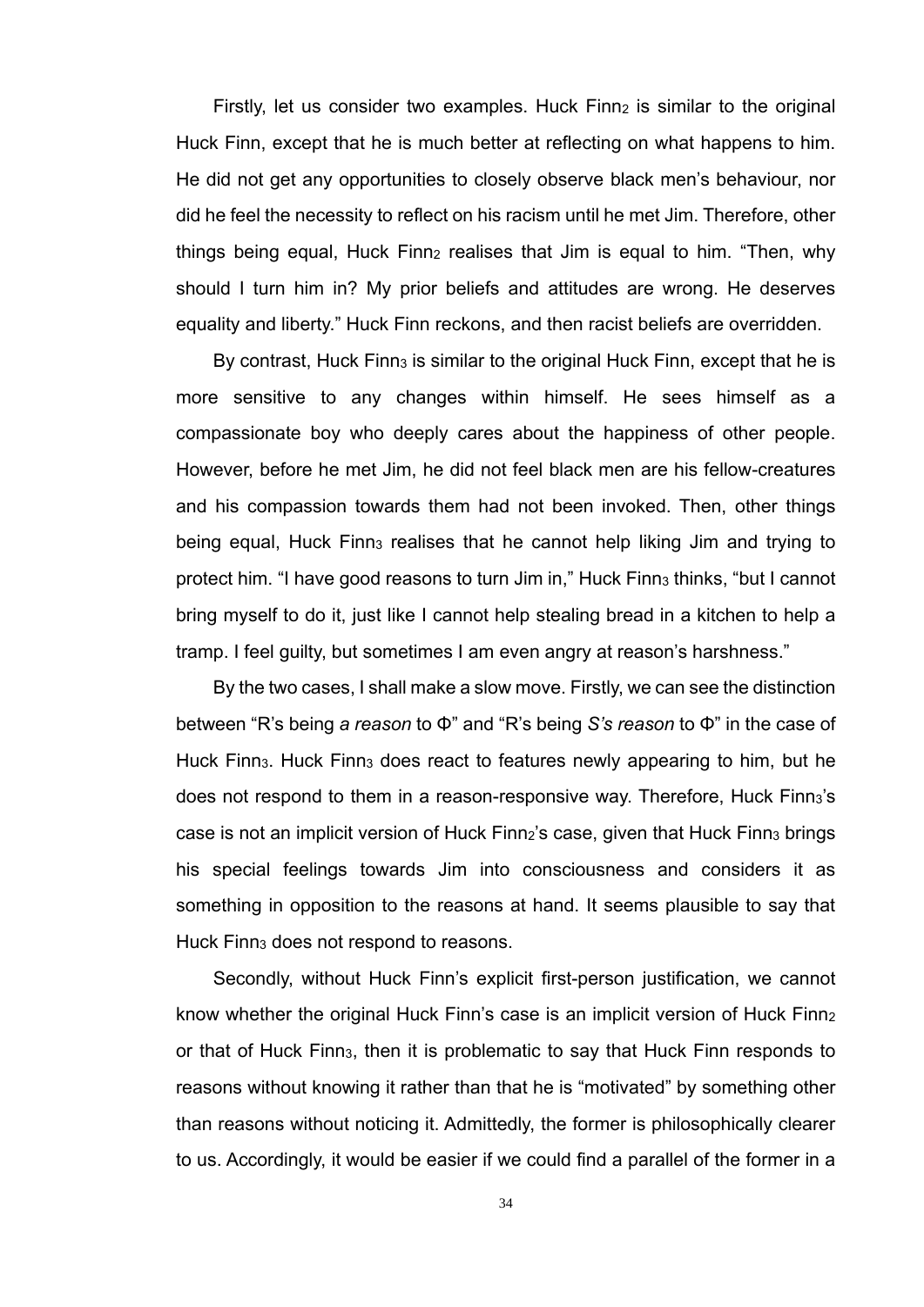Firstly, let us consider two examples. Huck $\text{Finn}_2$ is similar to the original Huck Finn, except that he is much better at reflecting on what happens to him. He did not get any opportunities to closely observe black men's behaviour, nor did he feel the necessity to reflect on his racism until he met Jim. Therefore, other things being equal, Huck $\text{Finn}_2$ realises that Jim is equal to him. "Then, why should I turn him in? My prior beliefs and attitudes are wrong. He deserves equality and liberty." Huck Finn reckons, and then racist beliefs are overridden.

By contrast, Huck $\text{Finn}_3$ is similar to the original Huck Finn, except that he is more sensitive to any changes within himself. He sees himself as a compassionate boy who deeply cares about the happiness of other people. However, before he met Jim, he did not feel black men are his fellow-creatures and his compassion towards them had not been invoked. Then, other things being equal, Huck $\text{Finn}_3$ realises that he cannot help liking Jim and trying to protect him. "I have good reasons to turn Jim in," Huck $\text{Finn}_3$ thinks, "but I cannot bring myself to do it, just like I cannot help stealing bread in a kitchen to help a tramp. I feel guilty, but sometimes I am even angry at reason's harshness."

By the two cases, I shall make a slow move. Firstly, we can see the distinction between "R's being *a reason* to Φ" and "R's being *S's reason* to Φ" in the case of Huck $\text{Finn}_3$. Huck $\text{Finn}_3$ does react to features newly appearing to him, but he does not respond to them in a reason-responsive way. Therefore, Huck $\text{Finn}_3$'s case is not an implicit version of Huck $\text{Finn}_2$'s case, given that Huck $\text{Finn}_3$ brings his special feelings towards Jim into consciousness and considers it as something in opposition to the reasons at hand. It seems plausible to say that Huck $\text{Finn}_3$ does not respond to reasons.

Secondly, without Huck Finn's explicit first-person justification, we cannot know whether the original Huck Finn's case is an implicit version of Huck $\text{Finn}_2$ or that of Huck $\text{Finn}_3$, then it is problematic to say that Huck Finn responds to reasons without knowing it rather than that he is "motivated" by something other than reasons without noticing it. Admittedly, the former is philosophically clearer to us. Accordingly, it would be easier if we could find a parallel of the former in a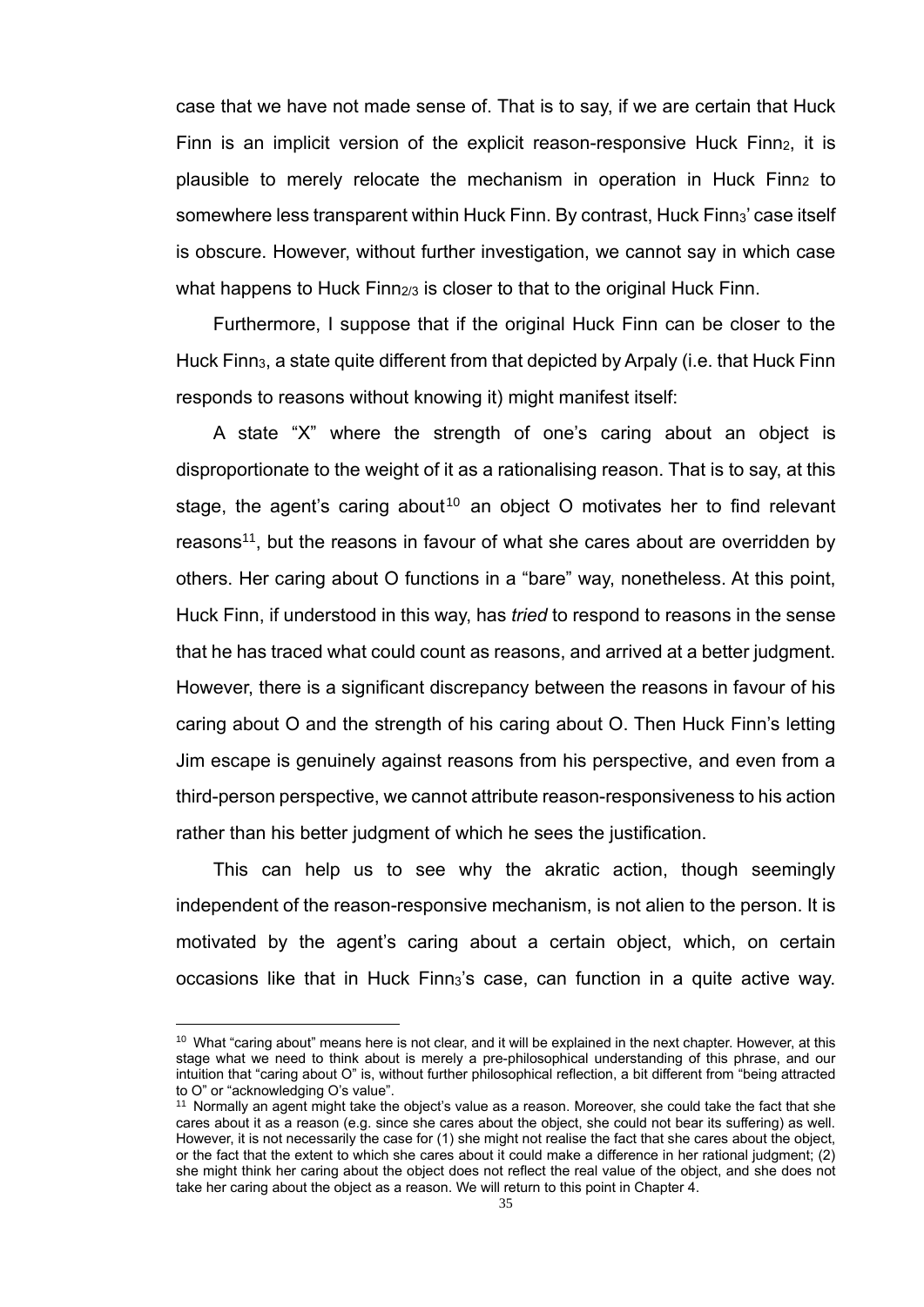case that we have not made sense of. That is to say, if we are certain that Huck Finn is an implicit version of the explicit reason-responsive Huck $Finn_2$, it is plausible to merely relocate the mechanism in operation in Huck $Finn_2$ to somewhere less transparent within Huck Finn. By contrast, Huck $Finn_3$' case itself is obscure. However, without further investigation, we cannot say in which case what happens to Huck $Finn_{2/3}$ is closer to that to the original Huck Finn.

Furthermore, I suppose that if the original Huck Finn can be closer to the Huck $Finn_3$, a state quite different from that depicted by Arpaly (i.e. that Huck Finn responds to reasons without knowing it) might manifest itself:

A state "X" where the strength of one's caring about an object is disproportionate to the weight of it as a rationalising reason. That is to say, at this stage, the agent's caring about[10] an object O motivates her to find relevant reasons[11], but the reasons in favour of what she cares about are overridden by others. Her caring about O functions in a "bare" way, nonetheless. At this point, Huck Finn, if understood in this way, has *tried* to respond to reasons in the sense that he has traced what could count as reasons, and arrived at a better judgment. However, there is a significant discrepancy between the reasons in favour of his caring about O and the strength of his caring about O. Then Huck Finn's letting Jim escape is genuinely against reasons from his perspective, and even from a third-person perspective, we cannot attribute reason-responsiveness to his action rather than his better judgment of which he sees the justification.

This can help us to see why the akratic action, though seemingly independent of the reason-responsive mechanism, is not alien to the person. It is motivated by the agent's caring about a certain object, which, on certain occasions like that in Huck $Finn_3$'s case, can function in a quite active way.

---

[10] What "caring about" means here is not clear, and it will be explained in the next chapter. However, at this stage what we need to think about is merely a pre-philosophical understanding of this phrase, and our intuition that "caring about O" is, without further philosophical reflection, a bit different from "being attracted to O" or "acknowledging O's value".

[11] Normally an agent might take the object's value as a reason. Moreover, she could take the fact that she cares about it as a reason (e.g. since she cares about the object, she could not bear its suffering) as well. However, it is not necessarily the case for (1) she might not realise the fact that she cares about the object, or the fact that the extent to which she cares about it could make a difference in her rational judgment; (2) she might think her caring about the object does not reflect the real value of the object, and she does not take her caring about the object as a reason. We will return to this point in Chapter 4.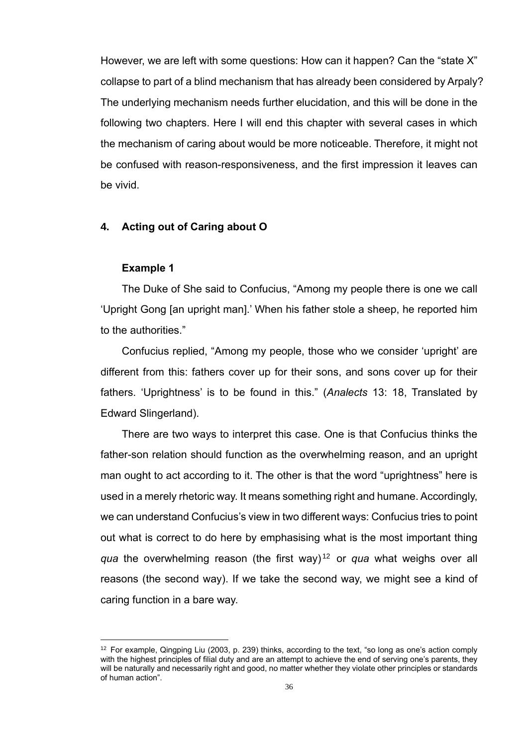However, we are left with some questions: How can it happen? Can the "state X" collapse to part of a blind mechanism that has already been considered by Arpaly? The underlying mechanism needs further elucidation, and this will be done in the following two chapters. Here I will end this chapter with several cases in which the mechanism of caring about would be more noticeable. Therefore, it might not be confused with reason-responsiveness, and the first impression it leaves can be vivid.

## 4. Acting out of Caring about O

### Example 1

The Duke of She said to Confucius, "Among my people there is one we call 'Upright Gong [an upright man].' When his father stole a sheep, he reported him to the authorities."

Confucius replied, "Among my people, those who we consider 'upright' are different from this: fathers cover up for their sons, and sons cover up for their fathers. 'Uprightness' is to be found in this." (*Analects* 13: 18, Translated by Edward Slingerland).

There are two ways to interpret this case. One is that Confucius thinks the father-son relation should function as the overwhelming reason, and an upright man ought to act according to it. The other is that the word "uprightness" here is used in a merely rhetoric way. It means something right and humane. Accordingly, we can understand Confucius's view in two different ways: Confucius tries to point out what is correct to do here by emphasising what is the most important thing *qua* the overwhelming reason (the first way)[12] or *qua* what weighs over all reasons (the second way). If we take the second way, we might see a kind of caring function in a bare way.

---

[12] For example, Qingping Liu (2003, p. 239) thinks, according to the text, "so long as one's action comply with the highest principles of filial duty and are an attempt to achieve the end of serving one's parents, they will be naturally and necessarily right and good, no matter whether they violate other principles or standards of human action".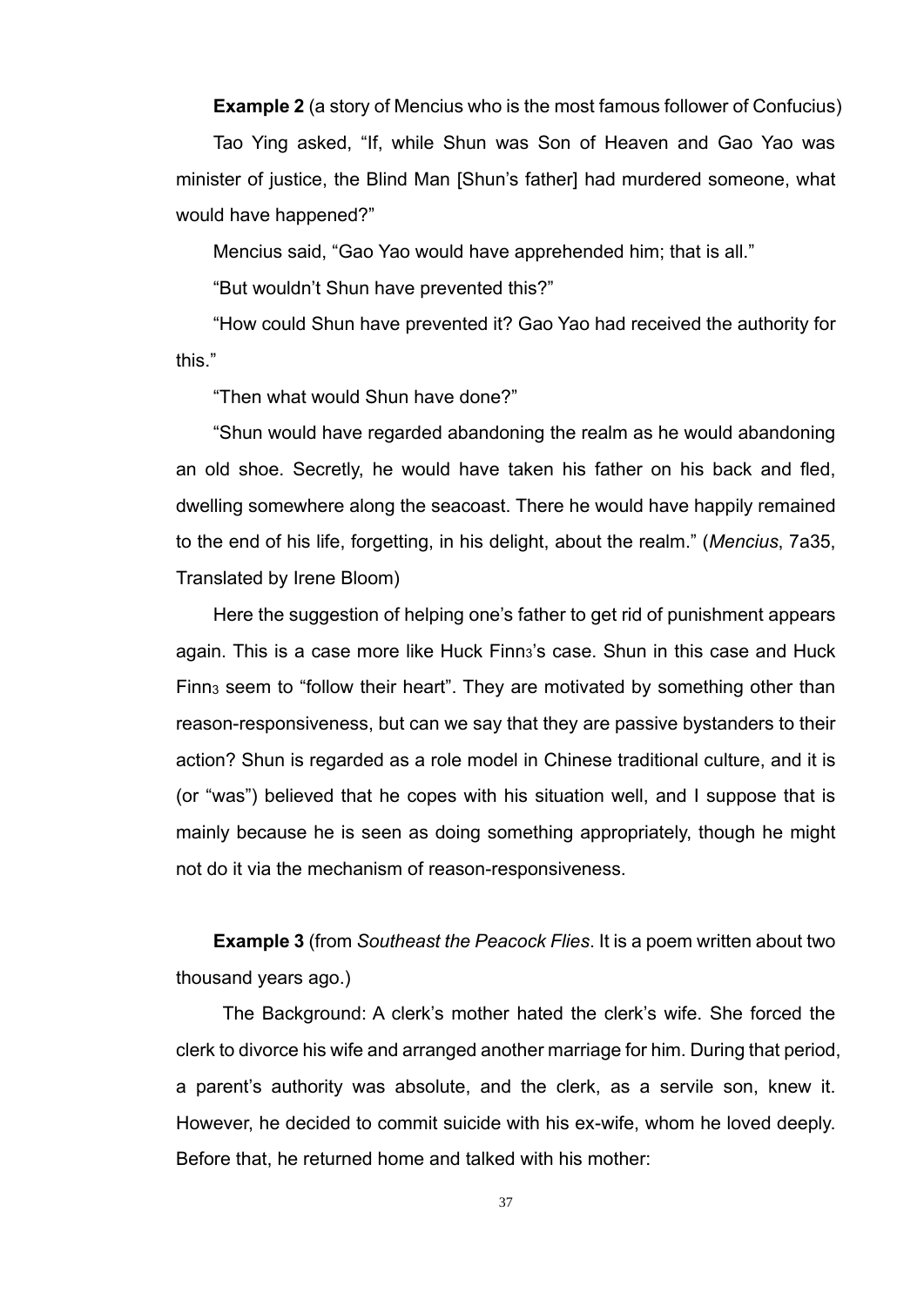**Example 2** (a story of Mencius who is the most famous follower of Confucius)

Tao Ying asked, "If, while Shun was Son of Heaven and Gao Yao was minister of justice, the Blind Man [Shun's father] had murdered someone, what would have happened?"

Mencius said, "Gao Yao would have apprehended him; that is all."

"But wouldn't Shun have prevented this?"

"How could Shun have prevented it? Gao Yao had received the authority for this."

"Then what would Shun have done?"

"Shun would have regarded abandoning the realm as he would abandoning an old shoe. Secretly, he would have taken his father on his back and fled, dwelling somewhere along the seacoast. There he would have happily remained to the end of his life, forgetting, in his delight, about the realm." (*Mencius*, 7a35, Translated by Irene Bloom)

Here the suggestion of helping one's father to get rid of punishment appears again. This is a case more like Huck $Finn_3$'s case. Shun in this case and Huck $Finn_3$ seem to "follow their heart". They are motivated by something other than reason-responsiveness, but can we say that they are passive bystanders to their action? Shun is regarded as a role model in Chinese traditional culture, and it is (or "was") believed that he copes with his situation well, and I suppose that is mainly because he is seen as doing something appropriately, though he might not do it via the mechanism of reason-responsiveness.

**Example 3** (from *Southeast the Peacock Flies*. It is a poem written about two thousand years ago.)

The Background: A clerk's mother hated the clerk's wife. She forced the clerk to divorce his wife and arranged another marriage for him. During that period, a parent's authority was absolute, and the clerk, as a servile son, knew it. However, he decided to commit suicide with his ex-wife, whom he loved deeply. Before that, he returned home and talked with his mother: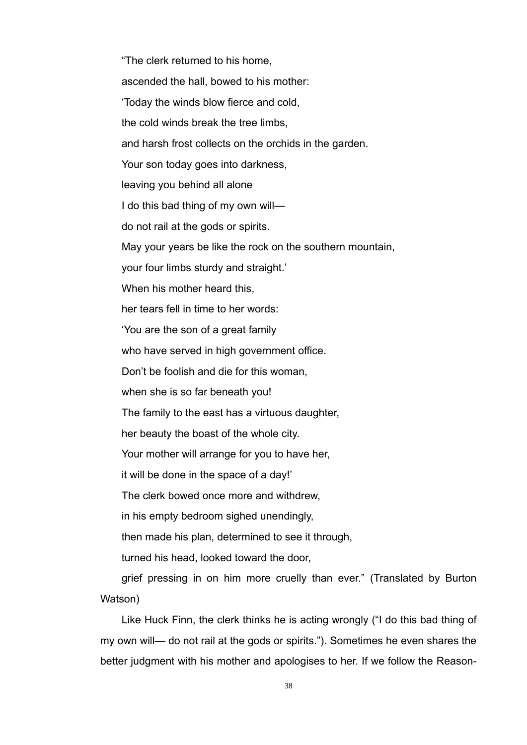"The clerk returned to his home,

ascended the hall, bowed to his mother:

'Today the winds blow fierce and cold,

the cold winds break the tree limbs,

and harsh frost collects on the orchids in the garden.

Your son today goes into darkness,

leaving you behind all alone

I do this bad thing of my own will—

do not rail at the gods or spirits.

May your years be like the rock on the southern mountain,

your four limbs sturdy and straight.'

When his mother heard this,

her tears fell in time to her words:

'You are the son of a great family

who have served in high government office.

Don't be foolish and die for this woman,

when she is so far beneath you!

The family to the east has a virtuous daughter,

her beauty the boast of the whole city.

Your mother will arrange for you to have her,

it will be done in the space of a day!'

The clerk bowed once more and withdrew,

in his empty bedroom sighed unendingly,

then made his plan, determined to see it through,

turned his head, looked toward the door,

grief pressing in on him more cruelly than ever." (Translated by Burton Watson)

Like Huck Finn, the clerk thinks he is acting wrongly ("I do this bad thing of my own will— do not rail at the gods or spirits."). Sometimes he even shares the better judgment with his mother and apologises to her. If we follow the Reason-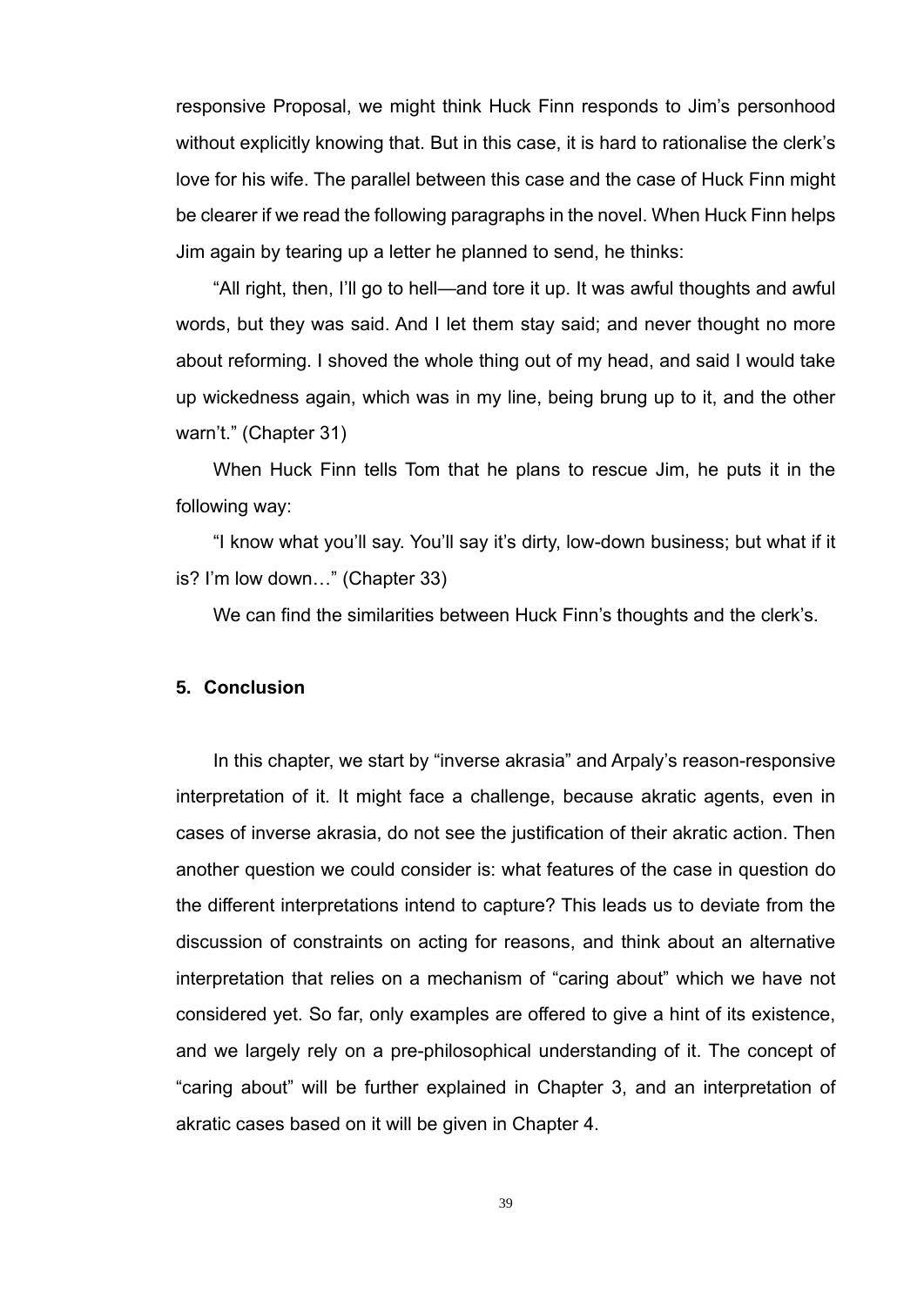responsive Proposal, we might think Huck Finn responds to Jim's personhood without explicitly knowing that. But in this case, it is hard to rationalise the clerk's love for his wife. The parallel between this case and the case of Huck Finn might be clearer if we read the following paragraphs in the novel. When Huck Finn helps Jim again by tearing up a letter he planned to send, he thinks:

"All right, then, I'll go to hell—and tore it up. It was awful thoughts and awful words, but they was said. And I let them stay said; and never thought no more about reforming. I shoved the whole thing out of my head, and said I would take up wickedness again, which was in my line, being brung up to it, and the other warn't." (Chapter 31)

When Huck Finn tells Tom that he plans to rescue Jim, he puts it in the following way:

"I know what you'll say. You'll say it's dirty, low-down business; but what if it is? I'm low down…" (Chapter 33)

We can find the similarities between Huck Finn's thoughts and the clerk's.

## 5. Conclusion

In this chapter, we start by "inverse akrasia" and Arpaly's reason-responsive interpretation of it. It might face a challenge, because akratic agents, even in cases of inverse akrasia, do not see the justification of their akratic action. Then another question we could consider is: what features of the case in question do the different interpretations intend to capture? This leads us to deviate from the discussion of constraints on acting for reasons, and think about an alternative interpretation that relies on a mechanism of "caring about" which we have not considered yet. So far, only examples are offered to give a hint of its existence, and we largely rely on a pre-philosophical understanding of it. The concept of "caring about" will be further explained in Chapter 3, and an interpretation of akratic cases based on it will be given in Chapter 4.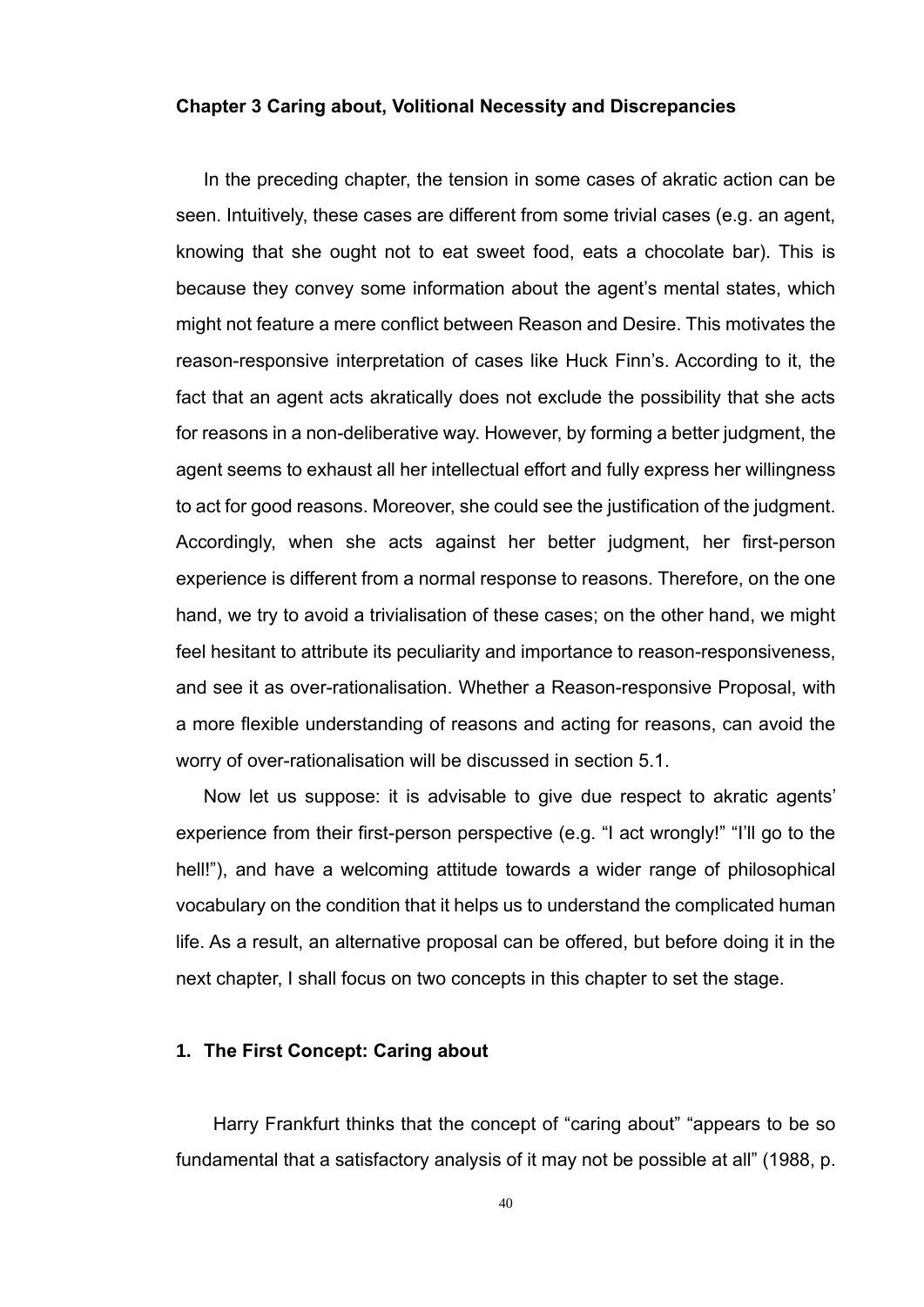## Chapter 3 Caring about, Volitional Necessity and Discrepancies

In the preceding chapter, the tension in some cases of akratic action can be seen. Intuitively, these cases are different from some trivial cases (e.g. an agent, knowing that she ought not to eat sweet food, eats a chocolate bar). This is because they convey some information about the agent's mental states, which might not feature a mere conflict between Reason and Desire. This motivates the reason-responsive interpretation of cases like Huck Finn's. According to it, the fact that an agent acts akratically does not exclude the possibility that she acts for reasons in a non-deliberative way. However, by forming a better judgment, the agent seems to exhaust all her intellectual effort and fully express her willingness to act for good reasons. Moreover, she could see the justification of the judgment. Accordingly, when she acts against her better judgment, her first-person experience is different from a normal response to reasons. Therefore, on the one hand, we try to avoid a trivialisation of these cases; on the other hand, we might feel hesitant to attribute its peculiarity and importance to reason-responsiveness, and see it as over-rationalisation. Whether a Reason-responsive Proposal, with a more flexible understanding of reasons and acting for reasons, can avoid the worry of over-rationalisation will be discussed in section 5.1.

Now let us suppose: it is advisable to give due respect to akratic agents' experience from their first-person perspective (e.g. "I act wrongly!" "I'll go to the hell!"), and have a welcoming attitude towards a wider range of philosophical vocabulary on the condition that it helps us to understand the complicated human life. As a result, an alternative proposal can be offered, but before doing it in the next chapter, I shall focus on two concepts in this chapter to set the stage.

### 1. The First Concept: Caring about

Harry Frankfurt thinks that the concept of "caring about" "appears to be so fundamental that a satisfactory analysis of it may not be possible at all" (1988, p.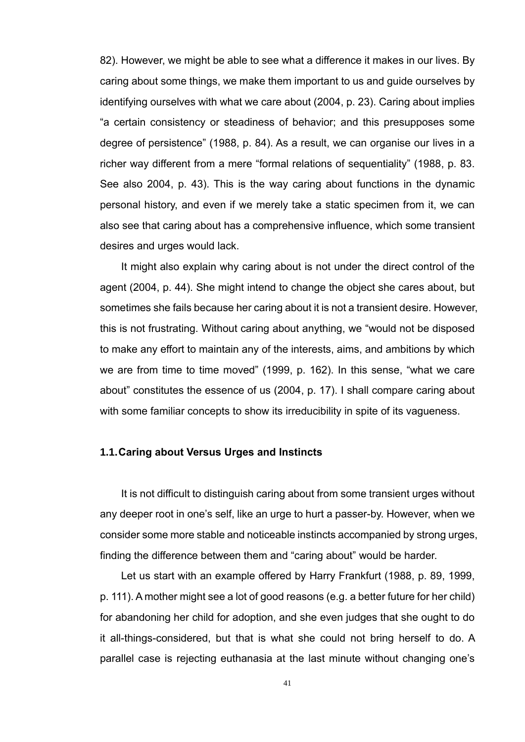82). However, we might be able to see what a difference it makes in our lives. By caring about some things, we make them important to us and guide ourselves by identifying ourselves with what we care about (2004, p. 23). Caring about implies "a certain consistency or steadiness of behavior; and this presupposes some degree of persistence" (1988, p. 84). As a result, we can organise our lives in a richer way different from a mere "formal relations of sequentiality" (1988, p. 83. See also 2004, p. 43). This is the way caring about functions in the dynamic personal history, and even if we merely take a static specimen from it, we can also see that caring about has a comprehensive influence, which some transient desires and urges would lack.

It might also explain why caring about is not under the direct control of the agent (2004, p. 44). She might intend to change the object she cares about, but sometimes she fails because her caring about it is not a transient desire. However, this is not frustrating. Without caring about anything, we "would not be disposed to make any effort to maintain any of the interests, aims, and ambitions by which we are from time to time moved" (1999, p. 162). In this sense, "what we care about" constitutes the essence of us (2004, p. 17). I shall compare caring about with some familiar concepts to show its irreducibility in spite of its vagueness.

### 1.1. Caring about Versus Urges and Instincts

It is not difficult to distinguish caring about from some transient urges without any deeper root in one's self, like an urge to hurt a passer-by. However, when we consider some more stable and noticeable instincts accompanied by strong urges, finding the difference between them and "caring about" would be harder.

Let us start with an example offered by Harry Frankfurt (1988, p. 89, 1999, p. 111). A mother might see a lot of good reasons (e.g. a better future for her child) for abandoning her child for adoption, and she even judges that she ought to do it all-things-considered, but that is what she could not bring herself to do. A parallel case is rejecting euthanasia at the last minute without changing one's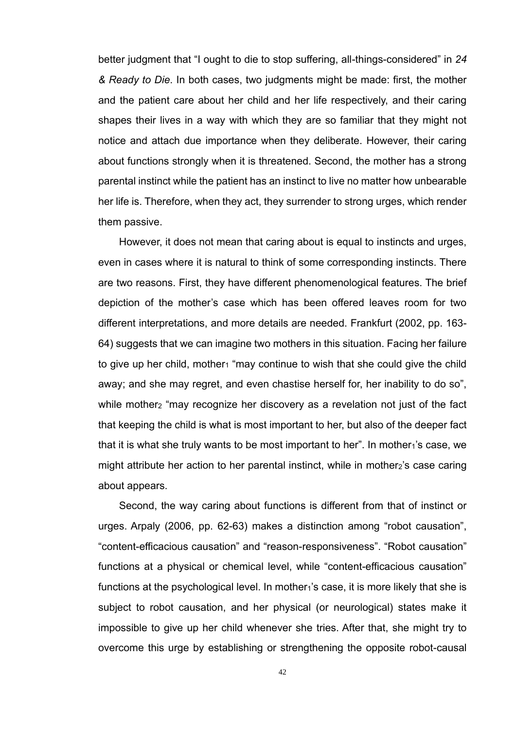better judgment that "I ought to die to stop suffering, all-things-considered" in *24 & Ready to Die*. In both cases, two judgments might be made: first, the mother and the patient care about her child and her life respectively, and their caring shapes their lives in a way with which they are so familiar that they might not notice and attach due importance when they deliberate. However, their caring about functions strongly when it is threatened. Second, the mother has a strong parental instinct while the patient has an instinct to live no matter how unbearable her life is. Therefore, when they act, they surrender to strong urges, which render them passive.

However, it does not mean that caring about is equal to instincts and urges, even in cases where it is natural to think of some corresponding instincts. There are two reasons. First, they have different phenomenological features. The brief depiction of the mother's case which has been offered leaves room for two different interpretations, and more details are needed. Frankfurt (2002, pp. 163-64) suggests that we can imagine two mothers in this situation. Facing her failure to give up her child, $mother_1$ "may continue to wish that she could give the child away; and she may regret, and even chastise herself for, her inability to do so", while $mother_2$ "may recognize her discovery as a revelation not just of the fact that keeping the child is what is most important to her, but also of the deeper fact that it is what she truly wants to be most important to her". In $mother_1$'s case, we might attribute her action to her parental instinct, while in $mother_2$'s case caring about appears.

Second, the way caring about functions is different from that of instinct or urges. Arpaly (2006, pp. 62-63) makes a distinction among "robot causation", "content-efficacious causation" and "reason-responsiveness". "Robot causation" functions at a physical or chemical level, while "content-efficacious causation" functions at the psychological level. In $mother_1$'s case, it is more likely that she is subject to robot causation, and her physical (or neurological) states make it impossible to give up her child whenever she tries. After that, she might try to overcome this urge by establishing or strengthening the opposite robot-causal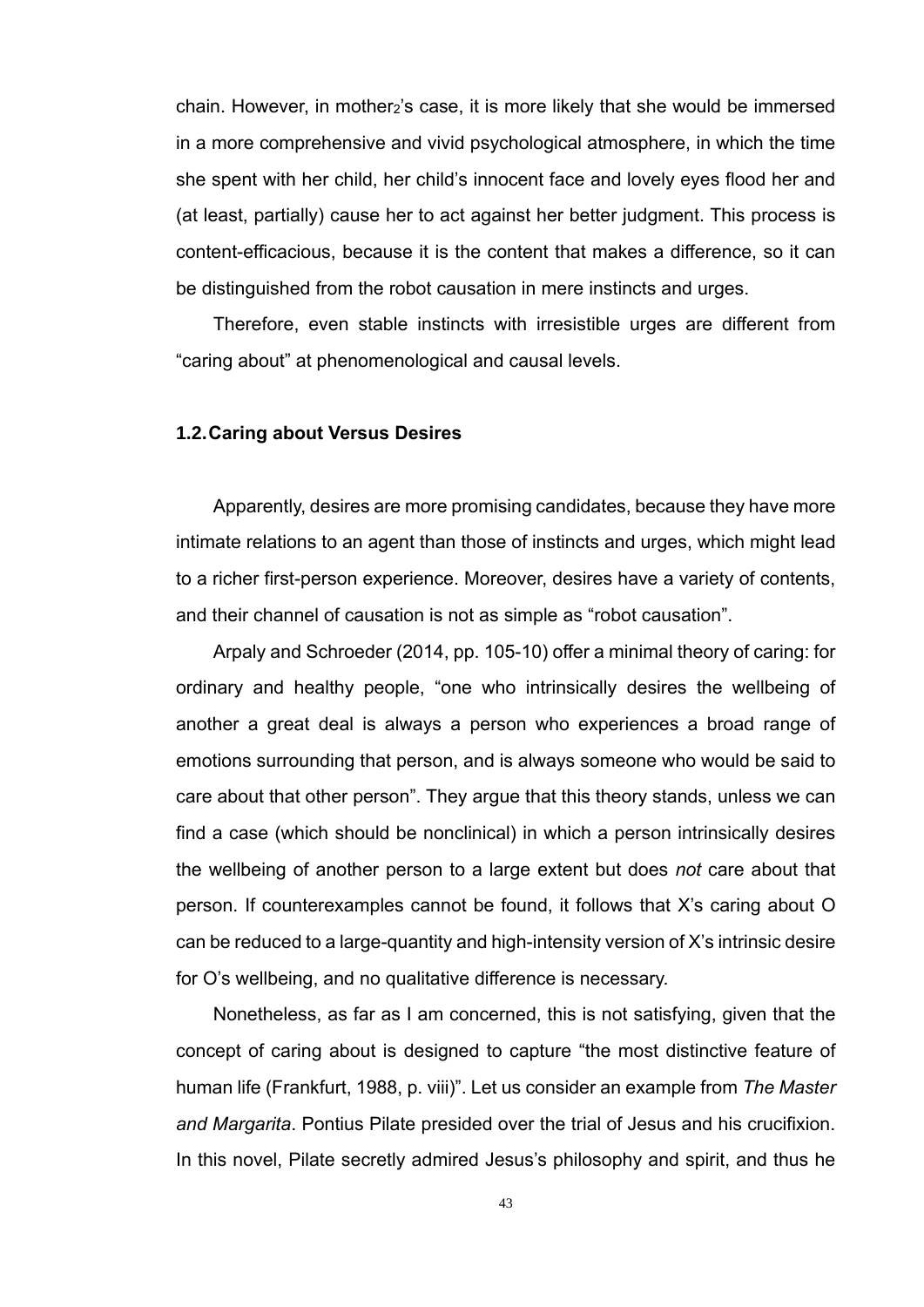chain. However, in mother$_2$'s case, it is more likely that she would be immersed in a more comprehensive and vivid psychological atmosphere, in which the time she spent with her child, her child's innocent face and lovely eyes flood her and (at least, partially) cause her to act against her better judgment. This process is content-efficacious, because it is the content that makes a difference, so it can be distinguished from the robot causation in mere instincts and urges.

Therefore, even stable instincts with irresistible urges are different from "caring about" at phenomenological and causal levels.

### 1.2. Caring about Versus Desires

Apparently, desires are more promising candidates, because they have more intimate relations to an agent than those of instincts and urges, which might lead to a richer first-person experience. Moreover, desires have a variety of contents, and their channel of causation is not as simple as "robot causation".

Arpaly and Schroeder (2014, pp. 105-10) offer a minimal theory of caring: for ordinary and healthy people, "one who intrinsically desires the wellbeing of another a great deal is always a person who experiences a broad range of emotions surrounding that person, and is always someone who would be said to care about that other person". They argue that this theory stands, unless we can find a case (which should be nonclinical) in which a person intrinsically desires the wellbeing of another person to a large extent but does *not* care about that person. If counterexamples cannot be found, it follows that X's caring about O can be reduced to a large-quantity and high-intensity version of X's intrinsic desire for O's wellbeing, and no qualitative difference is necessary.

Nonetheless, as far as I am concerned, this is not satisfying, given that the concept of caring about is designed to capture "the most distinctive feature of human life (Frankfurt, 1988, p. viii)". Let us consider an example from *The Master and Margarita*. Pontius Pilate presided over the trial of Jesus and his crucifixion. In this novel, Pilate secretly admired Jesus's philosophy and spirit, and thus he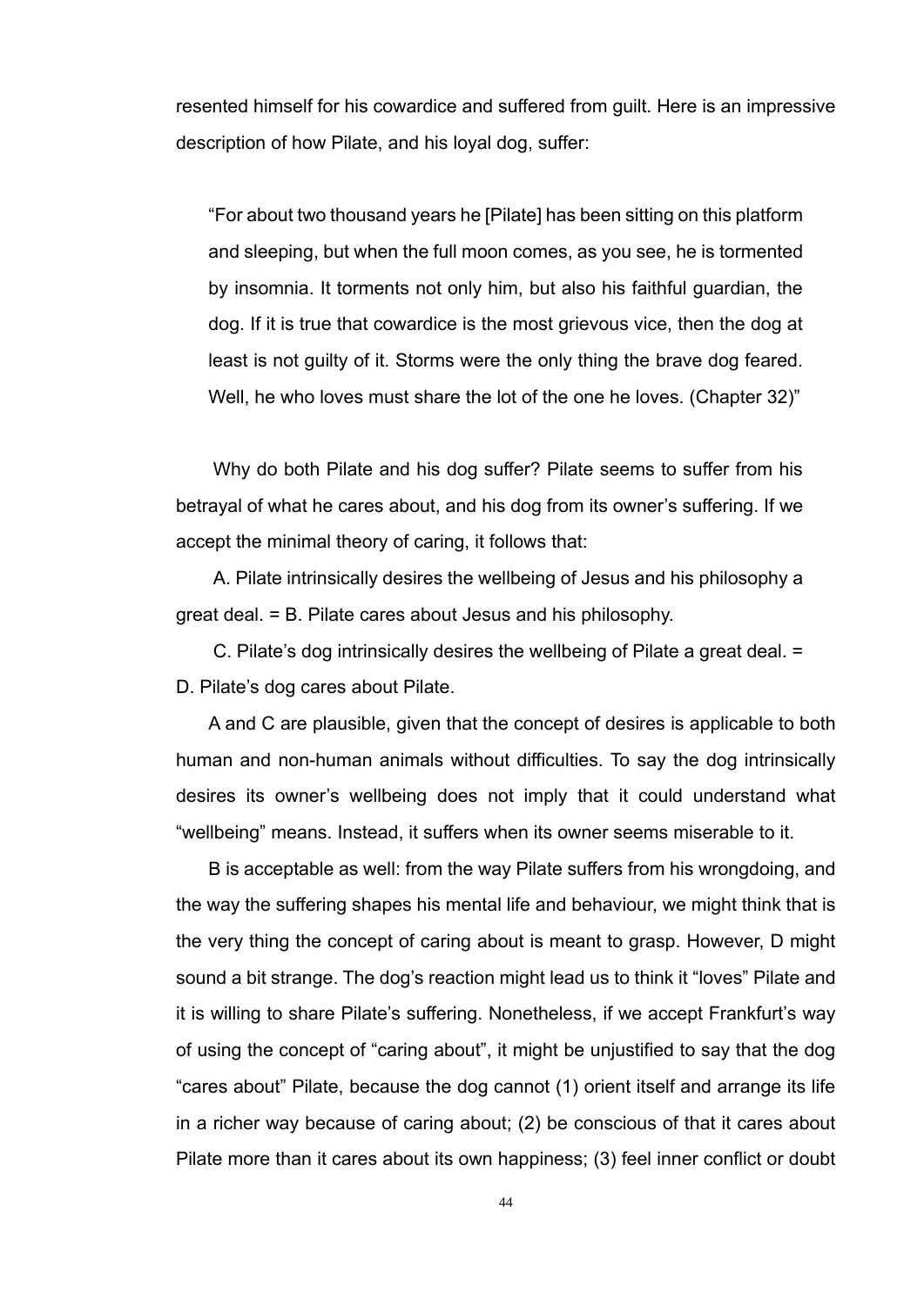resented himself for his cowardice and suffered from guilt. Here is an impressive description of how Pilate, and his loyal dog, suffer:

> "For about two thousand years he [Pilate] has been sitting on this platform and sleeping, but when the full moon comes, as you see, he is tormented by insomnia. It torments not only him, but also his faithful guardian, the dog. If it is true that cowardice is the most grievous vice, then the dog at least is not guilty of it. Storms were the only thing the brave dog feared. Well, he who loves must share the lot of the one he loves. (Chapter 32)"

Why do both Pilate and his dog suffer? Pilate seems to suffer from his betrayal of what he cares about, and his dog from its owner's suffering. If we accept the minimal theory of caring, it follows that:

A. Pilate intrinsically desires the wellbeing of Jesus and his philosophy a great deal. = B. Pilate cares about Jesus and his philosophy.

C. Pilate's dog intrinsically desires the wellbeing of Pilate a great deal. = D. Pilate's dog cares about Pilate.

A and C are plausible, given that the concept of desires is applicable to both human and non-human animals without difficulties. To say the dog intrinsically desires its owner's wellbeing does not imply that it could understand what "wellbeing" means. Instead, it suffers when its owner seems miserable to it.

B is acceptable as well: from the way Pilate suffers from his wrongdoing, and the way the suffering shapes his mental life and behaviour, we might think that is the very thing the concept of caring about is meant to grasp. However, D might sound a bit strange. The dog's reaction might lead us to think it "loves" Pilate and it is willing to share Pilate's suffering. Nonetheless, if we accept Frankfurt's way of using the concept of "caring about", it might be unjustified to say that the dog "cares about" Pilate, because the dog cannot (1) orient itself and arrange its life in a richer way because of caring about; (2) be conscious of that it cares about Pilate more than it cares about its own happiness; (3) feel inner conflict or doubt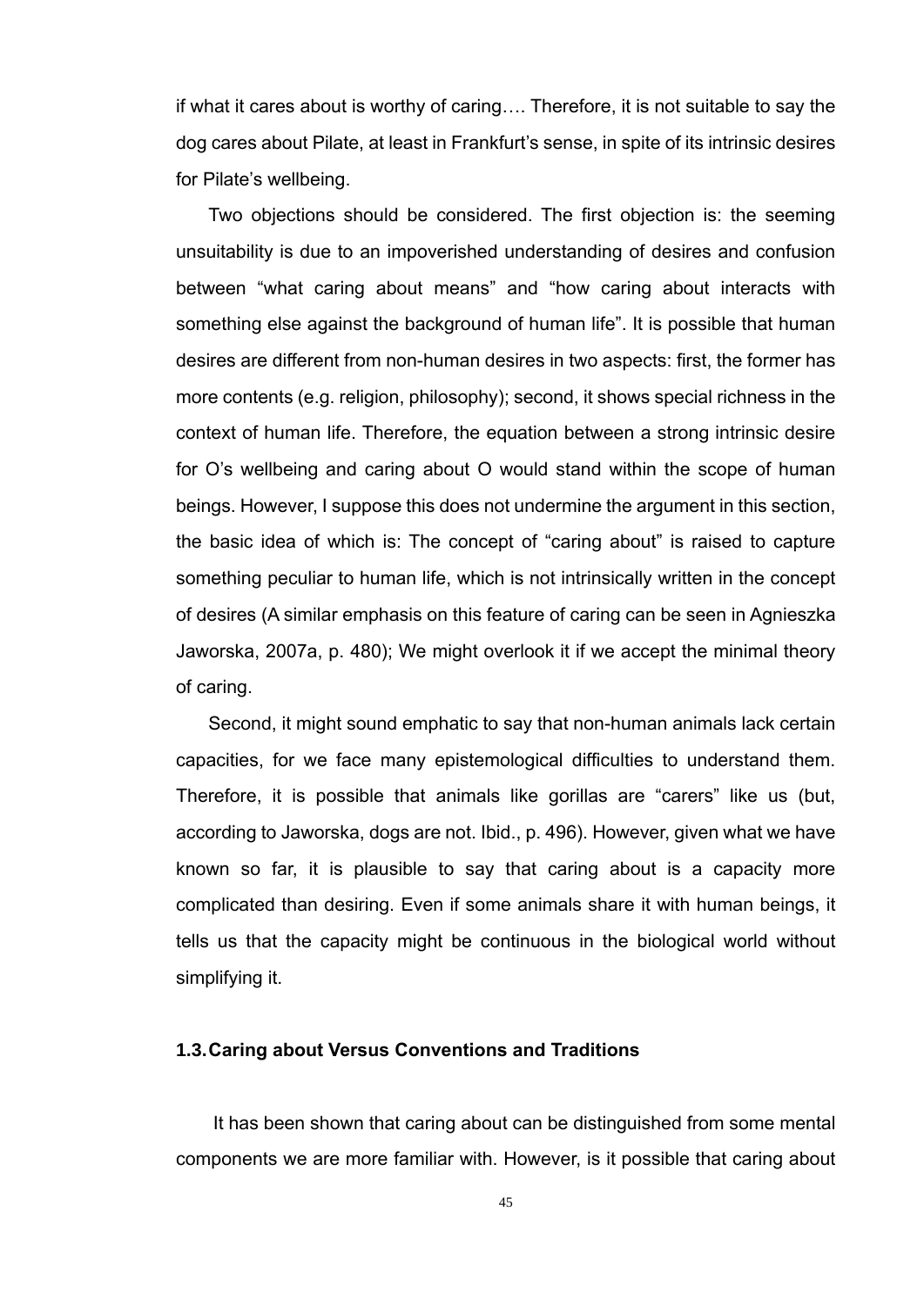if what it cares about is worthy of caring…. Therefore, it is not suitable to say the dog cares about Pilate, at least in Frankfurt's sense, in spite of its intrinsic desires for Pilate's wellbeing.

Two objections should be considered. The first objection is: the seeming unsuitability is due to an impoverished understanding of desires and confusion between "what caring about means" and "how caring about interacts with something else against the background of human life". It is possible that human desires are different from non-human desires in two aspects: first, the former has more contents (e.g. religion, philosophy); second, it shows special richness in the context of human life. Therefore, the equation between a strong intrinsic desire for O's wellbeing and caring about O would stand within the scope of human beings. However, I suppose this does not undermine the argument in this section, the basic idea of which is: The concept of "caring about" is raised to capture something peculiar to human life, which is not intrinsically written in the concept of desires (A similar emphasis on this feature of caring can be seen in Agnieszka Jaworska, 2007a, p. 480); We might overlook it if we accept the minimal theory of caring.

Second, it might sound emphatic to say that non-human animals lack certain capacities, for we face many epistemological difficulties to understand them. Therefore, it is possible that animals like gorillas are "carers" like us (but, according to Jaworska, dogs are not. Ibid., p. 496). However, given what we have known so far, it is plausible to say that caring about is a capacity more complicated than desiring. Even if some animals share it with human beings, it tells us that the capacity might be continuous in the biological world without simplifying it.

### 1.3. Caring about Versus Conventions and Traditions

It has been shown that caring about can be distinguished from some mental components we are more familiar with. However, is it possible that caring about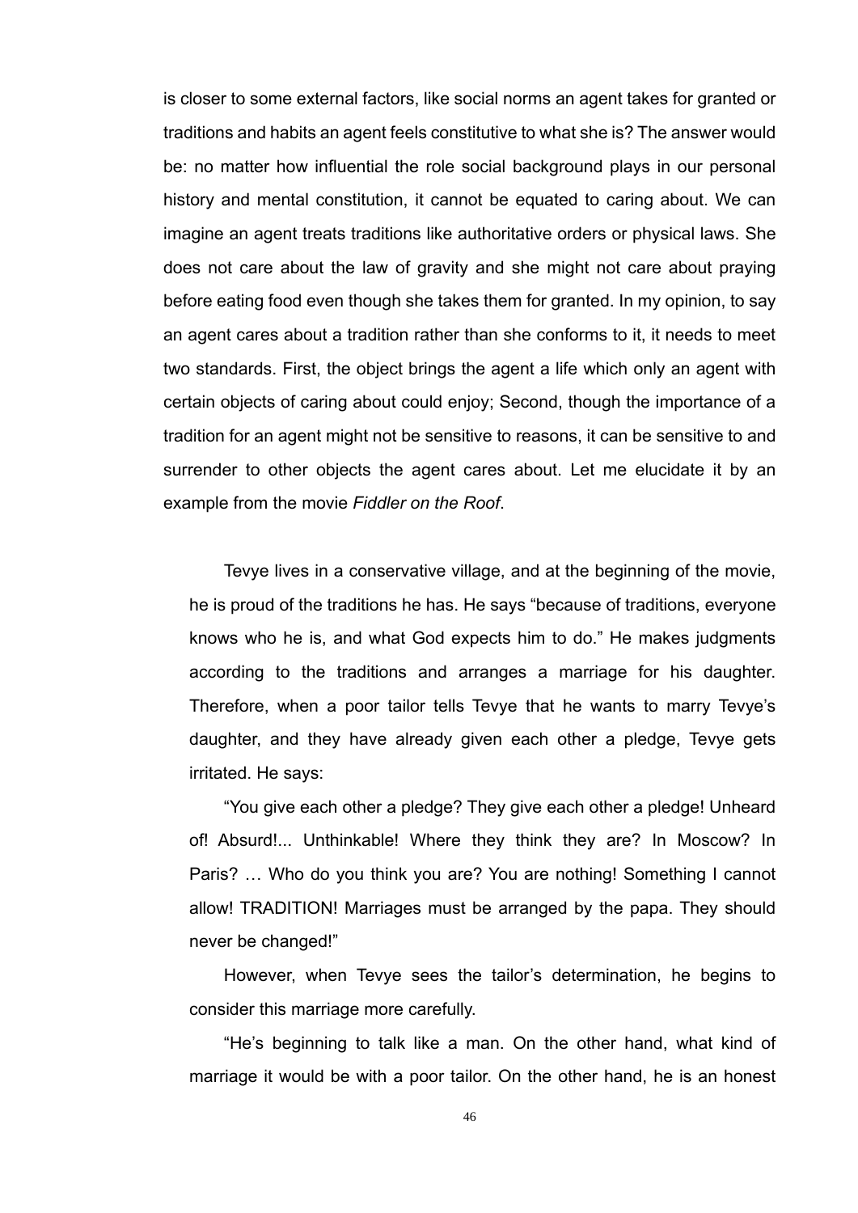is closer to some external factors, like social norms an agent takes for granted or traditions and habits an agent feels constitutive to what she is? The answer would be: no matter how influential the role social background plays in our personal history and mental constitution, it cannot be equated to caring about. We can imagine an agent treats traditions like authoritative orders or physical laws. She does not care about the law of gravity and she might not care about praying before eating food even though she takes them for granted. In my opinion, to say an agent cares about a tradition rather than she conforms to it, it needs to meet two standards. First, the object brings the agent a life which only an agent with certain objects of caring about could enjoy; Second, though the importance of a tradition for an agent might not be sensitive to reasons, it can be sensitive to and surrender to other objects the agent cares about. Let me elucidate it by an example from the movie *Fiddler on the Roof*.

> Tevye lives in a conservative village, and at the beginning of the movie, he is proud of the traditions he has. He says "because of traditions, everyone knows who he is, and what God expects him to do." He makes judgments according to the traditions and arranges a marriage for his daughter. Therefore, when a poor tailor tells Tevye that he wants to marry Tevye's daughter, and they have already given each other a pledge, Tevye gets irritated. He says:
>
> "You give each other a pledge? They give each other a pledge! Unheard of! Absurd!... Unthinkable! Where they think they are? In Moscow? In Paris? … Who do you think you are? You are nothing! Something I cannot allow! TRADITION! Marriages must be arranged by the papa. They should never be changed!"
>
> However, when Tevye sees the tailor's determination, he begins to consider this marriage more carefully.
>
> "He's beginning to talk like a man. On the other hand, what kind of marriage it would be with a poor tailor. On the other hand, he is an honest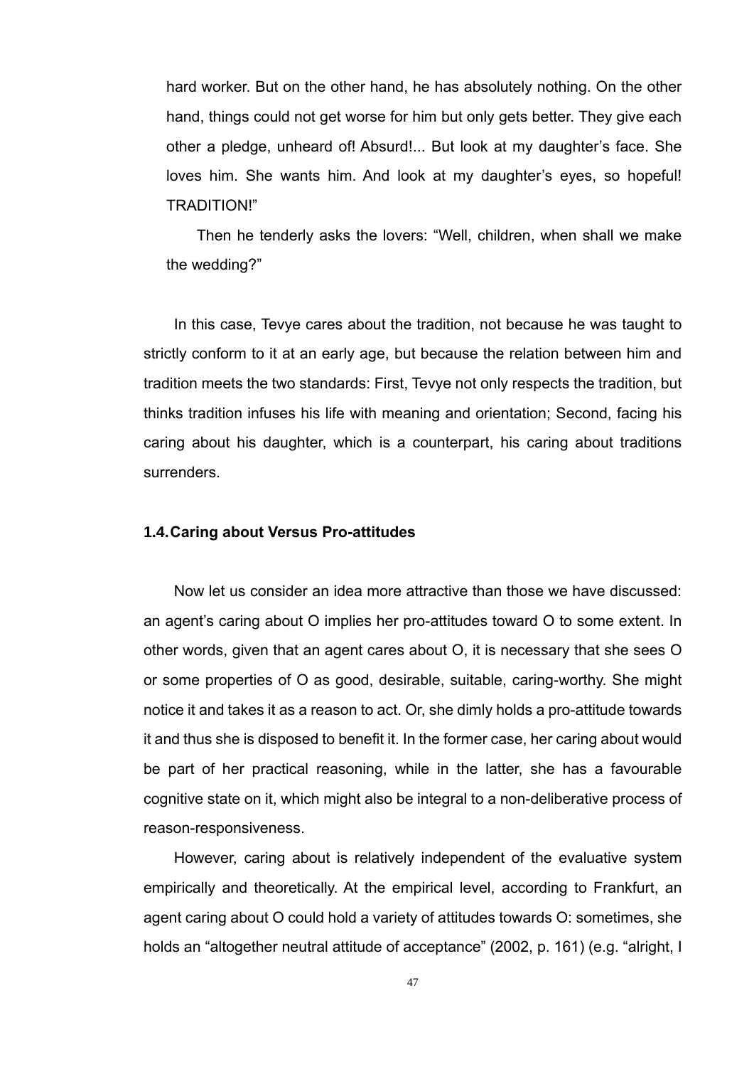hard worker. But on the other hand, he has absolutely nothing. On the other hand, things could not get worse for him but only gets better. They give each other a pledge, unheard of! Absurd!... But look at my daughter's face. She loves him. She wants him. And look at my daughter's eyes, so hopeful! TRADITION!"

> Then he tenderly asks the lovers: "Well, children, when shall we make the wedding?"

In this case, Tevye cares about the tradition, not because he was taught to strictly conform to it at an early age, but because the relation between him and tradition meets the two standards: First, Tevye not only respects the tradition, but thinks tradition infuses his life with meaning and orientation; Second, facing his caring about his daughter, which is a counterpart, his caring about traditions surrenders.

### 1.4. Caring about Versus Pro-attitudes

Now let us consider an idea more attractive than those we have discussed: an agent's caring about O implies her pro-attitudes toward O to some extent. In other words, given that an agent cares about O, it is necessary that she sees O or some properties of O as good, desirable, suitable, caring-worthy. She might notice it and takes it as a reason to act. Or, she dimly holds a pro-attitude towards it and thus she is disposed to benefit it. In the former case, her caring about would be part of her practical reasoning, while in the latter, she has a favourable cognitive state on it, which might also be integral to a non-deliberative process of reason-responsiveness.

However, caring about is relatively independent of the evaluative system empirically and theoretically. At the empirical level, according to Frankfurt, an agent caring about O could hold a variety of attitudes towards O: sometimes, she holds an "altogether neutral attitude of acceptance" (2002, p. 161) (e.g. "alright, I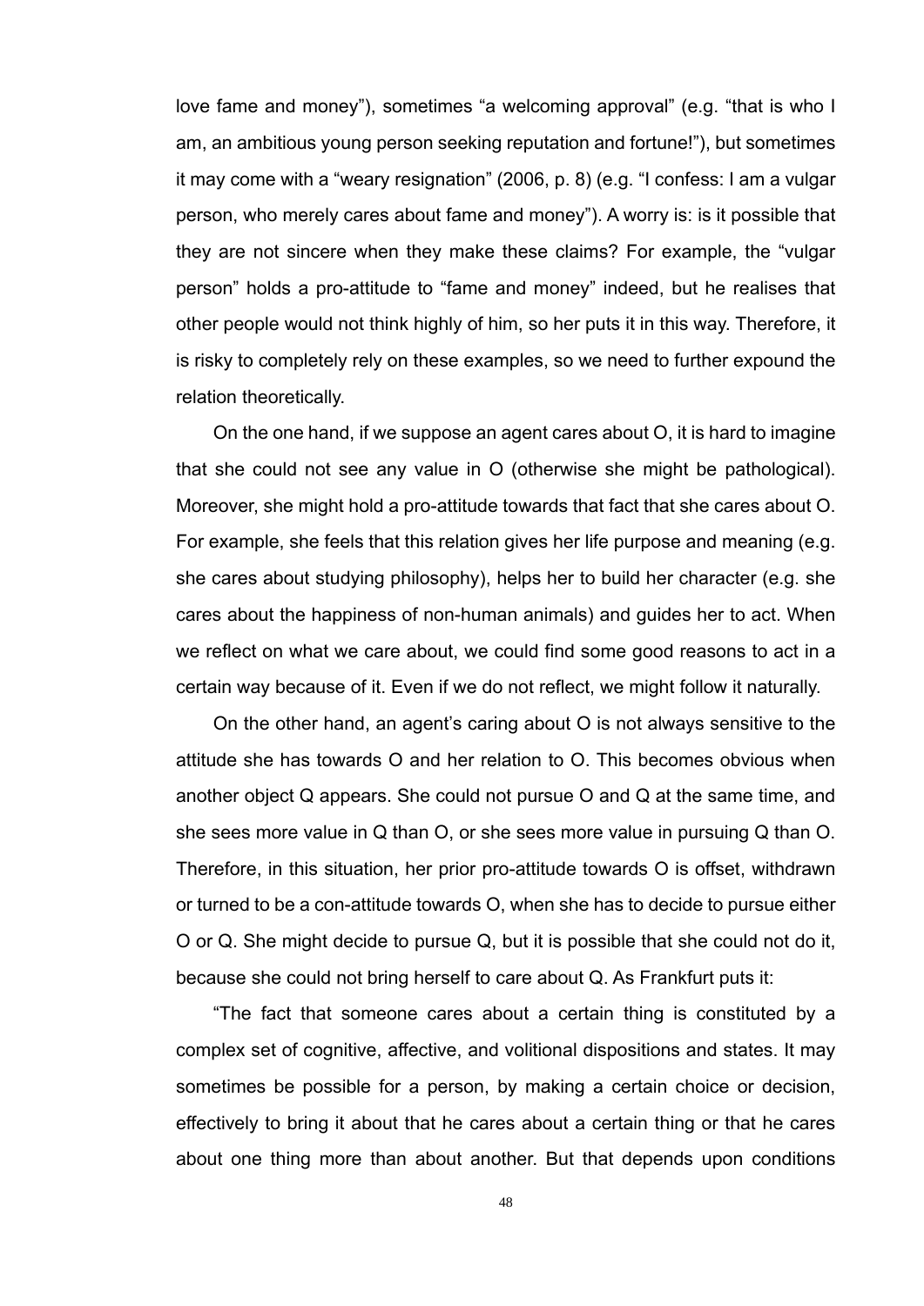love fame and money"), sometimes "a welcoming approval" (e.g. "that is who I am, an ambitious young person seeking reputation and fortune!"), but sometimes it may come with a "weary resignation" (2006, p. 8) (e.g. "I confess: I am a vulgar person, who merely cares about fame and money"). A worry is: is it possible that they are not sincere when they make these claims? For example, the "vulgar person" holds a pro-attitude to "fame and money" indeed, but he realises that other people would not think highly of him, so her puts it in this way. Therefore, it is risky to completely rely on these examples, so we need to further expound the relation theoretically.

On the one hand, if we suppose an agent cares about O, it is hard to imagine that she could not see any value in O (otherwise she might be pathological). Moreover, she might hold a pro-attitude towards that fact that she cares about O. For example, she feels that this relation gives her life purpose and meaning (e.g. she cares about studying philosophy), helps her to build her character (e.g. she cares about the happiness of non-human animals) and guides her to act. When we reflect on what we care about, we could find some good reasons to act in a certain way because of it. Even if we do not reflect, we might follow it naturally.

On the other hand, an agent's caring about O is not always sensitive to the attitude she has towards O and her relation to O. This becomes obvious when another object Q appears. She could not pursue O and Q at the same time, and she sees more value in Q than O, or she sees more value in pursuing Q than O. Therefore, in this situation, her prior pro-attitude towards O is offset, withdrawn or turned to be a con-attitude towards O, when she has to decide to pursue either O or Q. She might decide to pursue Q, but it is possible that she could not do it, because she could not bring herself to care about Q. As Frankfurt puts it:

"The fact that someone cares about a certain thing is constituted by a complex set of cognitive, affective, and volitional dispositions and states. It may sometimes be possible for a person, by making a certain choice or decision, effectively to bring it about that he cares about a certain thing or that he cares about one thing more than about another. But that depends upon conditions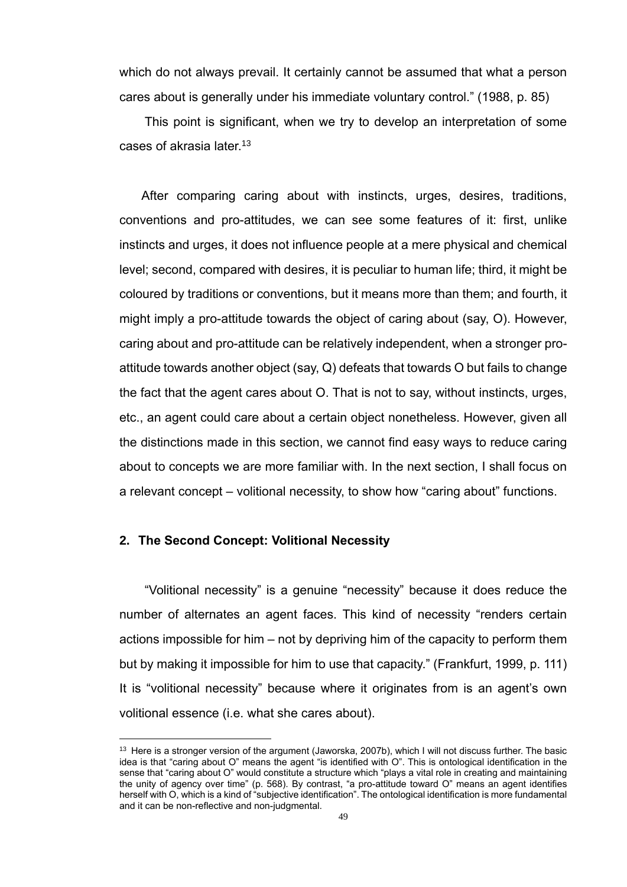which do not always prevail. It certainly cannot be assumed that what a person cares about is generally under his immediate voluntary control." (1988, p. 85)

This point is significant, when we try to develop an interpretation of some cases of akrasia later.[13]

After comparing caring about with instincts, urges, desires, traditions, conventions and pro-attitudes, we can see some features of it: first, unlike instincts and urges, it does not influence people at a mere physical and chemical level; second, compared with desires, it is peculiar to human life; third, it might be coloured by traditions or conventions, but it means more than them; and fourth, it might imply a pro-attitude towards the object of caring about (say, O). However, caring about and pro-attitude can be relatively independent, when a stronger pro-attitude towards another object (say, Q) defeats that towards O but fails to change the fact that the agent cares about O. That is not to say, without instincts, urges, etc., an agent could care about a certain object nonetheless. However, given all the distinctions made in this section, we cannot find easy ways to reduce caring about to concepts we are more familiar with. In the next section, I shall focus on a relevant concept – volitional necessity, to show how "caring about" functions.

## 2. The Second Concept: Volitional Necessity

"Volitional necessity" is a genuine "necessity" because it does reduce the number of alternates an agent faces. This kind of necessity "renders certain actions impossible for him – not by depriving him of the capacity to perform them but by making it impossible for him to use that capacity." (Frankfurt, 1999, p. 111) It is "volitional necessity" because where it originates from is an agent's own volitional essence (i.e. what she cares about).

[13] Here is a stronger version of the argument (Jaworska, 2007b), which I will not discuss further. The basic idea is that "caring about O" means the agent "is identified with O". This is ontological identification in the sense that "caring about O" would constitute a structure which "plays a vital role in creating and maintaining the unity of agency over time" (p. 568). By contrast, "a pro-attitude toward O" means an agent identifies herself with O, which is a kind of "subjective identification". The ontological identification is more fundamental and it can be non-reflective and non-judgmental.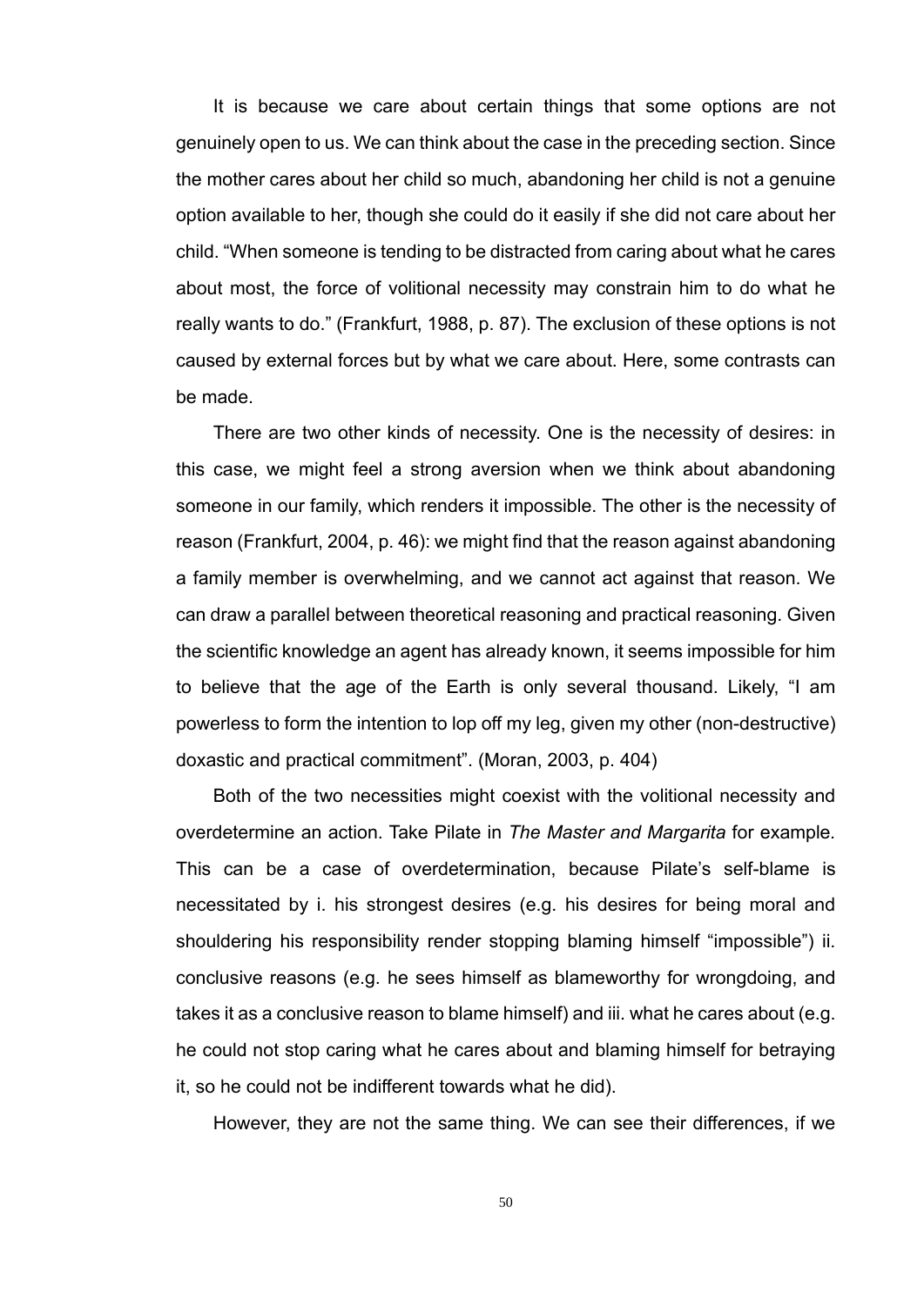It is because we care about certain things that some options are not genuinely open to us. We can think about the case in the preceding section. Since the mother cares about her child so much, abandoning her child is not a genuine option available to her, though she could do it easily if she did not care about her child. "When someone is tending to be distracted from caring about what he cares about most, the force of volitional necessity may constrain him to do what he really wants to do." (Frankfurt, 1988, p. 87). The exclusion of these options is not caused by external forces but by what we care about. Here, some contrasts can be made.

There are two other kinds of necessity. One is the necessity of desires: in this case, we might feel a strong aversion when we think about abandoning someone in our family, which renders it impossible. The other is the necessity of reason (Frankfurt, 2004, p. 46): we might find that the reason against abandoning a family member is overwhelming, and we cannot act against that reason. We can draw a parallel between theoretical reasoning and practical reasoning. Given the scientific knowledge an agent has already known, it seems impossible for him to believe that the age of the Earth is only several thousand. Likely, "I am powerless to form the intention to lop off my leg, given my other (non-destructive) doxastic and practical commitment". (Moran, 2003, p. 404)

Both of the two necessities might coexist with the volitional necessity and overdetermine an action. Take Pilate in *The Master and Margarita* for example. This can be a case of overdetermination, because Pilate's self-blame is necessitated by i. his strongest desires (e.g. his desires for being moral and shouldering his responsibility render stopping blaming himself "impossible") ii. conclusive reasons (e.g. he sees himself as blameworthy for wrongdoing, and takes it as a conclusive reason to blame himself) and iii. what he cares about (e.g. he could not stop caring what he cares about and blaming himself for betraying it, so he could not be indifferent towards what he did).

However, they are not the same thing. We can see their differences, if we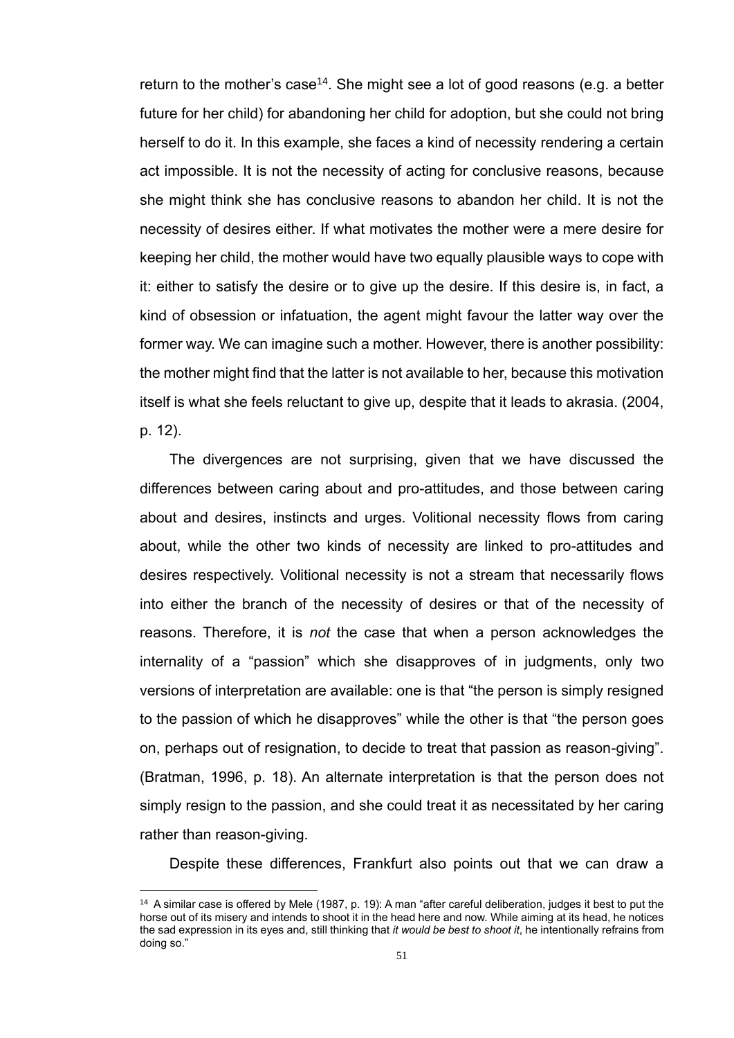return to the mother's case[14]. She might see a lot of good reasons (e.g. a better future for her child) for abandoning her child for adoption, but she could not bring herself to do it. In this example, she faces a kind of necessity rendering a certain act impossible. It is not the necessity of acting for conclusive reasons, because she might think she has conclusive reasons to abandon her child. It is not the necessity of desires either. If what motivates the mother were a mere desire for keeping her child, the mother would have two equally plausible ways to cope with it: either to satisfy the desire or to give up the desire. If this desire is, in fact, a kind of obsession or infatuation, the agent might favour the latter way over the former way. We can imagine such a mother. However, there is another possibility: the mother might find that the latter is not available to her, because this motivation itself is what she feels reluctant to give up, despite that it leads to akrasia. (2004, p. 12).

The divergences are not surprising, given that we have discussed the differences between caring about and pro-attitudes, and those between caring about and desires, instincts and urges. Volitional necessity flows from caring about, while the other two kinds of necessity are linked to pro-attitudes and desires respectively. Volitional necessity is not a stream that necessarily flows into either the branch of the necessity of desires or that of the necessity of reasons. Therefore, it is *not* the case that when a person acknowledges the internality of a "passion" which she disapproves of in judgments, only two versions of interpretation are available: one is that "the person is simply resigned to the passion of which he disapproves" while the other is that "the person goes on, perhaps out of resignation, to decide to treat that passion as reason-giving". (Bratman, 1996, p. 18). An alternate interpretation is that the person does not simply resign to the passion, and she could treat it as necessitated by her caring rather than reason-giving.

Despite these differences, Frankfurt also points out that we can draw a

---

[14] A similar case is offered by Mele (1987, p. 19): A man "after careful deliberation, judges it best to put the horse out of its misery and intends to shoot it in the head here and now. While aiming at its head, he notices the sad expression in its eyes and, still thinking that *it would be best to shoot it*, he intentionally refrains from doing so."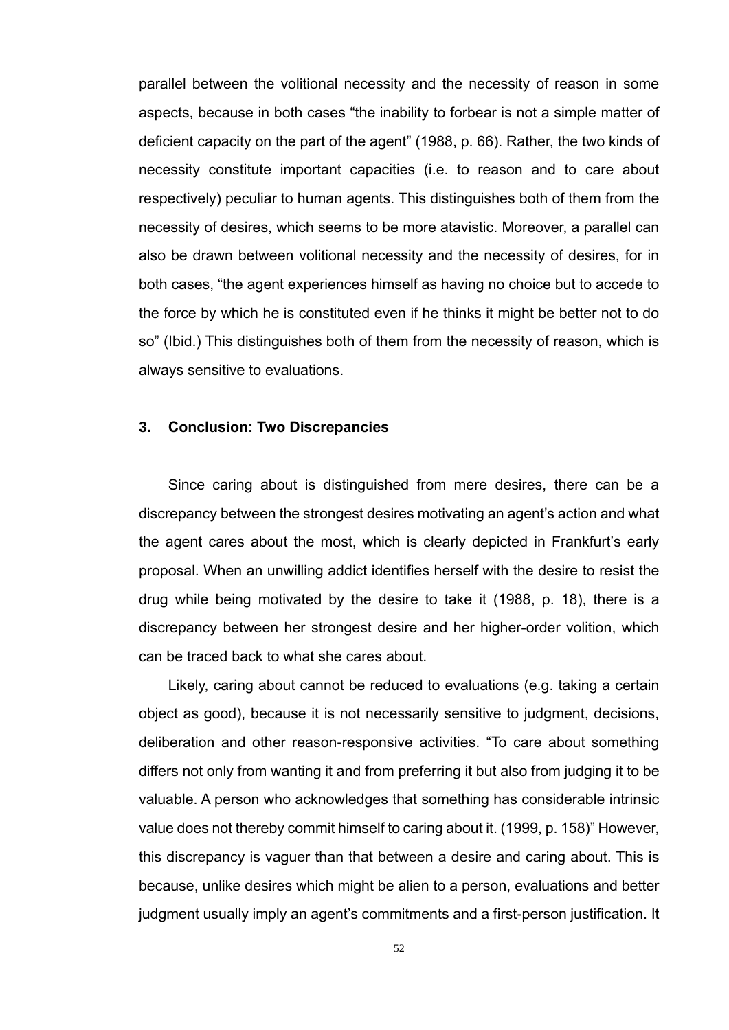parallel between the volitional necessity and the necessity of reason in some aspects, because in both cases "the inability to forbear is not a simple matter of deficient capacity on the part of the agent" (1988, p. 66). Rather, the two kinds of necessity constitute important capacities (i.e. to reason and to care about respectively) peculiar to human agents. This distinguishes both of them from the necessity of desires, which seems to be more atavistic. Moreover, a parallel can also be drawn between volitional necessity and the necessity of desires, for in both cases, "the agent experiences himself as having no choice but to accede to the force by which he is constituted even if he thinks it might be better not to do so" (Ibid.) This distinguishes both of them from the necessity of reason, which is always sensitive to evaluations.

### 3. Conclusion: Two Discrepancies

Since caring about is distinguished from mere desires, there can be a discrepancy between the strongest desires motivating an agent's action and what the agent cares about the most, which is clearly depicted in Frankfurt's early proposal. When an unwilling addict identifies herself with the desire to resist the drug while being motivated by the desire to take it (1988, p. 18), there is a discrepancy between her strongest desire and her higher-order volition, which can be traced back to what she cares about.

Likely, caring about cannot be reduced to evaluations (e.g. taking a certain object as good), because it is not necessarily sensitive to judgment, decisions, deliberation and other reason-responsive activities. "To care about something differs not only from wanting it and from preferring it but also from judging it to be valuable. A person who acknowledges that something has considerable intrinsic value does not thereby commit himself to caring about it. (1999, p. 158)" However, this discrepancy is vaguer than that between a desire and caring about. This is because, unlike desires which might be alien to a person, evaluations and better judgment usually imply an agent's commitments and a first-person justification. It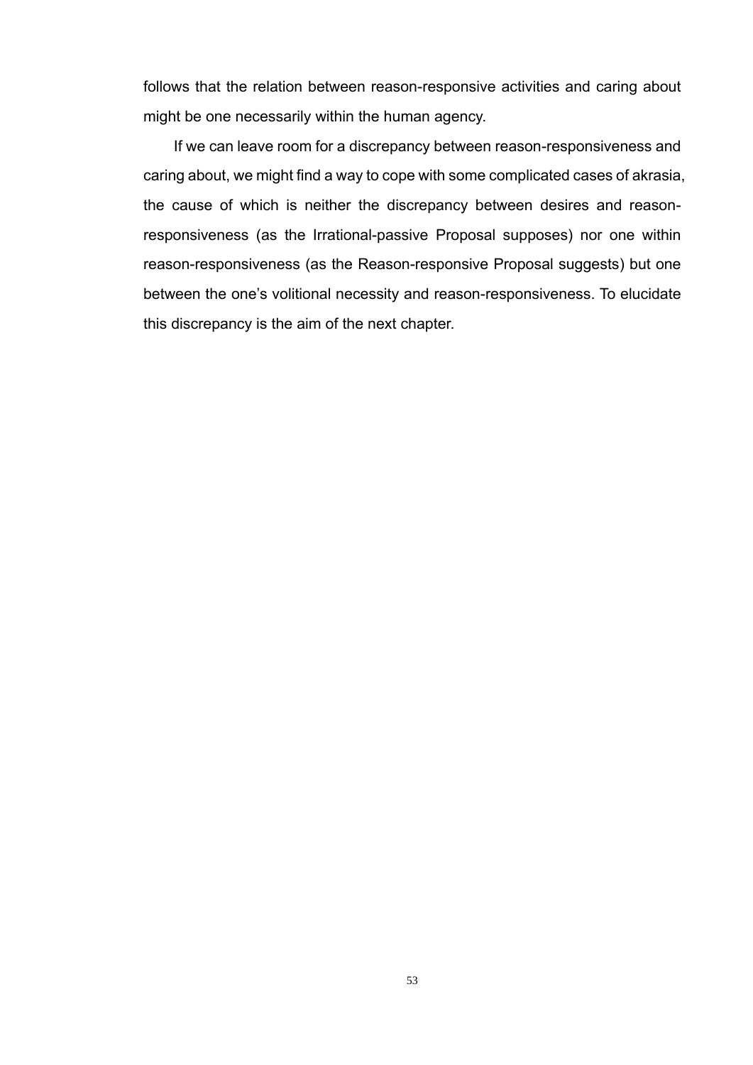follows that the relation between reason-responsive activities and caring about might be one necessarily within the human agency.

If we can leave room for a discrepancy between reason-responsiveness and caring about, we might find a way to cope with some complicated cases of akrasia, the cause of which is neither the discrepancy between desires and reason-responsiveness (as the Irrational-passive Proposal supposes) nor one within reason-responsiveness (as the Reason-responsive Proposal suggests) but one between the one's volitional necessity and reason-responsiveness. To elucidate this discrepancy is the aim of the next chapter.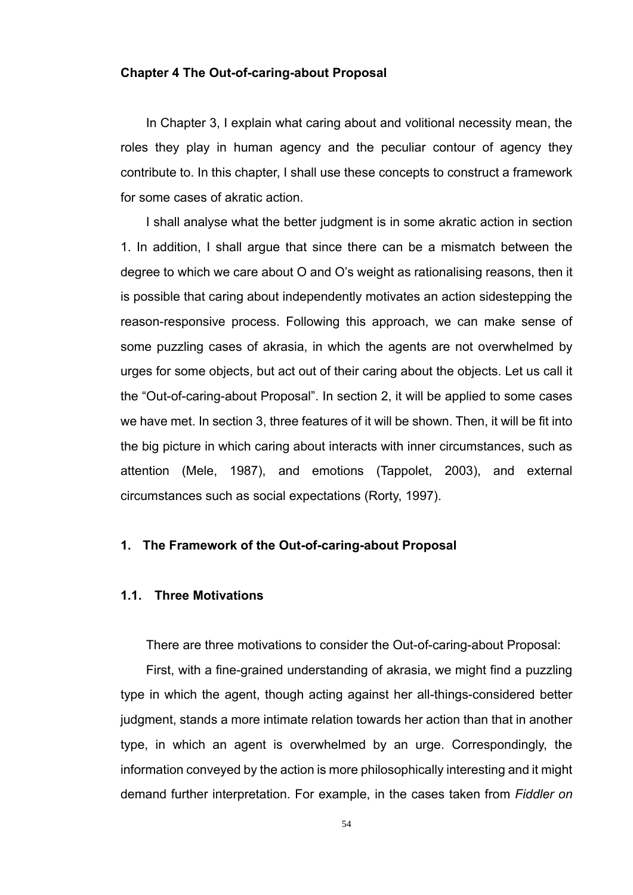## Chapter 4 The Out-of-caring-about Proposal

In Chapter 3, I explain what caring about and volitional necessity mean, the roles they play in human agency and the peculiar contour of agency they contribute to. In this chapter, I shall use these concepts to construct a framework for some cases of akratic action.

I shall analyse what the better judgment is in some akratic action in section 1. In addition, I shall argue that since there can be a mismatch between the degree to which we care about O and O's weight as rationalising reasons, then it is possible that caring about independently motivates an action sidestepping the reason-responsive process. Following this approach, we can make sense of some puzzling cases of akrasia, in which the agents are not overwhelmed by urges for some objects, but act out of their caring about the objects. Let us call it the "Out-of-caring-about Proposal". In section 2, it will be applied to some cases we have met. In section 3, three features of it will be shown. Then, it will be fit into the big picture in which caring about interacts with inner circumstances, such as attention (Mele, 1987), and emotions (Tappolet, 2003), and external circumstances such as social expectations (Rorty, 1997).

### 1. The Framework of the Out-of-caring-about Proposal

#### 1.1. Three Motivations

There are three motivations to consider the Out-of-caring-about Proposal:

First, with a fine-grained understanding of akrasia, we might find a puzzling type in which the agent, though acting against her all-things-considered better judgment, stands a more intimate relation towards her action than that in another type, in which an agent is overwhelmed by an urge. Correspondingly, the information conveyed by the action is more philosophically interesting and it might demand further interpretation. For example, in the cases taken from *Fiddler on*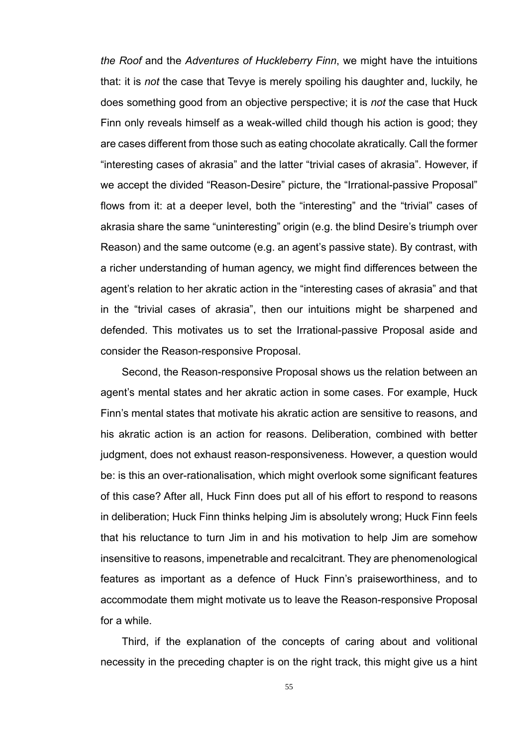*the Roof* and the *Adventures of Huckleberry Finn*, we might have the intuitions that: it is *not* the case that Tevye is merely spoiling his daughter and, luckily, he does something good from an objective perspective; it is *not* the case that Huck Finn only reveals himself as a weak-willed child though his action is good; they are cases different from those such as eating chocolate akratically. Call the former "interesting cases of akrasia" and the latter "trivial cases of akrasia". However, if we accept the divided "Reason-Desire" picture, the "Irrational-passive Proposal" flows from it: at a deeper level, both the "interesting" and the "trivial" cases of akrasia share the same "uninteresting" origin (e.g. the blind Desire's triumph over Reason) and the same outcome (e.g. an agent's passive state). By contrast, with a richer understanding of human agency, we might find differences between the agent's relation to her akratic action in the "interesting cases of akrasia" and that in the "trivial cases of akrasia", then our intuitions might be sharpened and defended. This motivates us to set the Irrational-passive Proposal aside and consider the Reason-responsive Proposal.

Second, the Reason-responsive Proposal shows us the relation between an agent's mental states and her akratic action in some cases. For example, Huck Finn's mental states that motivate his akratic action are sensitive to reasons, and his akratic action is an action for reasons. Deliberation, combined with better judgment, does not exhaust reason-responsiveness. However, a question would be: is this an over-rationalisation, which might overlook some significant features of this case? After all, Huck Finn does put all of his effort to respond to reasons in deliberation; Huck Finn thinks helping Jim is absolutely wrong; Huck Finn feels that his reluctance to turn Jim in and his motivation to help Jim are somehow insensitive to reasons, impenetrable and recalcitrant. They are phenomenological features as important as a defence of Huck Finn's praiseworthiness, and to accommodate them might motivate us to leave the Reason-responsive Proposal for a while.

Third, if the explanation of the concepts of caring about and volitional necessity in the preceding chapter is on the right track, this might give us a hint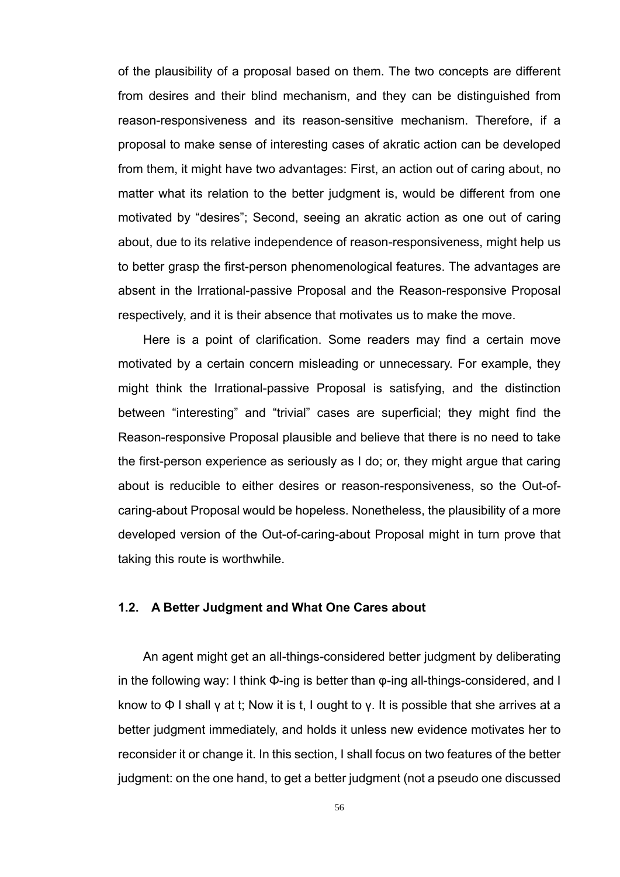of the plausibility of a proposal based on them. The two concepts are different from desires and their blind mechanism, and they can be distinguished from reason-responsiveness and its reason-sensitive mechanism. Therefore, if a proposal to make sense of interesting cases of akratic action can be developed from them, it might have two advantages: First, an action out of caring about, no matter what its relation to the better judgment is, would be different from one motivated by "desires"; Second, seeing an akratic action as one out of caring about, due to its relative independence of reason-responsiveness, might help us to better grasp the first-person phenomenological features. The advantages are absent in the Irrational-passive Proposal and the Reason-responsive Proposal respectively, and it is their absence that motivates us to make the move.

Here is a point of clarification. Some readers may find a certain move motivated by a certain concern misleading or unnecessary. For example, they might think the Irrational-passive Proposal is satisfying, and the distinction between "interesting" and "trivial" cases are superficial; they might find the Reason-responsive Proposal plausible and believe that there is no need to take the first-person experience as seriously as I do; or, they might argue that caring about is reducible to either desires or reason-responsiveness, so the Out-of-caring-about Proposal would be hopeless. Nonetheless, the plausibility of a more developed version of the Out-of-caring-about Proposal might in turn prove that taking this route is worthwhile.

### 1.2. A Better Judgment and What One Cares about

An agent might get an all-things-considered better judgment by deliberating in the following way: I think $\Phi$-ing is better than $\varphi$-ing all-things-considered, and I know to $\Phi$ I shall $\gamma$ at t; Now it is t, I ought to $\gamma$. It is possible that she arrives at a better judgment immediately, and holds it unless new evidence motivates her to reconsider it or change it. In this section, I shall focus on two features of the better judgment: on the one hand, to get a better judgment (not a pseudo one discussed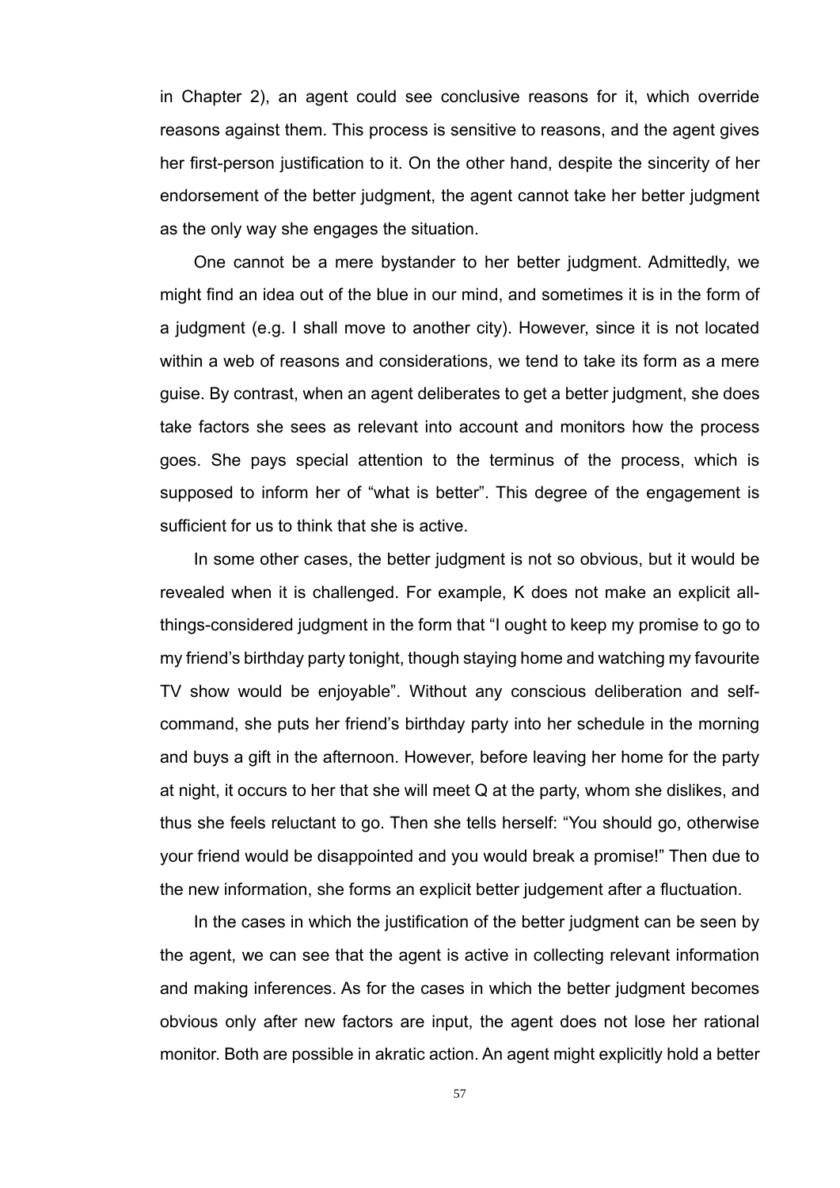in Chapter 2), an agent could see conclusive reasons for it, which override reasons against them. This process is sensitive to reasons, and the agent gives her first-person justification to it. On the other hand, despite the sincerity of her endorsement of the better judgment, the agent cannot take her better judgment as the only way she engages the situation.

One cannot be a mere bystander to her better judgment. Admittedly, we might find an idea out of the blue in our mind, and sometimes it is in the form of a judgment (e.g. I shall move to another city). However, since it is not located within a web of reasons and considerations, we tend to take its form as a mere guise. By contrast, when an agent deliberates to get a better judgment, she does take factors she sees as relevant into account and monitors how the process goes. She pays special attention to the terminus of the process, which is supposed to inform her of "what is better". This degree of the engagement is sufficient for us to think that she is active.

In some other cases, the better judgment is not so obvious, but it would be revealed when it is challenged. For example, K does not make an explicit all-things-considered judgment in the form that "I ought to keep my promise to go to my friend's birthday party tonight, though staying home and watching my favourite TV show would be enjoyable". Without any conscious deliberation and self-command, she puts her friend's birthday party into her schedule in the morning and buys a gift in the afternoon. However, before leaving her home for the party at night, it occurs to her that she will meet Q at the party, whom she dislikes, and thus she feels reluctant to go. Then she tells herself: "You should go, otherwise your friend would be disappointed and you would break a promise!" Then due to the new information, she forms an explicit better judgement after a fluctuation.

In the cases in which the justification of the better judgment can be seen by the agent, we can see that the agent is active in collecting relevant information and making inferences. As for the cases in which the better judgment becomes obvious only after new factors are input, the agent does not lose her rational monitor. Both are possible in akratic action. An agent might explicitly hold a better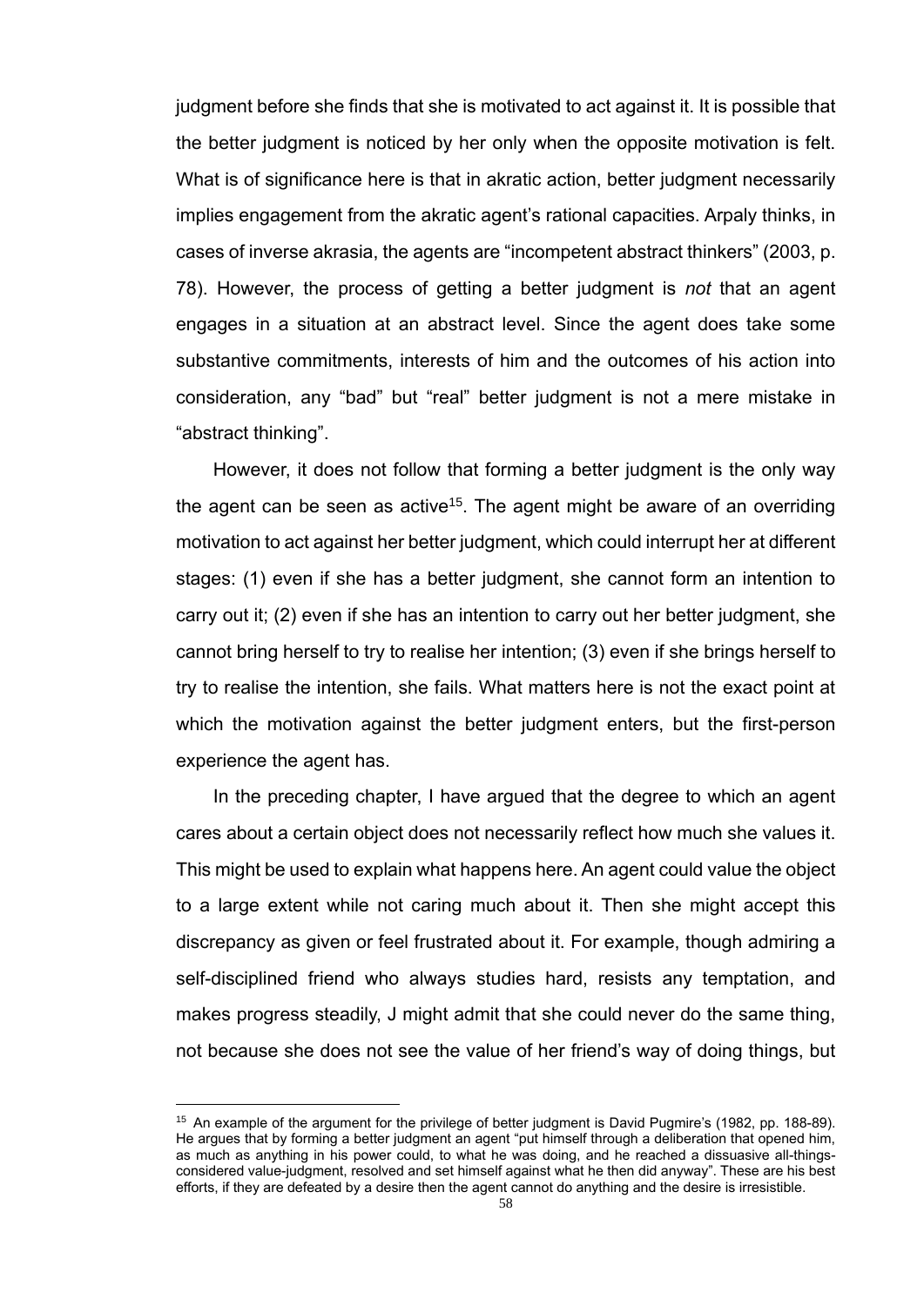judgment before she finds that she is motivated to act against it. It is possible that the better judgment is noticed by her only when the opposite motivation is felt. What is of significance here is that in akratic action, better judgment necessarily implies engagement from the akratic agent's rational capacities. Arpaly thinks, in cases of inverse akrasia, the agents are "incompetent abstract thinkers" (2003, p. 78). However, the process of getting a better judgment is *not* that an agent engages in a situation at an abstract level. Since the agent does take some substantive commitments, interests of him and the outcomes of his action into consideration, any "bad" but "real" better judgment is not a mere mistake in "abstract thinking".

However, it does not follow that forming a better judgment is the only way the agent can be seen as active[15]. The agent might be aware of an overriding motivation to act against her better judgment, which could interrupt her at different stages: (1) even if she has a better judgment, she cannot form an intention to carry out it; (2) even if she has an intention to carry out her better judgment, she cannot bring herself to try to realise her intention; (3) even if she brings herself to try to realise the intention, she fails. What matters here is not the exact point at which the motivation against the better judgment enters, but the first-person experience the agent has.

In the preceding chapter, I have argued that the degree to which an agent cares about a certain object does not necessarily reflect how much she values it. This might be used to explain what happens here. An agent could value the object to a large extent while not caring much about it. Then she might accept this discrepancy as given or feel frustrated about it. For example, though admiring a self-disciplined friend who always studies hard, resists any temptation, and makes progress steadily, J might admit that she could never do the same thing, not because she does not see the value of her friend's way of doing things, but

[15] An example of the argument for the privilege of better judgment is David Pugmire's (1982, pp. 188-89). He argues that by forming a better judgment an agent "put himself through a deliberation that opened him, as much as anything in his power could, to what he was doing, and he reached a dissuasive all-things-considered value-judgment, resolved and set himself against what he then did anyway". These are his best efforts, if they are defeated by a desire then the agent cannot do anything and the desire is irresistible.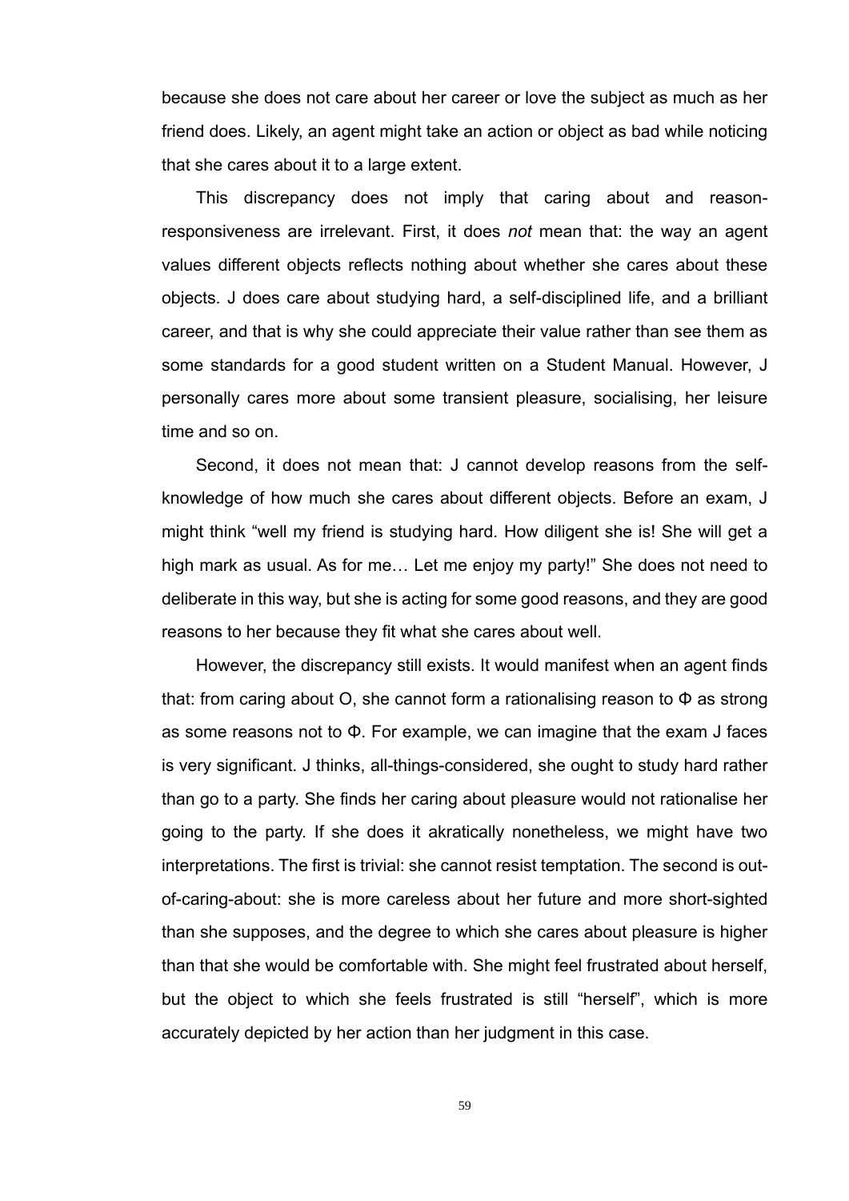because she does not care about her career or love the subject as much as her friend does. Likely, an agent might take an action or object as bad while noticing that she cares about it to a large extent.

This discrepancy does not imply that caring about and reason-responsiveness are irrelevant. First, it does *not* mean that: the way an agent values different objects reflects nothing about whether she cares about these objects. J does care about studying hard, a self-disciplined life, and a brilliant career, and that is why she could appreciate their value rather than see them as some standards for a good student written on a Student Manual. However, J personally cares more about some transient pleasure, socialising, her leisure time and so on.

Second, it does not mean that: J cannot develop reasons from the self-knowledge of how much she cares about different objects. Before an exam, J might think "well my friend is studying hard. How diligent she is! She will get a high mark as usual. As for me… Let me enjoy my party!" She does not need to deliberate in this way, but she is acting for some good reasons, and they are good reasons to her because they fit what she cares about well.

However, the discrepancy still exists. It would manifest when an agent finds that: from caring about O, she cannot form a rationalising reason to Φ as strong as some reasons not to Φ. For example, we can imagine that the exam J faces is very significant. J thinks, all-things-considered, she ought to study hard rather than go to a party. She finds her caring about pleasure would not rationalise her going to the party. If she does it akratically nonetheless, we might have two interpretations. The first is trivial: she cannot resist temptation. The second is out-of-caring-about: she is more careless about her future and more short-sighted than she supposes, and the degree to which she cares about pleasure is higher than that she would be comfortable with. She might feel frustrated about herself, but the object to which she feels frustrated is still "herself", which is more accurately depicted by her action than her judgment in this case.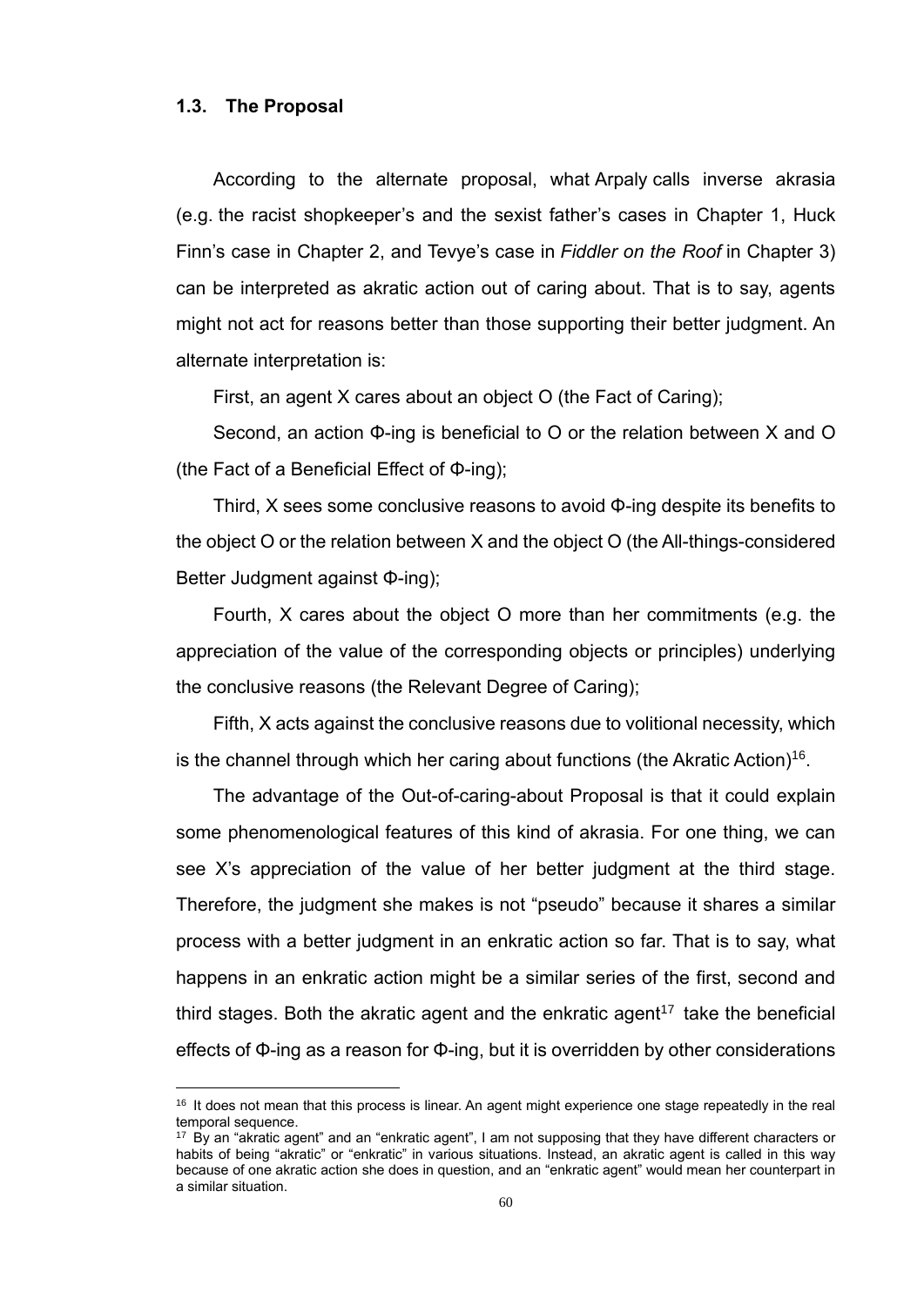### 1.3. The Proposal

According to the alternate proposal, what Arpaly calls inverse akrasia (e.g. the racist shopkeeper's and the sexist father's cases in Chapter 1, Huck Finn's case in Chapter 2, and Tevye's case in *Fiddler on the Roof* in Chapter 3) can be interpreted as akratic action out of caring about. That is to say, agents might not act for reasons better than those supporting their better judgment. An alternate interpretation is:

First, an agent X cares about an object O (the Fact of Caring);

Second, an action Φ-ing is beneficial to O or the relation between X and O (the Fact of a Beneficial Effect of Φ-ing);

Third, X sees some conclusive reasons to avoid Φ-ing despite its benefits to the object O or the relation between X and the object O (the All-things-considered Better Judgment against Φ-ing);

Fourth, X cares about the object O more than her commitments (e.g. the appreciation of the value of the corresponding objects or principles) underlying the conclusive reasons (the Relevant Degree of Caring);

Fifth, X acts against the conclusive reasons due to volitional necessity, which is the channel through which her caring about functions (the Akratic Action)[16].

The advantage of the Out-of-caring-about Proposal is that it could explain some phenomenological features of this kind of akrasia. For one thing, we can see X's appreciation of the value of her better judgment at the third stage. Therefore, the judgment she makes is not "pseudo" because it shares a similar process with a better judgment in an enkratic action so far. That is to say, what happens in an enkratic action might be a similar series of the first, second and third stages. Both the akratic agent and the enkratic agent[17] take the beneficial effects of Φ-ing as a reason for Φ-ing, but it is overridden by other considerations

[16] It does not mean that this process is linear. An agent might experience one stage repeatedly in the real temporal sequence.

[17] By an "akratic agent" and an "enkratic agent", I am not supposing that they have different characters or habits of being "akratic" or "enkratic" in various situations. Instead, an akratic agent is called in this way because of one akratic action she does in question, and an "enkratic agent" would mean her counterpart in a similar situation.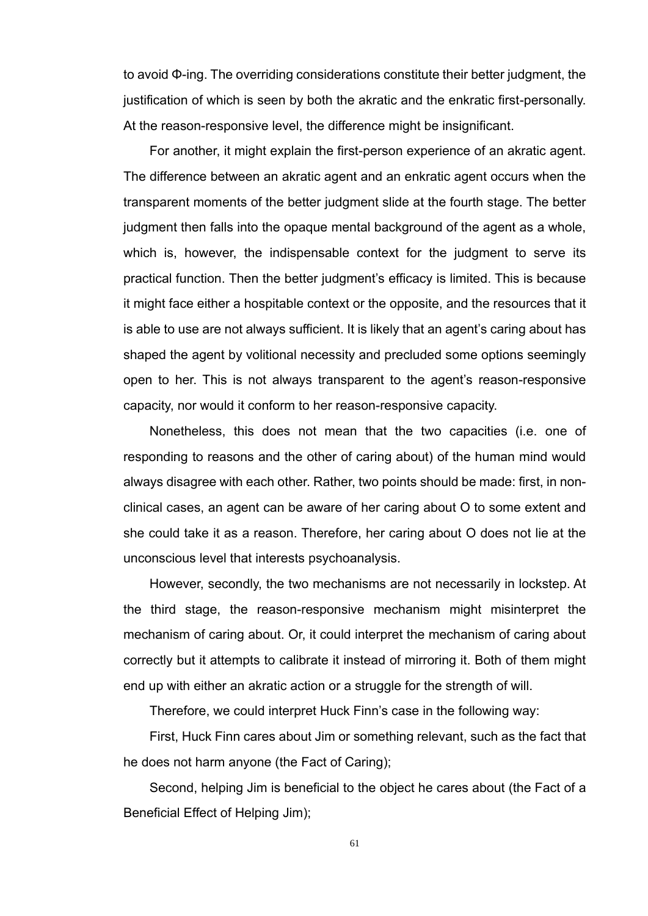to avoid Φ-ing. The overriding considerations constitute their better judgment, the justification of which is seen by both the akratic and the enkratic first-personally. At the reason-responsive level, the difference might be insignificant.

For another, it might explain the first-person experience of an akratic agent. The difference between an akratic agent and an enkratic agent occurs when the transparent moments of the better judgment slide at the fourth stage. The better judgment then falls into the opaque mental background of the agent as a whole, which is, however, the indispensable context for the judgment to serve its practical function. Then the better judgment's efficacy is limited. This is because it might face either a hospitable context or the opposite, and the resources that it is able to use are not always sufficient. It is likely that an agent's caring about has shaped the agent by volitional necessity and precluded some options seemingly open to her. This is not always transparent to the agent's reason-responsive capacity, nor would it conform to her reason-responsive capacity.

Nonetheless, this does not mean that the two capacities (i.e. one of responding to reasons and the other of caring about) of the human mind would always disagree with each other. Rather, two points should be made: first, in non-clinical cases, an agent can be aware of her caring about O to some extent and she could take it as a reason. Therefore, her caring about O does not lie at the unconscious level that interests psychoanalysis.

However, secondly, the two mechanisms are not necessarily in lockstep. At the third stage, the reason-responsive mechanism might misinterpret the mechanism of caring about. Or, it could interpret the mechanism of caring about correctly but it attempts to calibrate it instead of mirroring it. Both of them might end up with either an akratic action or a struggle for the strength of will.

Therefore, we could interpret Huck Finn's case in the following way:

First, Huck Finn cares about Jim or something relevant, such as the fact that he does not harm anyone (the Fact of Caring);

Second, helping Jim is beneficial to the object he cares about (the Fact of a Beneficial Effect of Helping Jim);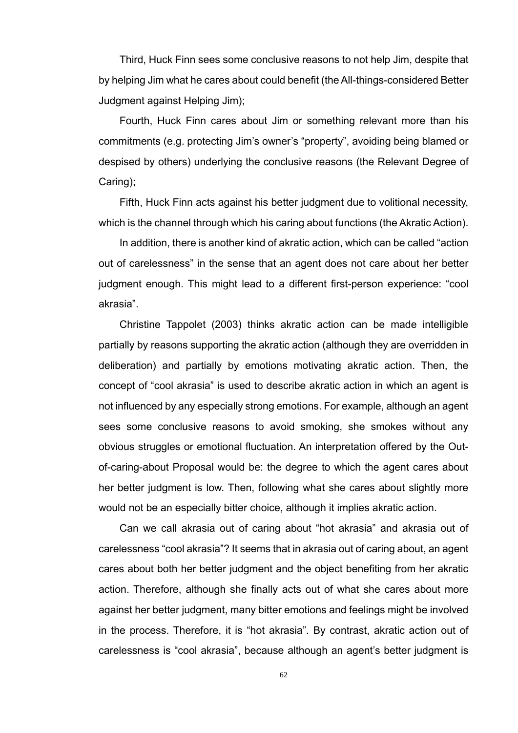Third, Huck Finn sees some conclusive reasons to not help Jim, despite that by helping Jim what he cares about could benefit (the All-things-considered Better Judgment against Helping Jim);

Fourth, Huck Finn cares about Jim or something relevant more than his commitments (e.g. protecting Jim's owner's "property", avoiding being blamed or despised by others) underlying the conclusive reasons (the Relevant Degree of Caring);

Fifth, Huck Finn acts against his better judgment due to volitional necessity, which is the channel through which his caring about functions (the Akratic Action).

In addition, there is another kind of akratic action, which can be called "action out of carelessness" in the sense that an agent does not care about her better judgment enough. This might lead to a different first-person experience: "cool akrasia".

Christine Tappolet (2003) thinks akratic action can be made intelligible partially by reasons supporting the akratic action (although they are overridden in deliberation) and partially by emotions motivating akratic action. Then, the concept of "cool akrasia" is used to describe akratic action in which an agent is not influenced by any especially strong emotions. For example, although an agent sees some conclusive reasons to avoid smoking, she smokes without any obvious struggles or emotional fluctuation. An interpretation offered by the Out-of-caring-about Proposal would be: the degree to which the agent cares about her better judgment is low. Then, following what she cares about slightly more would not be an especially bitter choice, although it implies akratic action.

Can we call akrasia out of caring about "hot akrasia" and akrasia out of carelessness "cool akrasia"? It seems that in akrasia out of caring about, an agent cares about both her better judgment and the object benefiting from her akratic action. Therefore, although she finally acts out of what she cares about more against her better judgment, many bitter emotions and feelings might be involved in the process. Therefore, it is "hot akrasia". By contrast, akratic action out of carelessness is "cool akrasia", because although an agent's better judgment is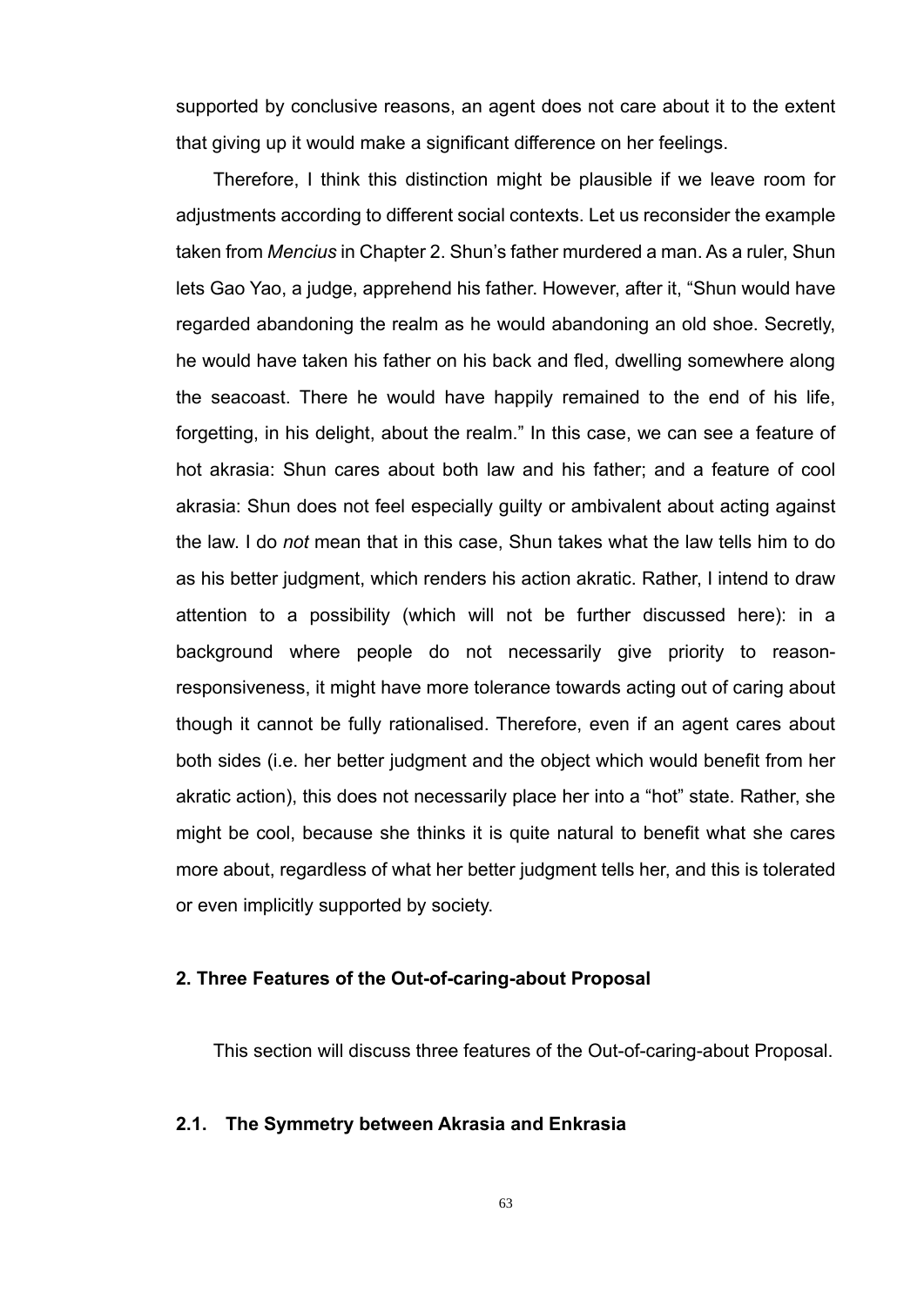supported by conclusive reasons, an agent does not care about it to the extent that giving up it would make a significant difference on her feelings.

Therefore, I think this distinction might be plausible if we leave room for adjustments according to different social contexts. Let us reconsider the example taken from *Mencius* in Chapter 2. Shun's father murdered a man. As a ruler, Shun lets Gao Yao, a judge, apprehend his father. However, after it, "Shun would have regarded abandoning the realm as he would abandoning an old shoe. Secretly, he would have taken his father on his back and fled, dwelling somewhere along the seacoast. There he would have happily remained to the end of his life, forgetting, in his delight, about the realm." In this case, we can see a feature of hot akrasia: Shun cares about both law and his father; and a feature of cool akrasia: Shun does not feel especially guilty or ambivalent about acting against the law. I do *not* mean that in this case, Shun takes what the law tells him to do as his better judgment, which renders his action akratic. Rather, I intend to draw attention to a possibility (which will not be further discussed here): in a background where people do not necessarily give priority to reason-responsiveness, it might have more tolerance towards acting out of caring about though it cannot be fully rationalised. Therefore, even if an agent cares about both sides (i.e. her better judgment and the object which would benefit from her akratic action), this does not necessarily place her into a "hot" state. Rather, she might be cool, because she thinks it is quite natural to benefit what she cares more about, regardless of what her better judgment tells her, and this is tolerated or even implicitly supported by society.

## 2. Three Features of the Out-of-caring-about Proposal

This section will discuss three features of the Out-of-caring-about Proposal.

### 2.1. The Symmetry between Akrasia and Enkrasia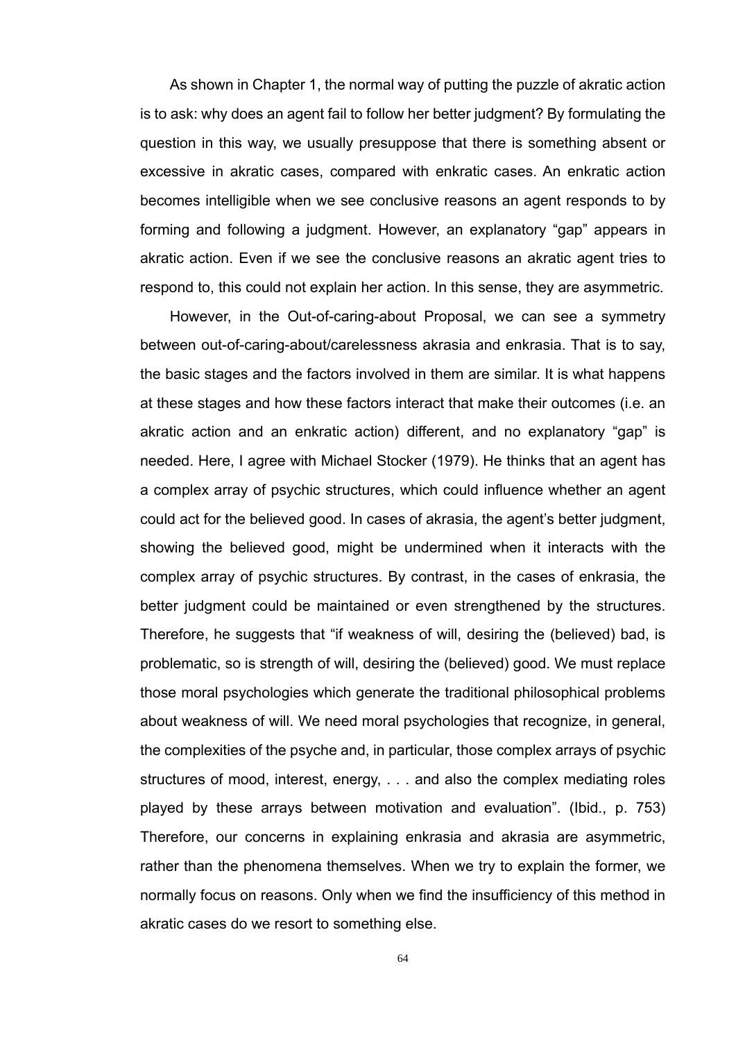As shown in Chapter 1, the normal way of putting the puzzle of akratic action is to ask: why does an agent fail to follow her better judgment? By formulating the question in this way, we usually presuppose that there is something absent or excessive in akratic cases, compared with enkratic cases. An enkratic action becomes intelligible when we see conclusive reasons an agent responds to by forming and following a judgment. However, an explanatory "gap" appears in akratic action. Even if we see the conclusive reasons an akratic agent tries to respond to, this could not explain her action. In this sense, they are asymmetric.

However, in the Out-of-caring-about Proposal, we can see a symmetry between out-of-caring-about/carelessness akrasia and enkrasia. That is to say, the basic stages and the factors involved in them are similar. It is what happens at these stages and how these factors interact that make their outcomes (i.e. an akratic action and an enkratic action) different, and no explanatory "gap" is needed. Here, I agree with Michael Stocker (1979). He thinks that an agent has a complex array of psychic structures, which could influence whether an agent could act for the believed good. In cases of akrasia, the agent's better judgment, showing the believed good, might be undermined when it interacts with the complex array of psychic structures. By contrast, in the cases of enkrasia, the better judgment could be maintained or even strengthened by the structures. Therefore, he suggests that "if weakness of will, desiring the (believed) bad, is problematic, so is strength of will, desiring the (believed) good. We must replace those moral psychologies which generate the traditional philosophical problems about weakness of will. We need moral psychologies that recognize, in general, the complexities of the psyche and, in particular, those complex arrays of psychic structures of mood, interest, energy, . . . and also the complex mediating roles played by these arrays between motivation and evaluation". (Ibid., p. 753) Therefore, our concerns in explaining enkrasia and akrasia are asymmetric, rather than the phenomena themselves. When we try to explain the former, we normally focus on reasons. Only when we find the insufficiency of this method in akratic cases do we resort to something else.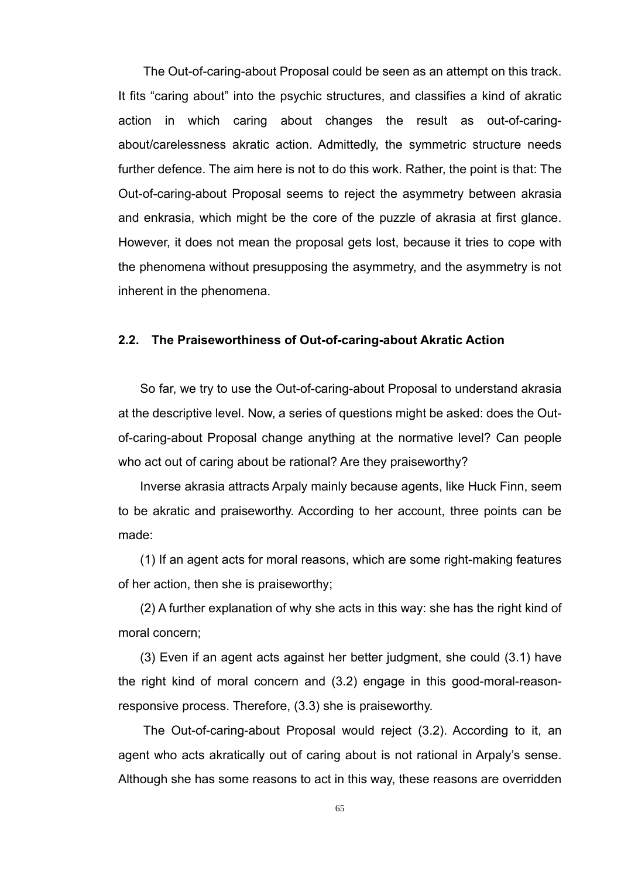The Out-of-caring-about Proposal could be seen as an attempt on this track. It fits "caring about" into the psychic structures, and classifies a kind of akratic action in which caring about changes the result as out-of-caring-about/carelessness akratic action. Admittedly, the symmetric structure needs further defence. The aim here is not to do this work. Rather, the point is that: The Out-of-caring-about Proposal seems to reject the asymmetry between akrasia and enkrasia, which might be the core of the puzzle of akrasia at first glance. However, it does not mean the proposal gets lost, because it tries to cope with the phenomena without presupposing the asymmetry, and the asymmetry is not inherent in the phenomena.

### 2.2. The Praiseworthiness of Out-of-caring-about Akratic Action

So far, we try to use the Out-of-caring-about Proposal to understand akrasia at the descriptive level. Now, a series of questions might be asked: does the Out-of-caring-about Proposal change anything at the normative level? Can people who act out of caring about be rational? Are they praiseworthy?

Inverse akrasia attracts Arpaly mainly because agents, like Huck Finn, seem to be akratic and praiseworthy. According to her account, three points can be made:

(1) If an agent acts for moral reasons, which are some right-making features of her action, then she is praiseworthy;

(2) A further explanation of why she acts in this way: she has the right kind of moral concern;

(3) Even if an agent acts against her better judgment, she could (3.1) have the right kind of moral concern and (3.2) engage in this good-moral-reason-responsive process. Therefore, (3.3) she is praiseworthy.

The Out-of-caring-about Proposal would reject (3.2). According to it, an agent who acts akratically out of caring about is not rational in Arpaly's sense. Although she has some reasons to act in this way, these reasons are overridden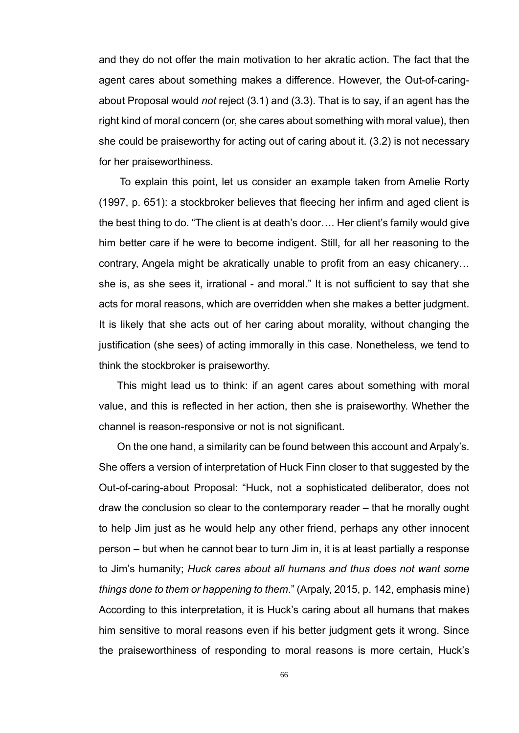and they do not offer the main motivation to her akratic action. The fact that the agent cares about something makes a difference. However, the Out-of-caring-about Proposal would *not* reject (3.1) and (3.3). That is to say, if an agent has the right kind of moral concern (or, she cares about something with moral value), then she could be praiseworthy for acting out of caring about it. (3.2) is not necessary for her praiseworthiness.

To explain this point, let us consider an example taken from Amelie Rorty (1997, p. 651): a stockbroker believes that fleecing her infirm and aged client is the best thing to do. "The client is at death's door…. Her client's family would give him better care if he were to become indigent. Still, for all her reasoning to the contrary, Angela might be akratically unable to profit from an easy chicanery… she is, as she sees it, irrational - and moral." It is not sufficient to say that she acts for moral reasons, which are overridden when she makes a better judgment. It is likely that she acts out of her caring about morality, without changing the justification (she sees) of acting immorally in this case. Nonetheless, we tend to think the stockbroker is praiseworthy.

This might lead us to think: if an agent cares about something with moral value, and this is reflected in her action, then she is praiseworthy. Whether the channel is reason-responsive or not is not significant.

On the one hand, a similarity can be found between this account and Arpaly's. She offers a version of interpretation of Huck Finn closer to that suggested by the Out-of-caring-about Proposal: "Huck, not a sophisticated deliberator, does not draw the conclusion so clear to the contemporary reader – that he morally ought to help Jim just as he would help any other friend, perhaps any other innocent person – but when he cannot bear to turn Jim in, it is at least partially a response to Jim's humanity; *Huck cares about all humans and thus does not want some things done to them or happening to them*." (Arpaly, 2015, p. 142, emphasis mine) According to this interpretation, it is Huck's caring about all humans that makes him sensitive to moral reasons even if his better judgment gets it wrong. Since the praiseworthiness of responding to moral reasons is more certain, Huck's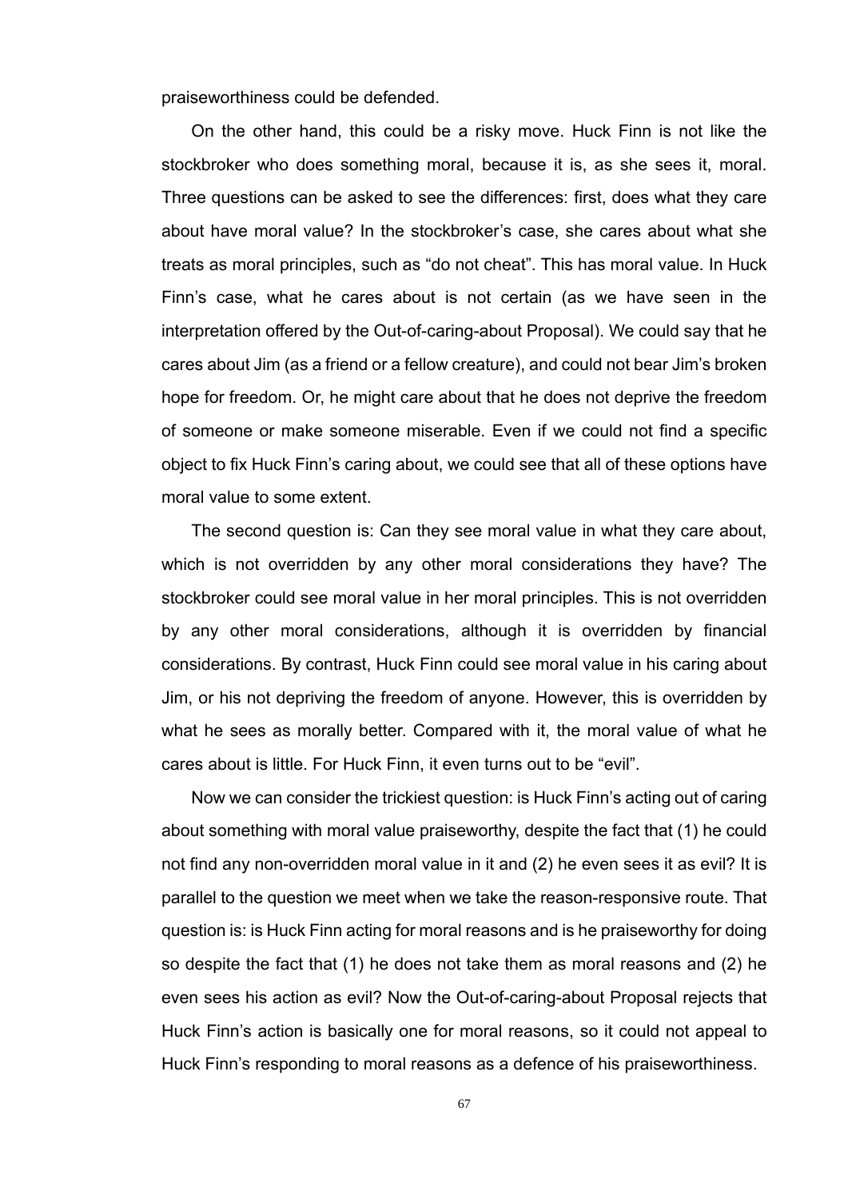praiseworthiness could be defended.

On the other hand, this could be a risky move. Huck Finn is not like the stockbroker who does something moral, because it is, as she sees it, moral. Three questions can be asked to see the differences: first, does what they care about have moral value? In the stockbroker's case, she cares about what she treats as moral principles, such as "do not cheat". This has moral value. In Huck Finn's case, what he cares about is not certain (as we have seen in the interpretation offered by the Out-of-caring-about Proposal). We could say that he cares about Jim (as a friend or a fellow creature), and could not bear Jim's broken hope for freedom. Or, he might care about that he does not deprive the freedom of someone or make someone miserable. Even if we could not find a specific object to fix Huck Finn's caring about, we could see that all of these options have moral value to some extent.

The second question is: Can they see moral value in what they care about, which is not overridden by any other moral considerations they have? The stockbroker could see moral value in her moral principles. This is not overridden by any other moral considerations, although it is overridden by financial considerations. By contrast, Huck Finn could see moral value in his caring about Jim, or his not depriving the freedom of anyone. However, this is overridden by what he sees as morally better. Compared with it, the moral value of what he cares about is little. For Huck Finn, it even turns out to be "evil".

Now we can consider the trickiest question: is Huck Finn's acting out of caring about something with moral value praiseworthy, despite the fact that (1) he could not find any non-overridden moral value in it and (2) he even sees it as evil? It is parallel to the question we meet when we take the reason-responsive route. That question is: is Huck Finn acting for moral reasons and is he praiseworthy for doing so despite the fact that (1) he does not take them as moral reasons and (2) he even sees his action as evil? Now the Out-of-caring-about Proposal rejects that Huck Finn's action is basically one for moral reasons, so it could not appeal to Huck Finn's responding to moral reasons as a defence of his praiseworthiness.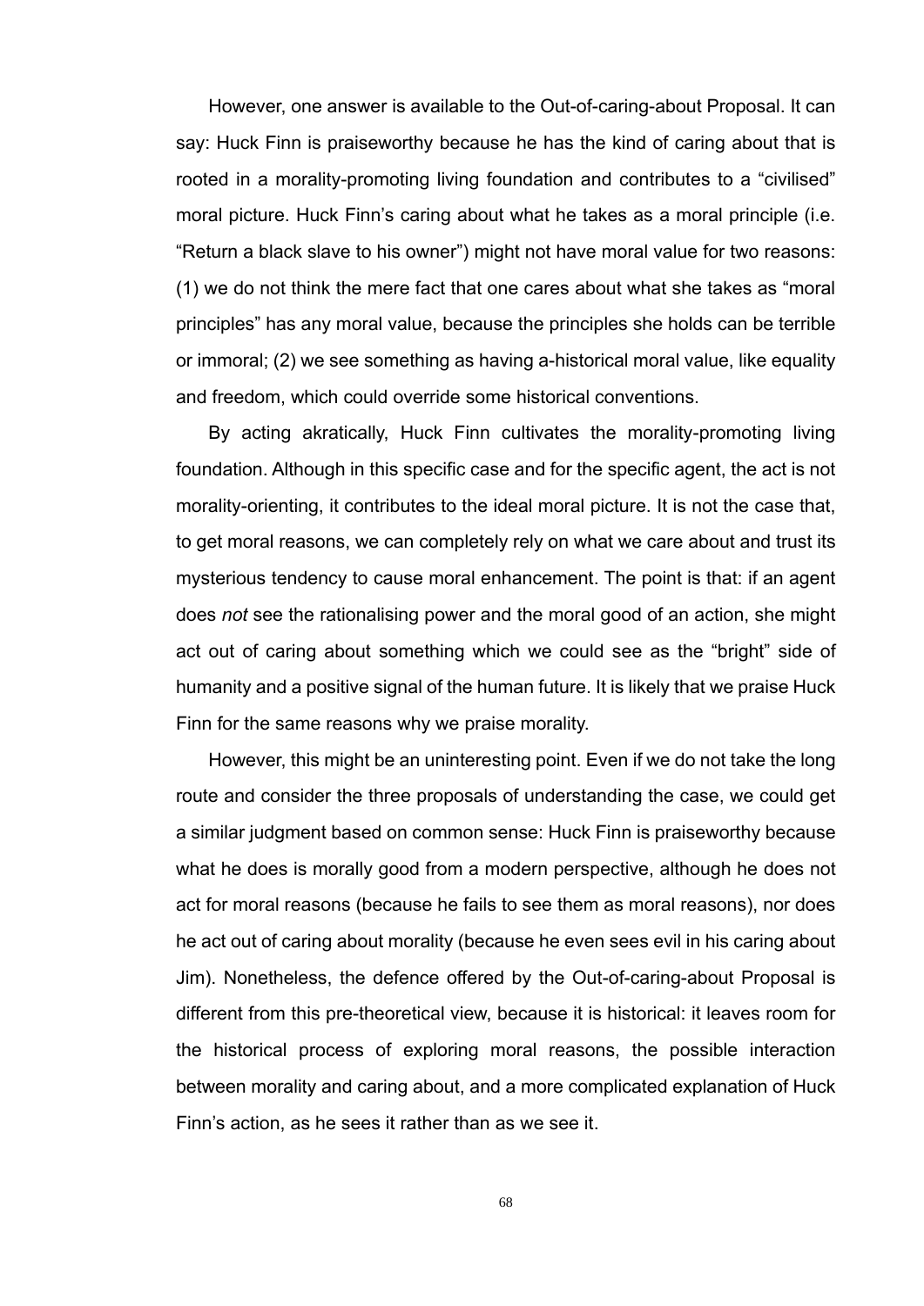However, one answer is available to the Out-of-caring-about Proposal. It can say: Huck Finn is praiseworthy because he has the kind of caring about that is rooted in a morality-promoting living foundation and contributes to a "civilised" moral picture. Huck Finn's caring about what he takes as a moral principle (i.e. "Return a black slave to his owner") might not have moral value for two reasons: (1) we do not think the mere fact that one cares about what she takes as "moral principles" has any moral value, because the principles she holds can be terrible or immoral; (2) we see something as having a-historical moral value, like equality and freedom, which could override some historical conventions.

By acting akratically, Huck Finn cultivates the morality-promoting living foundation. Although in this specific case and for the specific agent, the act is not morality-orienting, it contributes to the ideal moral picture. It is not the case that, to get moral reasons, we can completely rely on what we care about and trust its mysterious tendency to cause moral enhancement. The point is that: if an agent does *not* see the rationalising power and the moral good of an action, she might act out of caring about something which we could see as the "bright" side of humanity and a positive signal of the human future. It is likely that we praise Huck Finn for the same reasons why we praise morality.

However, this might be an uninteresting point. Even if we do not take the long route and consider the three proposals of understanding the case, we could get a similar judgment based on common sense: Huck Finn is praiseworthy because what he does is morally good from a modern perspective, although he does not act for moral reasons (because he fails to see them as moral reasons), nor does he act out of caring about morality (because he even sees evil in his caring about Jim). Nonetheless, the defence offered by the Out-of-caring-about Proposal is different from this pre-theoretical view, because it is historical: it leaves room for the historical process of exploring moral reasons, the possible interaction between morality and caring about, and a more complicated explanation of Huck Finn's action, as he sees it rather than as we see it.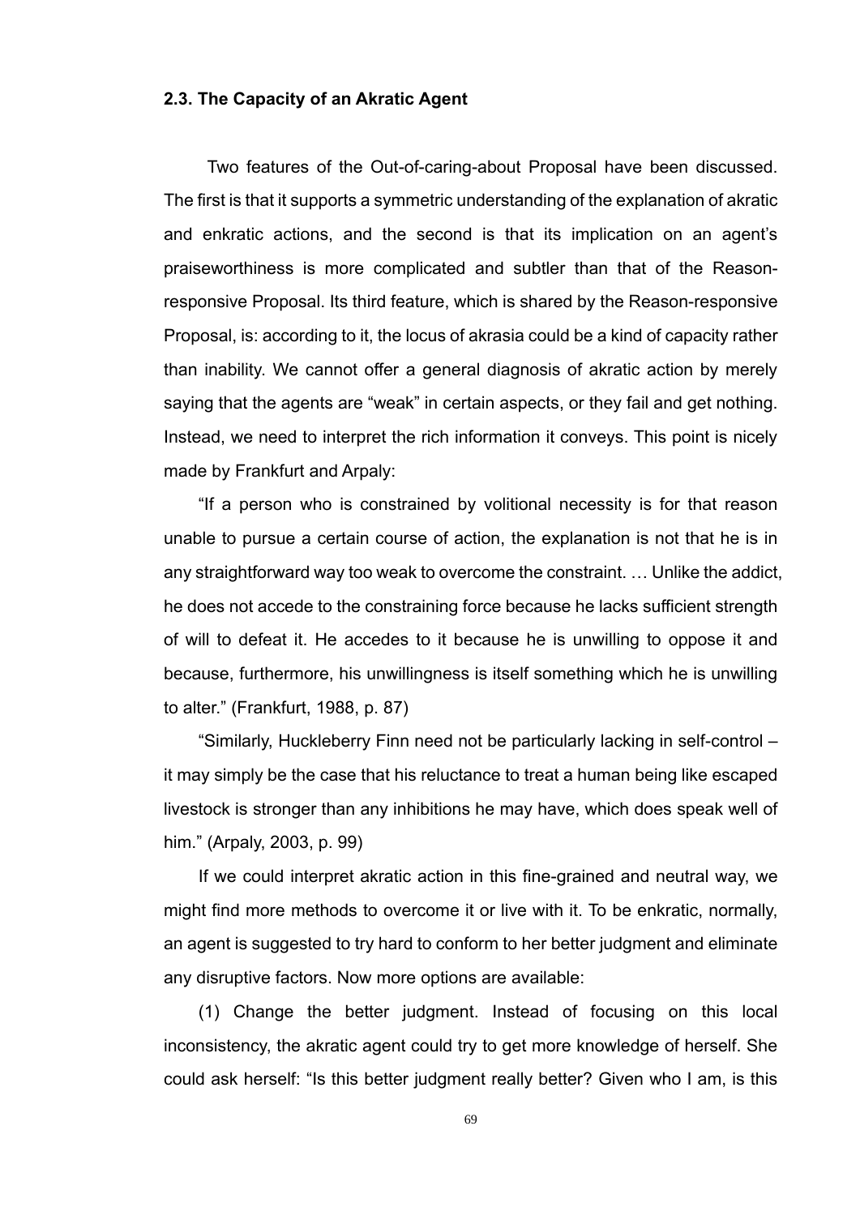### 2.3. The Capacity of an Akratic Agent

Two features of the Out-of-caring-about Proposal have been discussed. The first is that it supports a symmetric understanding of the explanation of akratic and enkratic actions, and the second is that its implication on an agent's praiseworthiness is more complicated and subtler than that of the Reason-responsive Proposal. Its third feature, which is shared by the Reason-responsive Proposal, is: according to it, the locus of akrasia could be a kind of capacity rather than inability. We cannot offer a general diagnosis of akratic action by merely saying that the agents are "weak" in certain aspects, or they fail and get nothing. Instead, we need to interpret the rich information it conveys. This point is nicely made by Frankfurt and Arpaly:

"If a person who is constrained by volitional necessity is for that reason unable to pursue a certain course of action, the explanation is not that he is in any straightforward way too weak to overcome the constraint. … Unlike the addict, he does not accede to the constraining force because he lacks sufficient strength of will to defeat it. He accedes to it because he is unwilling to oppose it and because, furthermore, his unwillingness is itself something which he is unwilling to alter." (Frankfurt, 1988, p. 87)

"Similarly, Huckleberry Finn need not be particularly lacking in self-control – it may simply be the case that his reluctance to treat a human being like escaped livestock is stronger than any inhibitions he may have, which does speak well of him." (Arpaly, 2003, p. 99)

If we could interpret akratic action in this fine-grained and neutral way, we might find more methods to overcome it or live with it. To be enkratic, normally, an agent is suggested to try hard to conform to her better judgment and eliminate any disruptive factors. Now more options are available:

(1) Change the better judgment. Instead of focusing on this local inconsistency, the akratic agent could try to get more knowledge of herself. She could ask herself: "Is this better judgment really better? Given who I am, is this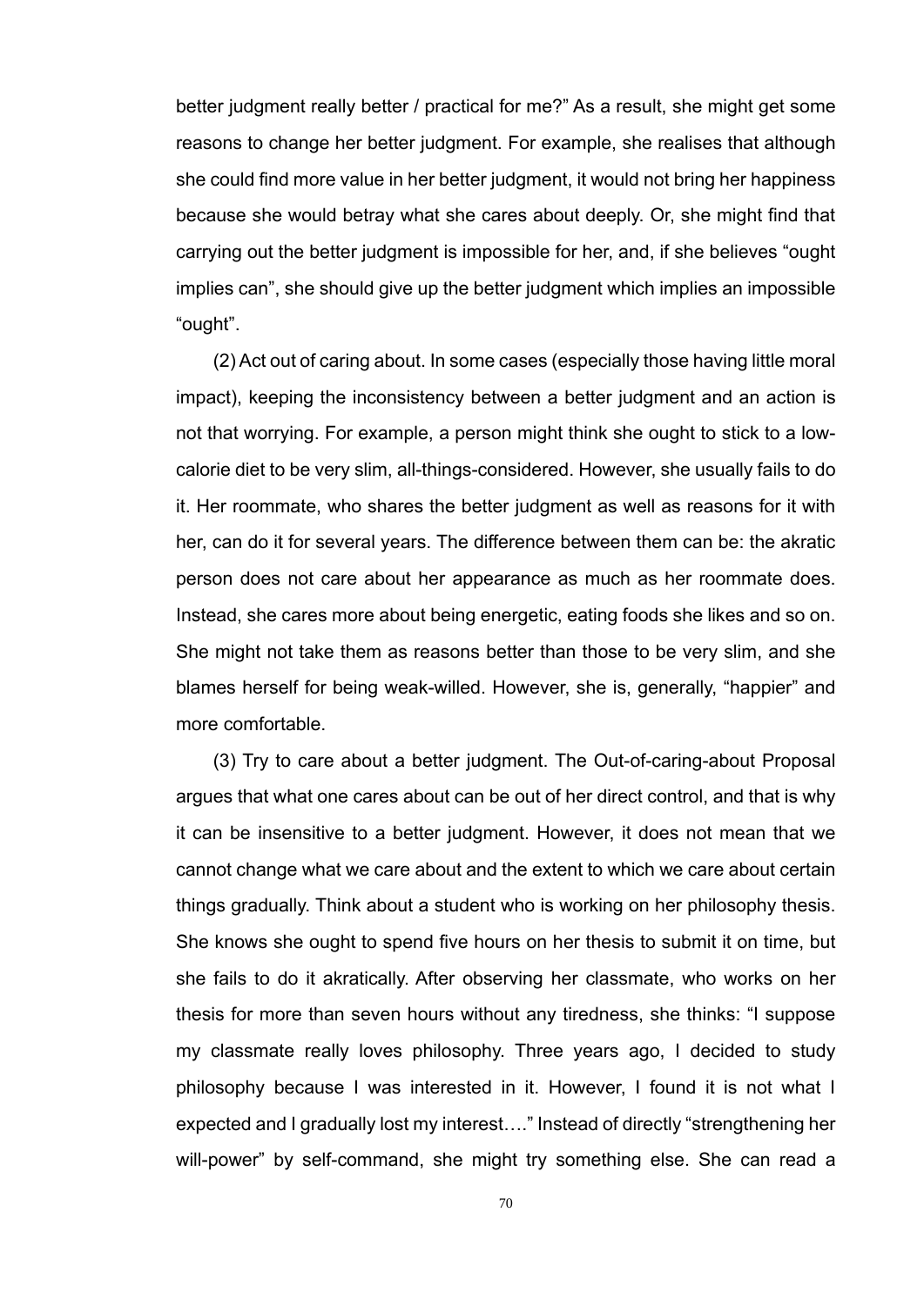better judgment really better / practical for me?" As a result, she might get some reasons to change her better judgment. For example, she realises that although she could find more value in her better judgment, it would not bring her happiness because she would betray what she cares about deeply. Or, she might find that carrying out the better judgment is impossible for her, and, if she believes "ought implies can", she should give up the better judgment which implies an impossible "ought".

(2) Act out of caring about. In some cases (especially those having little moral impact), keeping the inconsistency between a better judgment and an action is not that worrying. For example, a person might think she ought to stick to a low-calorie diet to be very slim, all-things-considered. However, she usually fails to do it. Her roommate, who shares the better judgment as well as reasons for it with her, can do it for several years. The difference between them can be: the akratic person does not care about her appearance as much as her roommate does. Instead, she cares more about being energetic, eating foods she likes and so on. She might not take them as reasons better than those to be very slim, and she blames herself for being weak-willed. However, she is, generally, "happier" and more comfortable.

(3) Try to care about a better judgment. The Out-of-caring-about Proposal argues that what one cares about can be out of her direct control, and that is why it can be insensitive to a better judgment. However, it does not mean that we cannot change what we care about and the extent to which we care about certain things gradually. Think about a student who is working on her philosophy thesis. She knows she ought to spend five hours on her thesis to submit it on time, but she fails to do it akratically. After observing her classmate, who works on her thesis for more than seven hours without any tiredness, she thinks: "I suppose my classmate really loves philosophy. Three years ago, I decided to study philosophy because I was interested in it. However, I found it is not what I expected and I gradually lost my interest…." Instead of directly "strengthening her will-power" by self-command, she might try something else. She can read a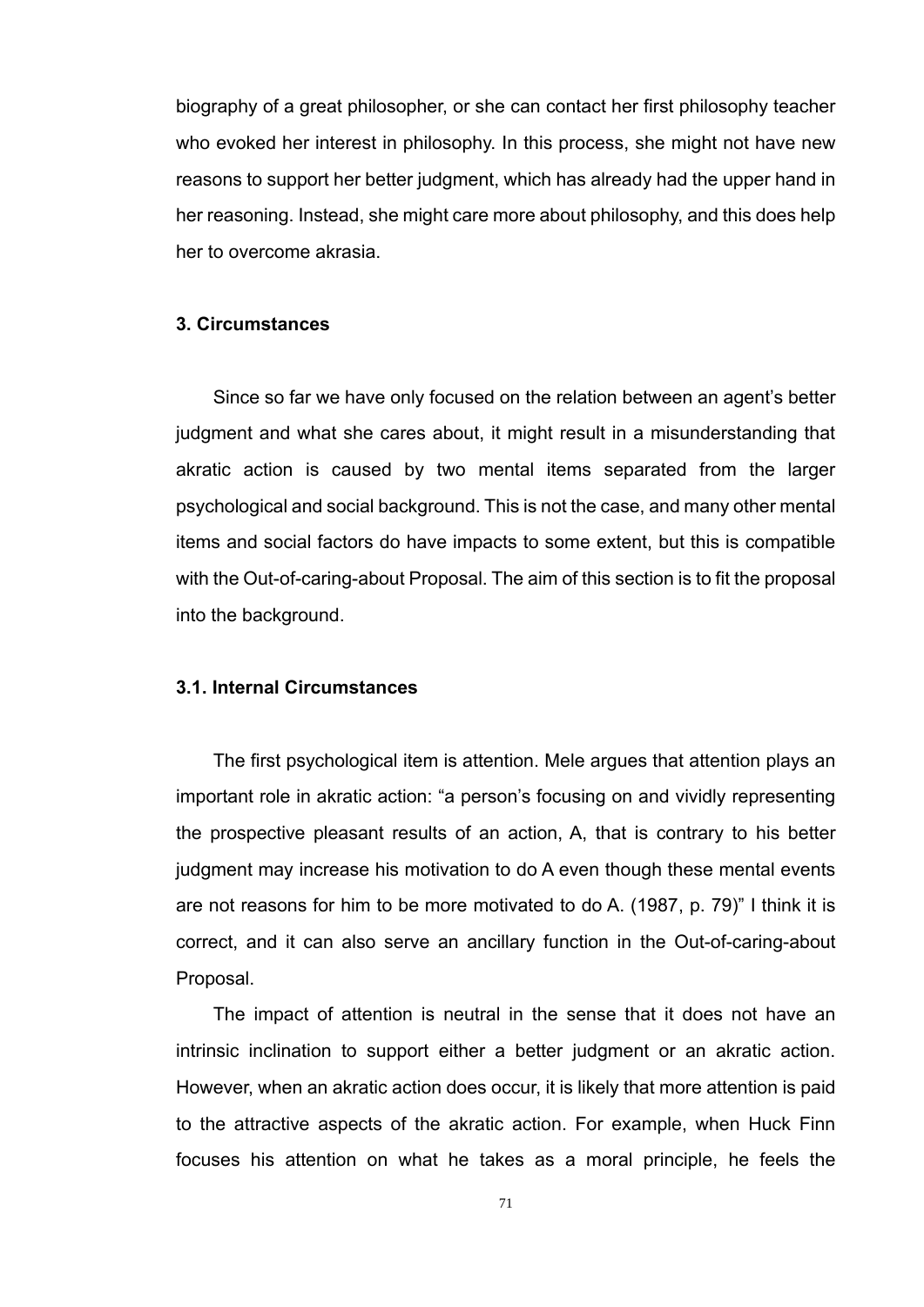biography of a great philosopher, or she can contact her first philosophy teacher who evoked her interest in philosophy. In this process, she might not have new reasons to support her better judgment, which has already had the upper hand in her reasoning. Instead, she might care more about philosophy, and this does help her to overcome akrasia.

### 3. Circumstances

Since so far we have only focused on the relation between an agent's better judgment and what she cares about, it might result in a misunderstanding that akratic action is caused by two mental items separated from the larger psychological and social background. This is not the case, and many other mental items and social factors do have impacts to some extent, but this is compatible with the Out-of-caring-about Proposal. The aim of this section is to fit the proposal into the background.

### 3.1. Internal Circumstances

The first psychological item is attention. Mele argues that attention plays an important role in akratic action: "a person's focusing on and vividly representing the prospective pleasant results of an action, A, that is contrary to his better judgment may increase his motivation to do A even though these mental events are not reasons for him to be more motivated to do A. (1987, p. 79)" I think it is correct, and it can also serve an ancillary function in the Out-of-caring-about Proposal.

The impact of attention is neutral in the sense that it does not have an intrinsic inclination to support either a better judgment or an akratic action. However, when an akratic action does occur, it is likely that more attention is paid to the attractive aspects of the akratic action. For example, when Huck Finn focuses his attention on what he takes as a moral principle, he feels the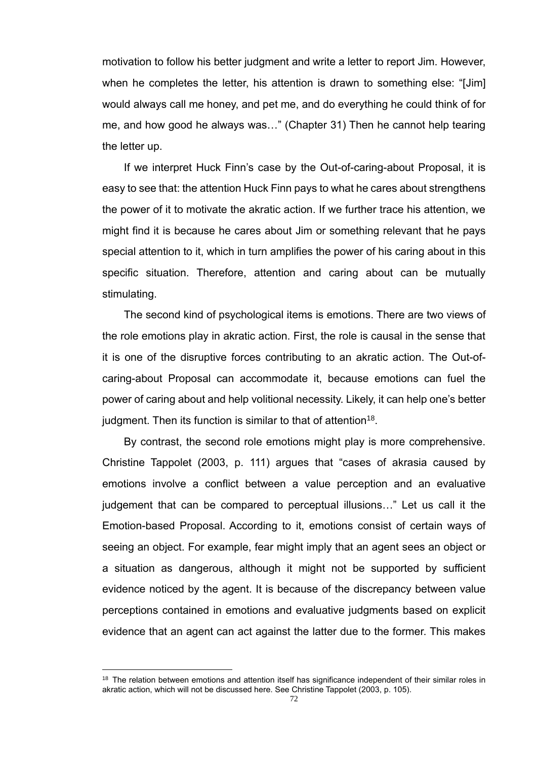motivation to follow his better judgment and write a letter to report Jim. However, when he completes the letter, his attention is drawn to something else: "[Jim] would always call me honey, and pet me, and do everything he could think of for me, and how good he always was…" (Chapter 31) Then he cannot help tearing the letter up.

If we interpret Huck Finn's case by the Out-of-caring-about Proposal, it is easy to see that: the attention Huck Finn pays to what he cares about strengthens the power of it to motivate the akratic action. If we further trace his attention, we might find it is because he cares about Jim or something relevant that he pays special attention to it, which in turn amplifies the power of his caring about in this specific situation. Therefore, attention and caring about can be mutually stimulating.

The second kind of psychological items is emotions. There are two views of the role emotions play in akratic action. First, the role is causal in the sense that it is one of the disruptive forces contributing to an akratic action. The Out-of-caring-about Proposal can accommodate it, because emotions can fuel the power of caring about and help volitional necessity. Likely, it can help one's better judgment. Then its function is similar to that of attention[18].

By contrast, the second role emotions might play is more comprehensive. Christine Tappolet (2003, p. 111) argues that "cases of akrasia caused by emotions involve a conflict between a value perception and an evaluative judgement that can be compared to perceptual illusions…" Let us call it the Emotion-based Proposal. According to it, emotions consist of certain ways of seeing an object. For example, fear might imply that an agent sees an object or a situation as dangerous, although it might not be supported by sufficient evidence noticed by the agent. It is because of the discrepancy between value perceptions contained in emotions and evaluative judgments based on explicit evidence that an agent can act against the latter due to the former. This makes

---

[18] The relation between emotions and attention itself has significance independent of their similar roles in akratic action, which will not be discussed here. See Christine Tappolet (2003, p. 105).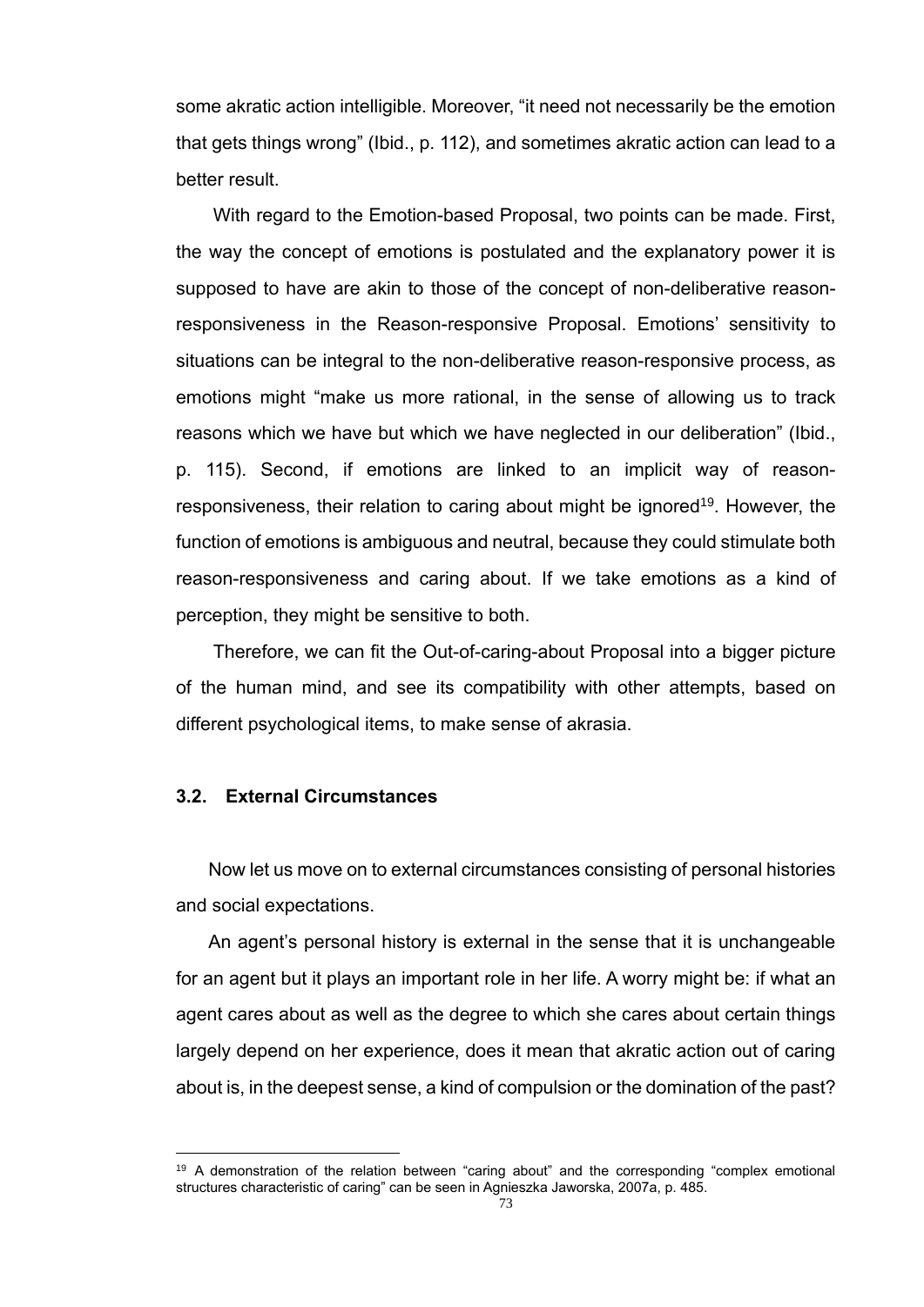some akratic action intelligible. Moreover, "it need not necessarily be the emotion that gets things wrong" (Ibid., p. 112), and sometimes akratic action can lead to a better result.

With regard to the Emotion-based Proposal, two points can be made. First, the way the concept of emotions is postulated and the explanatory power it is supposed to have are akin to those of the concept of non-deliberative reason-responsiveness in the Reason-responsive Proposal. Emotions' sensitivity to situations can be integral to the non-deliberative reason-responsive process, as emotions might "make us more rational, in the sense of allowing us to track reasons which we have but which we have neglected in our deliberation" (Ibid., p. 115). Second, if emotions are linked to an implicit way of reason-responsiveness, their relation to caring about might be ignored[19]. However, the function of emotions is ambiguous and neutral, because they could stimulate both reason-responsiveness and caring about. If we take emotions as a kind of perception, they might be sensitive to both.

Therefore, we can fit the Out-of-caring-about Proposal into a bigger picture of the human mind, and see its compatibility with other attempts, based on different psychological items, to make sense of akrasia.

### 3.2. External Circumstances

Now let us move on to external circumstances consisting of personal histories and social expectations.

An agent's personal history is external in the sense that it is unchangeable for an agent but it plays an important role in her life. A worry might be: if what an agent cares about as well as the degree to which she cares about certain things largely depend on her experience, does it mean that akratic action out of caring about is, in the deepest sense, a kind of compulsion or the domination of the past?

---

[19] A demonstration of the relation between "caring about" and the corresponding "complex emotional structures characteristic of caring" can be seen in Agnieszka Jaworska, 2007a, p. 485.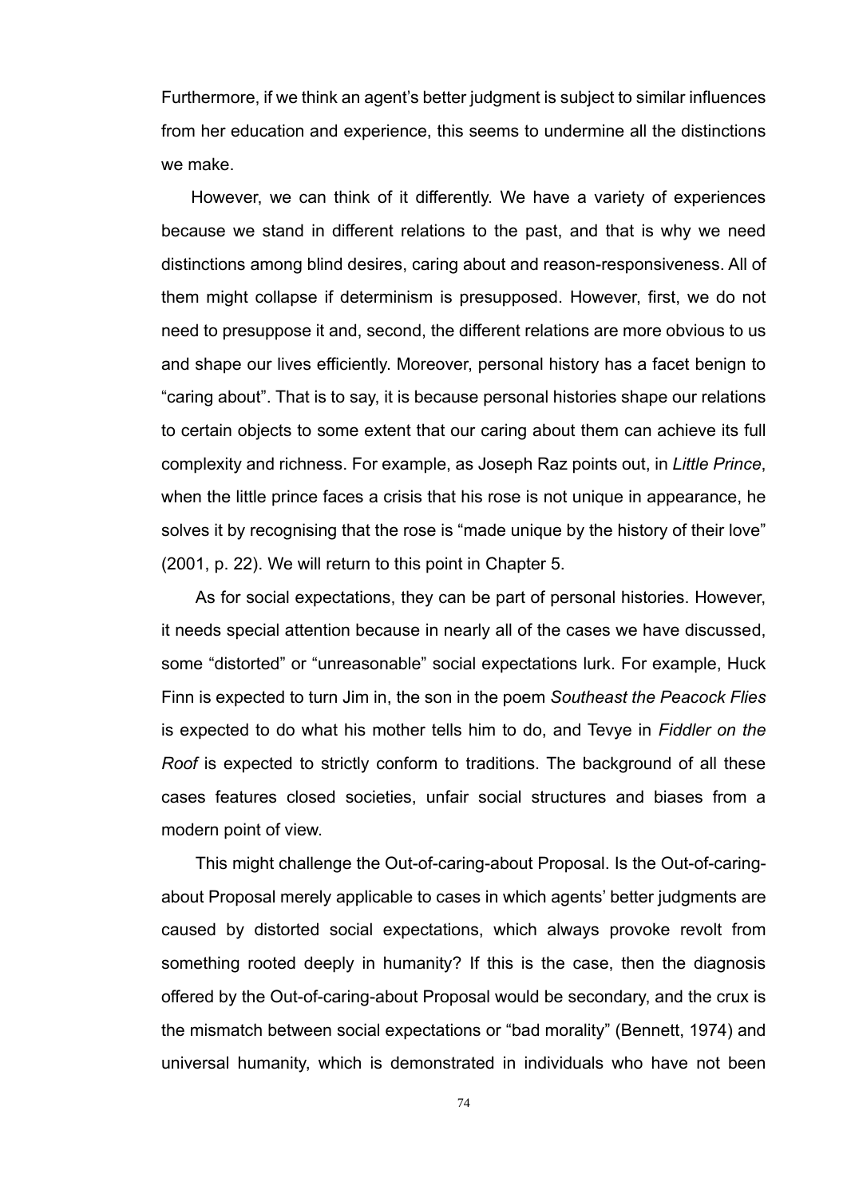Furthermore, if we think an agent's better judgment is subject to similar influences from her education and experience, this seems to undermine all the distinctions we make.

However, we can think of it differently. We have a variety of experiences because we stand in different relations to the past, and that is why we need distinctions among blind desires, caring about and reason-responsiveness. All of them might collapse if determinism is presupposed. However, first, we do not need to presuppose it and, second, the different relations are more obvious to us and shape our lives efficiently. Moreover, personal history has a facet benign to "caring about". That is to say, it is because personal histories shape our relations to certain objects to some extent that our caring about them can achieve its full complexity and richness. For example, as Joseph Raz points out, in *Little Prince*, when the little prince faces a crisis that his rose is not unique in appearance, he solves it by recognising that the rose is "made unique by the history of their love" (2001, p. 22). We will return to this point in Chapter 5.

As for social expectations, they can be part of personal histories. However, it needs special attention because in nearly all of the cases we have discussed, some "distorted" or "unreasonable" social expectations lurk. For example, Huck Finn is expected to turn Jim in, the son in the poem *Southeast the Peacock Flies* is expected to do what his mother tells him to do, and Tevye in *Fiddler on the Roof* is expected to strictly conform to traditions. The background of all these cases features closed societies, unfair social structures and biases from a modern point of view.

This might challenge the Out-of-caring-about Proposal. Is the Out-of-caring-about Proposal merely applicable to cases in which agents' better judgments are caused by distorted social expectations, which always provoke revolt from something rooted deeply in humanity? If this is the case, then the diagnosis offered by the Out-of-caring-about Proposal would be secondary, and the crux is the mismatch between social expectations or "bad morality" (Bennett, 1974) and universal humanity, which is demonstrated in individuals who have not been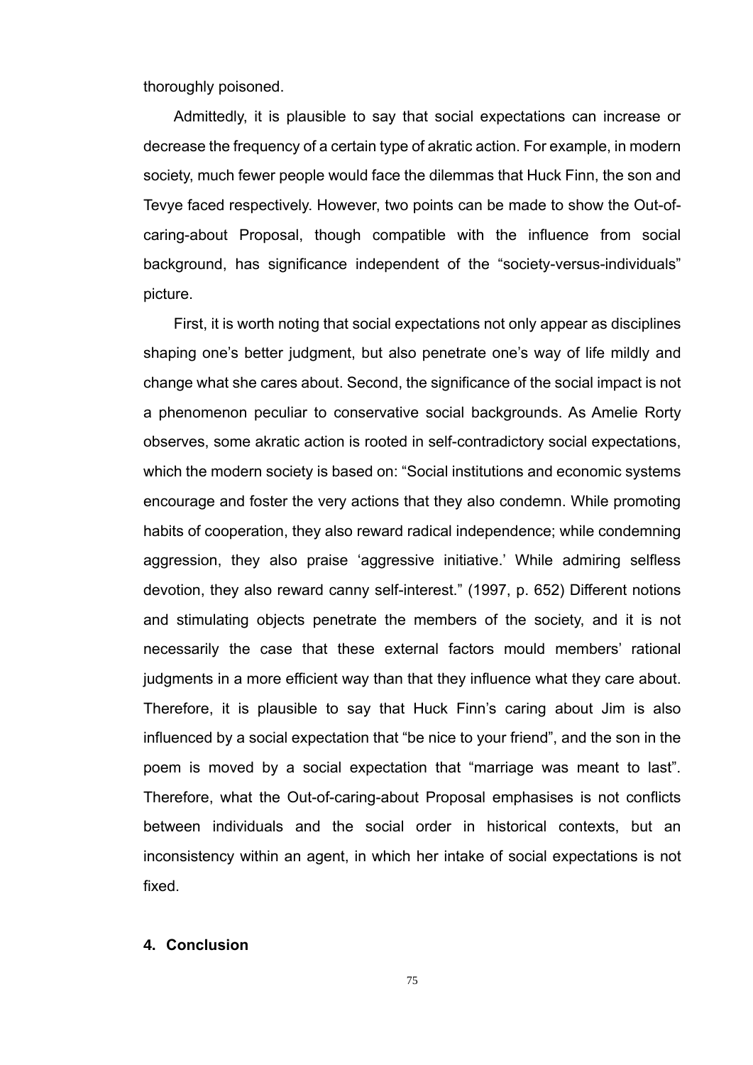thoroughly poisoned.

Admittedly, it is plausible to say that social expectations can increase or decrease the frequency of a certain type of akratic action. For example, in modern society, much fewer people would face the dilemmas that Huck Finn, the son and Tevye faced respectively. However, two points can be made to show the Out-of-caring-about Proposal, though compatible with the influence from social background, has significance independent of the "society-versus-individuals" picture.

First, it is worth noting that social expectations not only appear as disciplines shaping one's better judgment, but also penetrate one's way of life mildly and change what she cares about. Second, the significance of the social impact is not a phenomenon peculiar to conservative social backgrounds. As Amelie Rorty observes, some akratic action is rooted in self-contradictory social expectations, which the modern society is based on: "Social institutions and economic systems encourage and foster the very actions that they also condemn. While promoting habits of cooperation, they also reward radical independence; while condemning aggression, they also praise 'aggressive initiative.' While admiring selfless devotion, they also reward canny self-interest." (1997, p. 652) Different notions and stimulating objects penetrate the members of the society, and it is not necessarily the case that these external factors mould members' rational judgments in a more efficient way than that they influence what they care about. Therefore, it is plausible to say that Huck Finn's caring about Jim is also influenced by a social expectation that "be nice to your friend", and the son in the poem is moved by a social expectation that "marriage was meant to last". Therefore, what the Out-of-caring-about Proposal emphasises is not conflicts between individuals and the social order in historical contexts, but an inconsistency within an agent, in which her intake of social expectations is not fixed.

## 4. Conclusion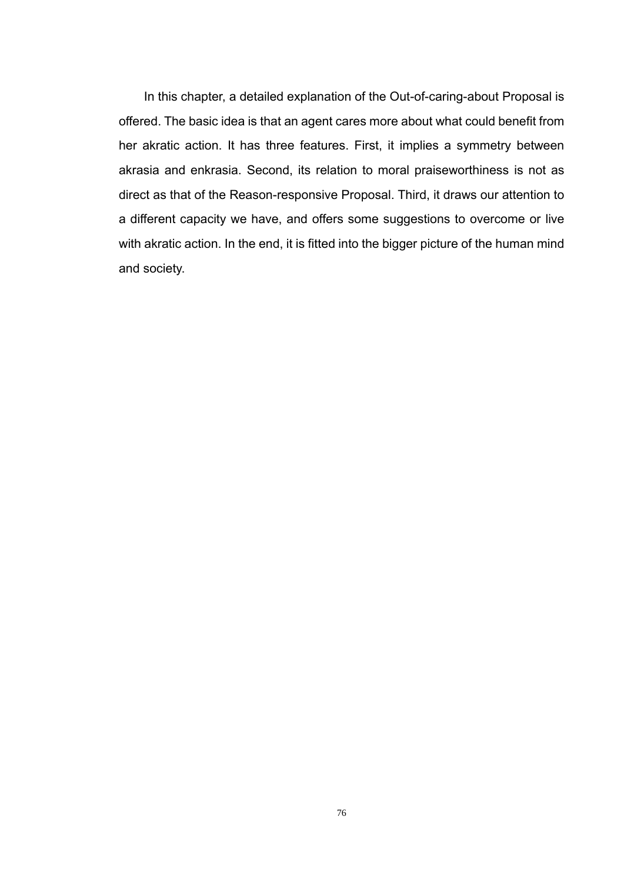In this chapter, a detailed explanation of the Out-of-caring-about Proposal is offered. The basic idea is that an agent cares more about what could benefit from her akratic action. It has three features. First, it implies a symmetry between akrasia and enkrasia. Second, its relation to moral praiseworthiness is not as direct as that of the Reason-responsive Proposal. Third, it draws our attention to a different capacity we have, and offers some suggestions to overcome or live with akratic action. In the end, it is fitted into the bigger picture of the human mind and society.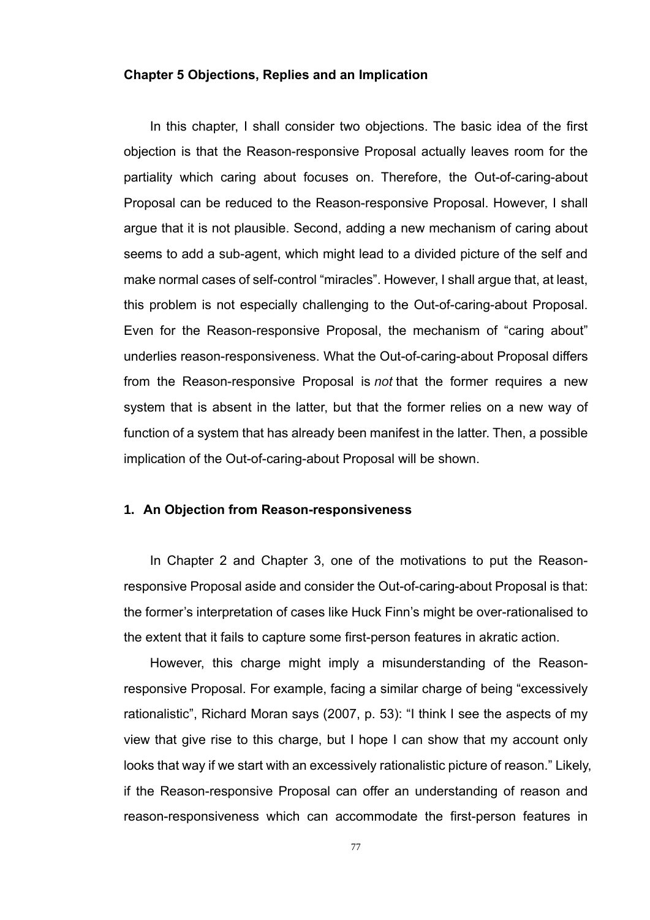## Chapter 5 Objections, Replies and an Implication

In this chapter, I shall consider two objections. The basic idea of the first objection is that the Reason-responsive Proposal actually leaves room for the partiality which caring about focuses on. Therefore, the Out-of-caring-about Proposal can be reduced to the Reason-responsive Proposal. However, I shall argue that it is not plausible. Second, adding a new mechanism of caring about seems to add a sub-agent, which might lead to a divided picture of the self and make normal cases of self-control "miracles". However, I shall argue that, at least, this problem is not especially challenging to the Out-of-caring-about Proposal. Even for the Reason-responsive Proposal, the mechanism of "caring about" underlies reason-responsiveness. What the Out-of-caring-about Proposal differs from the Reason-responsive Proposal is *not* that the former requires a new system that is absent in the latter, but that the former relies on a new way of function of a system that has already been manifest in the latter. Then, a possible implication of the Out-of-caring-about Proposal will be shown.

### 1. An Objection from Reason-responsiveness

In Chapter 2 and Chapter 3, one of the motivations to put the Reason-responsive Proposal aside and consider the Out-of-caring-about Proposal is that: the former's interpretation of cases like Huck Finn's might be over-rationalised to the extent that it fails to capture some first-person features in akratic action.

However, this charge might imply a misunderstanding of the Reason-responsive Proposal. For example, facing a similar charge of being "excessively rationalistic", Richard Moran says (2007, p. 53): "I think I see the aspects of my view that give rise to this charge, but I hope I can show that my account only looks that way if we start with an excessively rationalistic picture of reason." Likely, if the Reason-responsive Proposal can offer an understanding of reason and reason-responsiveness which can accommodate the first-person features in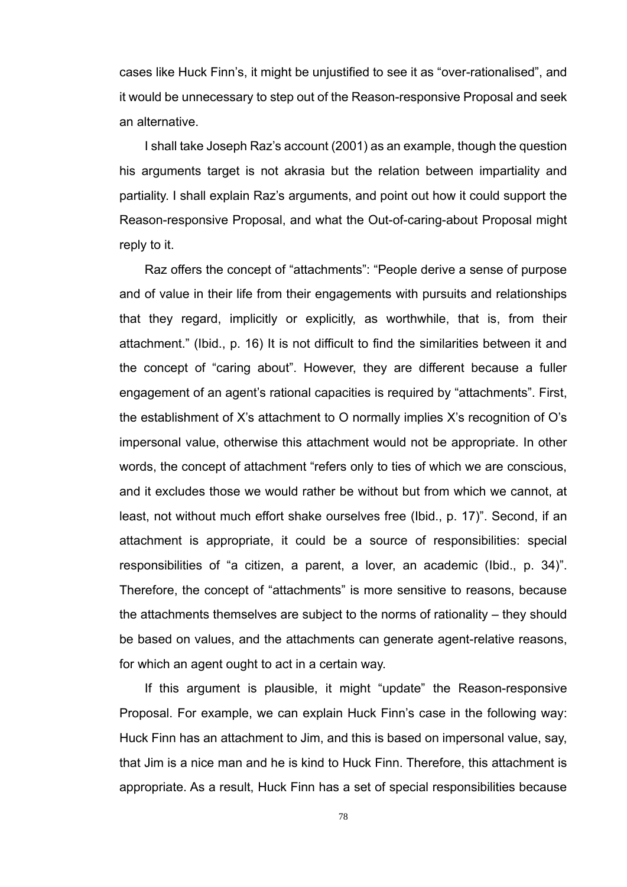cases like Huck Finn's, it might be unjustified to see it as "over-rationalised", and it would be unnecessary to step out of the Reason-responsive Proposal and seek an alternative.

I shall take Joseph Raz's account (2001) as an example, though the question his arguments target is not akrasia but the relation between impartiality and partiality. I shall explain Raz's arguments, and point out how it could support the Reason-responsive Proposal, and what the Out-of-caring-about Proposal might reply to it.

Raz offers the concept of "attachments": "People derive a sense of purpose and of value in their life from their engagements with pursuits and relationships that they regard, implicitly or explicitly, as worthwhile, that is, from their attachment." (Ibid., p. 16) It is not difficult to find the similarities between it and the concept of "caring about". However, they are different because a fuller engagement of an agent's rational capacities is required by "attachments". First, the establishment of X's attachment to O normally implies X's recognition of O's impersonal value, otherwise this attachment would not be appropriate. In other words, the concept of attachment "refers only to ties of which we are conscious, and it excludes those we would rather be without but from which we cannot, at least, not without much effort shake ourselves free (Ibid., p. 17)". Second, if an attachment is appropriate, it could be a source of responsibilities: special responsibilities of "a citizen, a parent, a lover, an academic (Ibid., p. 34)". Therefore, the concept of "attachments" is more sensitive to reasons, because the attachments themselves are subject to the norms of rationality – they should be based on values, and the attachments can generate agent-relative reasons, for which an agent ought to act in a certain way.

If this argument is plausible, it might "update" the Reason-responsive Proposal. For example, we can explain Huck Finn's case in the following way: Huck Finn has an attachment to Jim, and this is based on impersonal value, say, that Jim is a nice man and he is kind to Huck Finn. Therefore, this attachment is appropriate. As a result, Huck Finn has a set of special responsibilities because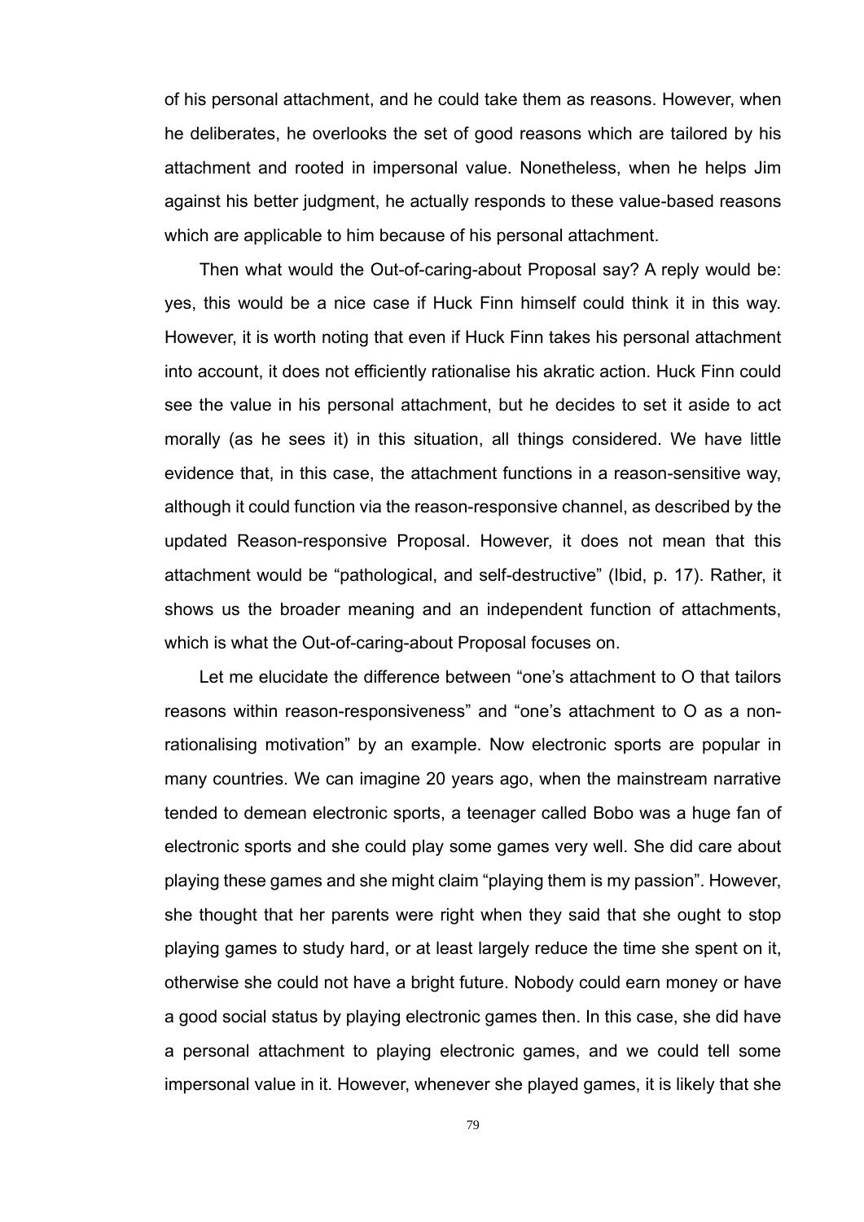of his personal attachment, and he could take them as reasons. However, when he deliberates, he overlooks the set of good reasons which are tailored by his attachment and rooted in impersonal value. Nonetheless, when he helps Jim against his better judgment, he actually responds to these value-based reasons which are applicable to him because of his personal attachment.

Then what would the Out-of-caring-about Proposal say? A reply would be: yes, this would be a nice case if Huck Finn himself could think it in this way. However, it is worth noting that even if Huck Finn takes his personal attachment into account, it does not efficiently rationalise his akratic action. Huck Finn could see the value in his personal attachment, but he decides to set it aside to act morally (as he sees it) in this situation, all things considered. We have little evidence that, in this case, the attachment functions in a reason-sensitive way, although it could function via the reason-responsive channel, as described by the updated Reason-responsive Proposal. However, it does not mean that this attachment would be "pathological, and self-destructive" (Ibid, p. 17). Rather, it shows us the broader meaning and an independent function of attachments, which is what the Out-of-caring-about Proposal focuses on.

Let me elucidate the difference between "one's attachment to O that tailors reasons within reason-responsiveness" and "one's attachment to O as a non-rationalising motivation" by an example. Now electronic sports are popular in many countries. We can imagine 20 years ago, when the mainstream narrative tended to demean electronic sports, a teenager called Bobo was a huge fan of electronic sports and she could play some games very well. She did care about playing these games and she might claim "playing them is my passion". However, she thought that her parents were right when they said that she ought to stop playing games to study hard, or at least largely reduce the time she spent on it, otherwise she could not have a bright future. Nobody could earn money or have a good social status by playing electronic games then. In this case, she did have a personal attachment to playing electronic games, and we could tell some impersonal value in it. However, whenever she played games, it is likely that she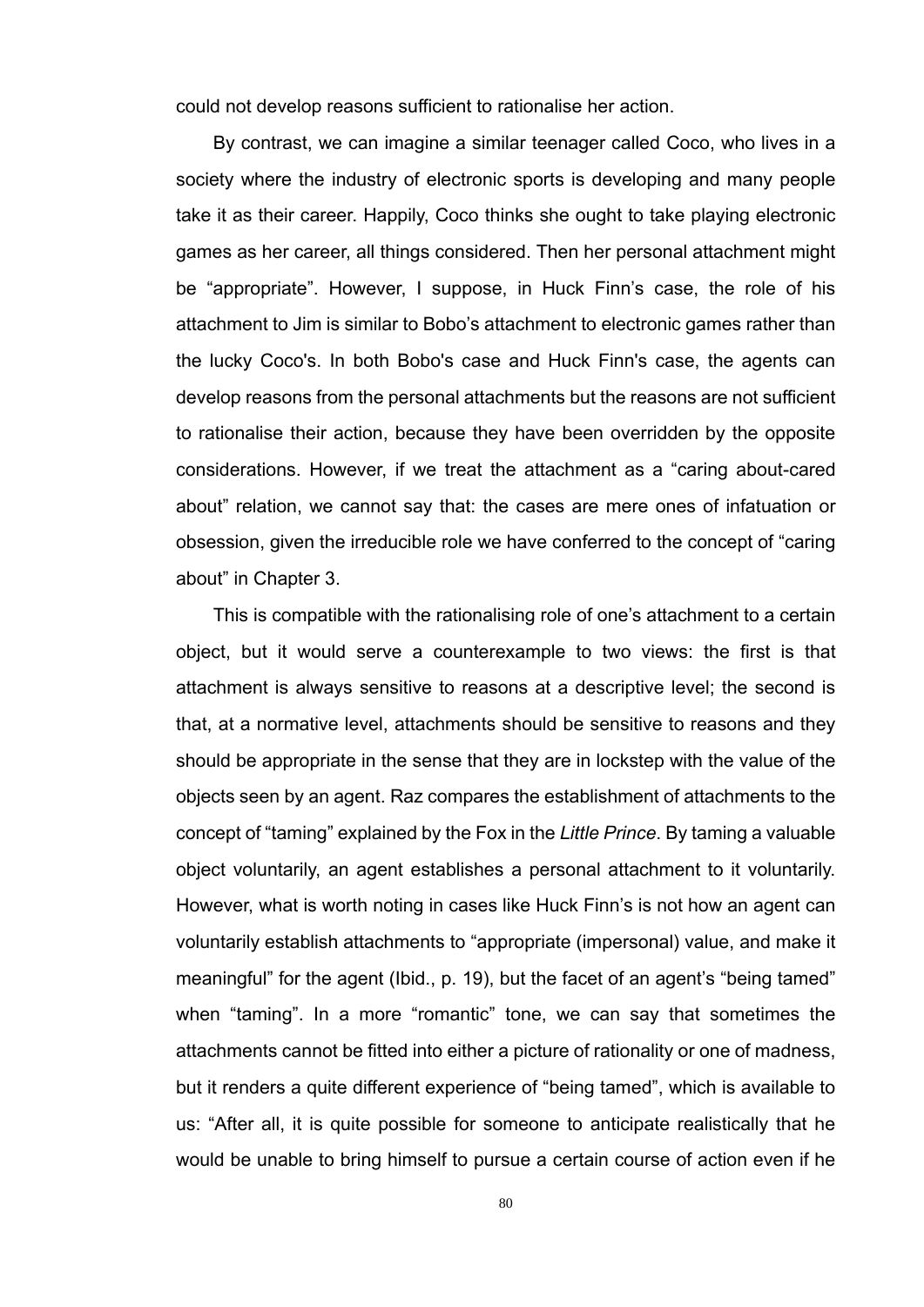could not develop reasons sufficient to rationalise her action.

By contrast, we can imagine a similar teenager called Coco, who lives in a society where the industry of electronic sports is developing and many people take it as their career. Happily, Coco thinks she ought to take playing electronic games as her career, all things considered. Then her personal attachment might be "appropriate". However, I suppose, in Huck Finn's case, the role of his attachment to Jim is similar to Bobo's attachment to electronic games rather than the lucky Coco's. In both Bobo's case and Huck Finn's case, the agents can develop reasons from the personal attachments but the reasons are not sufficient to rationalise their action, because they have been overridden by the opposite considerations. However, if we treat the attachment as a "caring about-cared about" relation, we cannot say that: the cases are mere ones of infatuation or obsession, given the irreducible role we have conferred to the concept of "caring about" in Chapter 3.

This is compatible with the rationalising role of one's attachment to a certain object, but it would serve a counterexample to two views: the first is that attachment is always sensitive to reasons at a descriptive level; the second is that, at a normative level, attachments should be sensitive to reasons and they should be appropriate in the sense that they are in lockstep with the value of the objects seen by an agent. Raz compares the establishment of attachments to the concept of "taming" explained by the Fox in the *Little Prince*. By taming a valuable object voluntarily, an agent establishes a personal attachment to it voluntarily. However, what is worth noting in cases like Huck Finn's is not how an agent can voluntarily establish attachments to "appropriate (impersonal) value, and make it meaningful" for the agent (Ibid., p. 19), but the facet of an agent's "being tamed" when "taming". In a more "romantic" tone, we can say that sometimes the attachments cannot be fitted into either a picture of rationality or one of madness, but it renders a quite different experience of "being tamed", which is available to us: "After all, it is quite possible for someone to anticipate realistically that he would be unable to bring himself to pursue a certain course of action even if he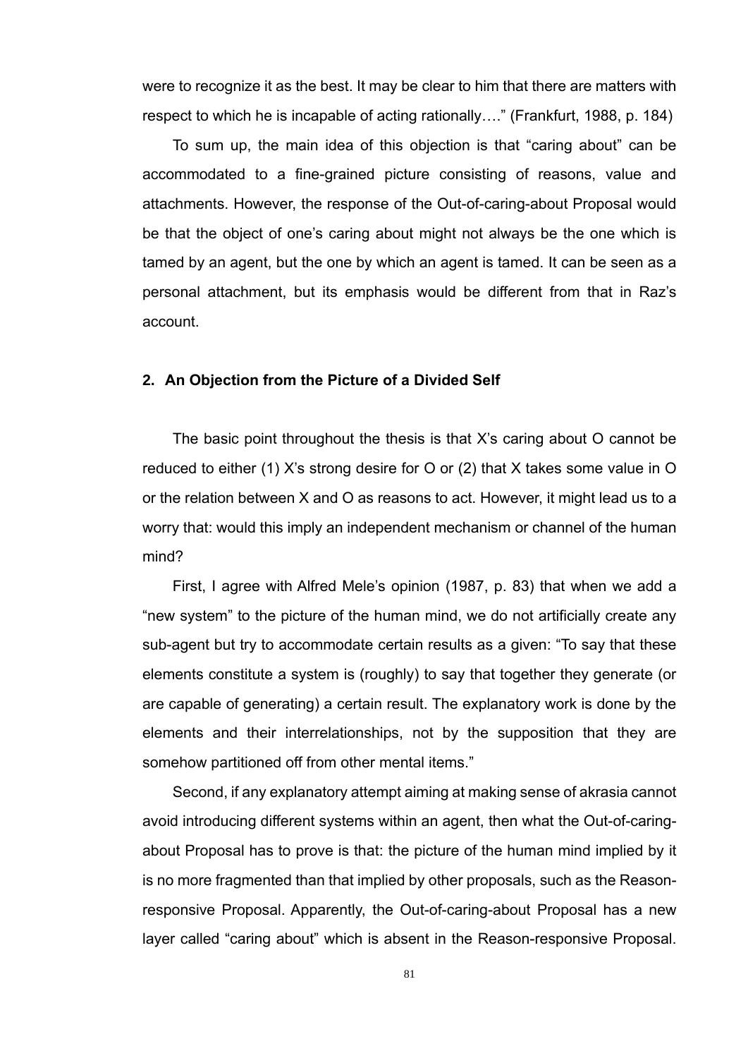were to recognize it as the best. It may be clear to him that there are matters with respect to which he is incapable of acting rationally…." (Frankfurt, 1988, p. 184)

To sum up, the main idea of this objection is that "caring about" can be accommodated to a fine-grained picture consisting of reasons, value and attachments. However, the response of the Out-of-caring-about Proposal would be that the object of one's caring about might not always be the one which is tamed by an agent, but the one by which an agent is tamed. It can be seen as a personal attachment, but its emphasis would be different from that in Raz's account.

## 2. An Objection from the Picture of a Divided Self

The basic point throughout the thesis is that X's caring about O cannot be reduced to either (1) X's strong desire for O or (2) that X takes some value in O or the relation between X and O as reasons to act. However, it might lead us to a worry that: would this imply an independent mechanism or channel of the human mind?

First, I agree with Alfred Mele's opinion (1987, p. 83) that when we add a "new system" to the picture of the human mind, we do not artificially create any sub-agent but try to accommodate certain results as a given: "To say that these elements constitute a system is (roughly) to say that together they generate (or are capable of generating) a certain result. The explanatory work is done by the elements and their interrelationships, not by the supposition that they are somehow partitioned off from other mental items."

Second, if any explanatory attempt aiming at making sense of akrasia cannot avoid introducing different systems within an agent, then what the Out-of-caring-about Proposal has to prove is that: the picture of the human mind implied by it is no more fragmented than that implied by other proposals, such as the Reason-responsive Proposal. Apparently, the Out-of-caring-about Proposal has a new layer called "caring about" which is absent in the Reason-responsive Proposal.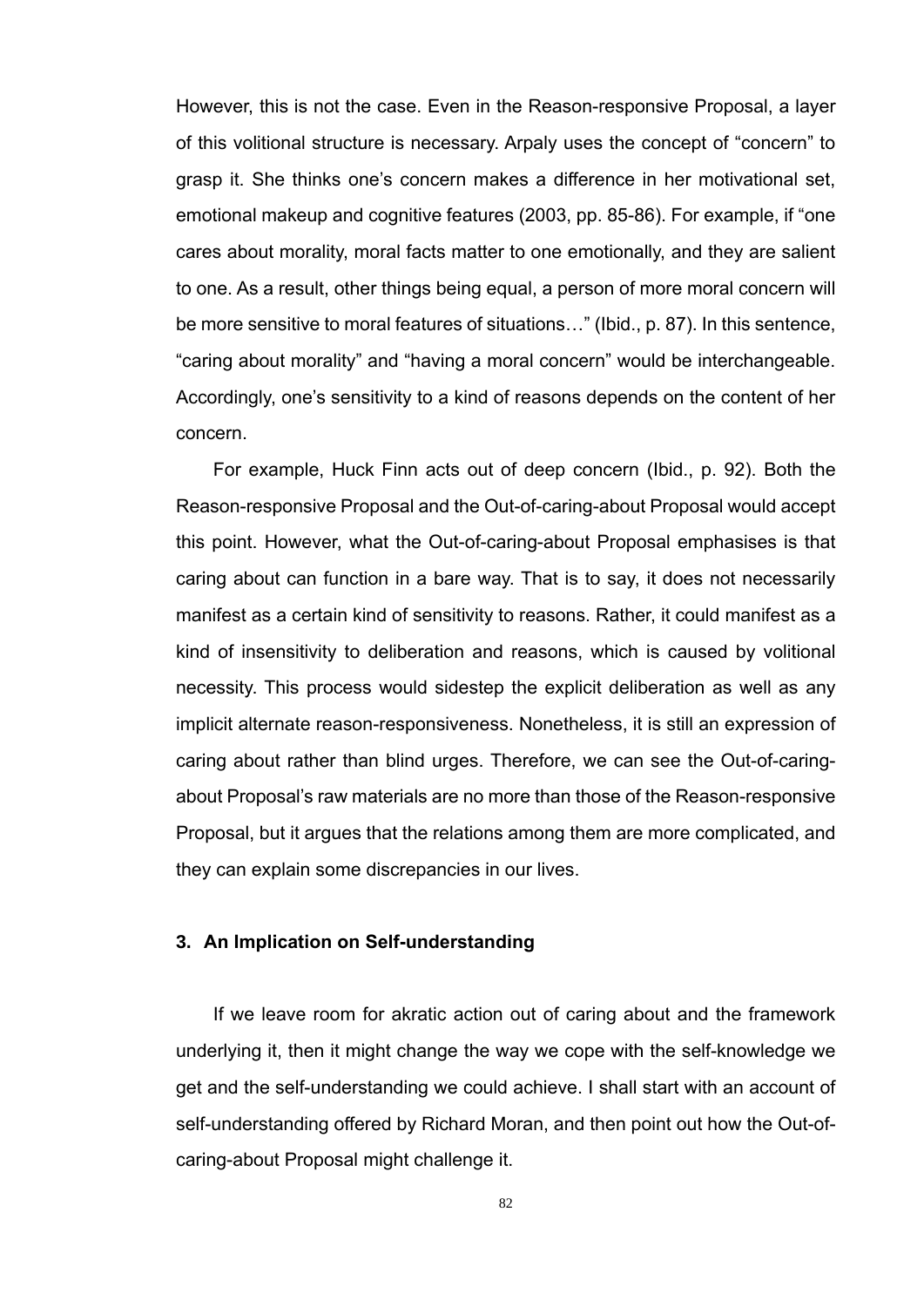However, this is not the case. Even in the Reason-responsive Proposal, a layer of this volitional structure is necessary. Arpaly uses the concept of "concern" to grasp it. She thinks one's concern makes a difference in her motivational set, emotional makeup and cognitive features (2003, pp. 85-86). For example, if "one cares about morality, moral facts matter to one emotionally, and they are salient to one. As a result, other things being equal, a person of more moral concern will be more sensitive to moral features of situations…" (Ibid., p. 87). In this sentence, "caring about morality" and "having a moral concern" would be interchangeable. Accordingly, one's sensitivity to a kind of reasons depends on the content of her concern.

For example, Huck Finn acts out of deep concern (Ibid., p. 92). Both the Reason-responsive Proposal and the Out-of-caring-about Proposal would accept this point. However, what the Out-of-caring-about Proposal emphasises is that caring about can function in a bare way. That is to say, it does not necessarily manifest as a certain kind of sensitivity to reasons. Rather, it could manifest as a kind of insensitivity to deliberation and reasons, which is caused by volitional necessity. This process would sidestep the explicit deliberation as well as any implicit alternate reason-responsiveness. Nonetheless, it is still an expression of caring about rather than blind urges. Therefore, we can see the Out-of-caring-about Proposal's raw materials are no more than those of the Reason-responsive Proposal, but it argues that the relations among them are more complicated, and they can explain some discrepancies in our lives.

### 3. An Implication on Self-understanding

If we leave room for akratic action out of caring about and the framework underlying it, then it might change the way we cope with the self-knowledge we get and the self-understanding we could achieve. I shall start with an account of self-understanding offered by Richard Moran, and then point out how the Out-of-caring-about Proposal might challenge it.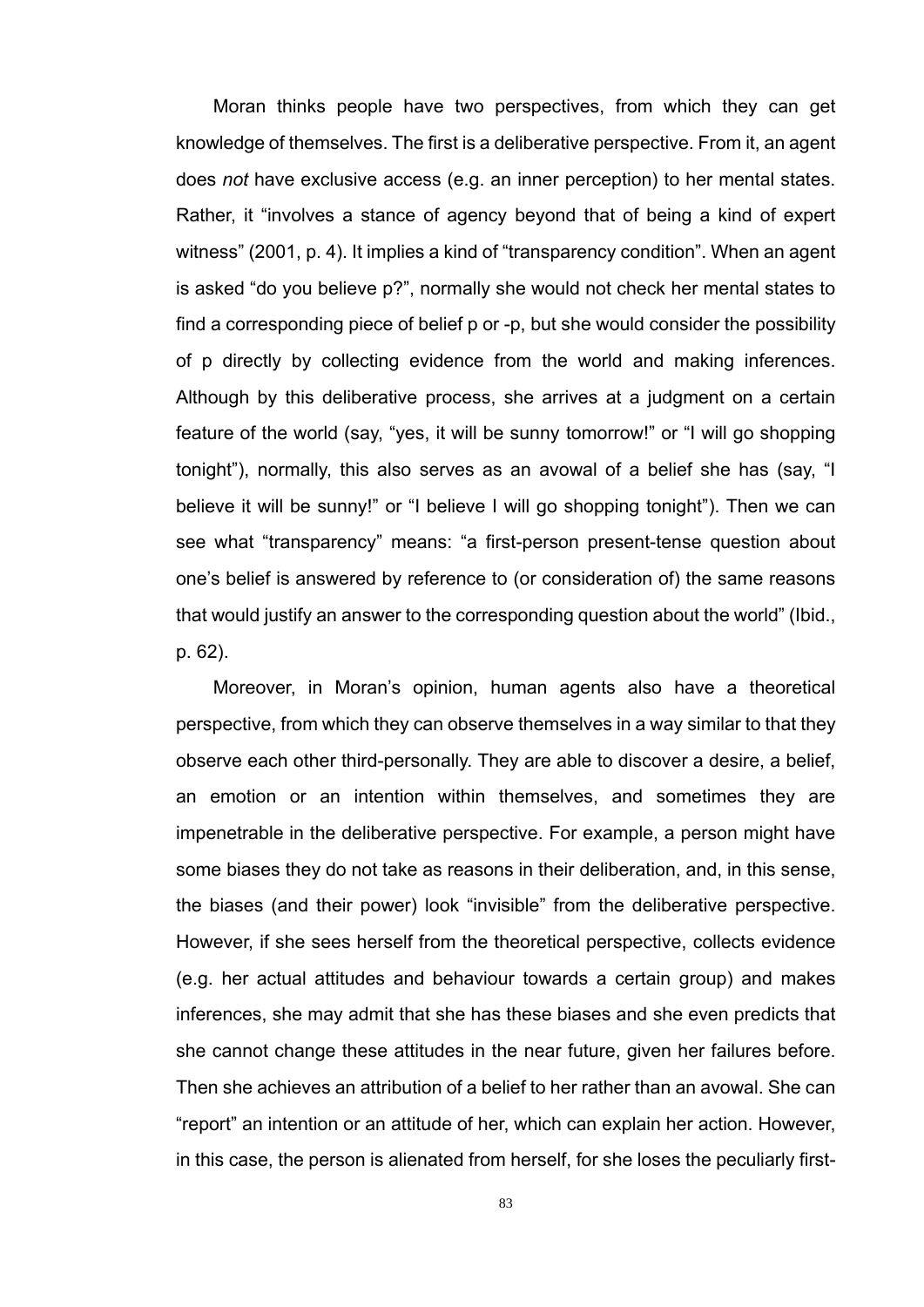Moran thinks people have two perspectives, from which they can get knowledge of themselves. The first is a deliberative perspective. From it, an agent does *not* have exclusive access (e.g. an inner perception) to her mental states. Rather, it "involves a stance of agency beyond that of being a kind of expert witness" (2001, p. 4). It implies a kind of "transparency condition". When an agent is asked "do you believe p?", normally she would not check her mental states to find a corresponding piece of belief p or -p, but she would consider the possibility of p directly by collecting evidence from the world and making inferences. Although by this deliberative process, she arrives at a judgment on a certain feature of the world (say, "yes, it will be sunny tomorrow!" or "I will go shopping tonight"), normally, this also serves as an avowal of a belief she has (say, "I believe it will be sunny!" or "I believe I will go shopping tonight"). Then we can see what "transparency" means: "a first-person present-tense question about one's belief is answered by reference to (or consideration of) the same reasons that would justify an answer to the corresponding question about the world" (Ibid., p. 62).

Moreover, in Moran's opinion, human agents also have a theoretical perspective, from which they can observe themselves in a way similar to that they observe each other third-personally. They are able to discover a desire, a belief, an emotion or an intention within themselves, and sometimes they are impenetrable in the deliberative perspective. For example, a person might have some biases they do not take as reasons in their deliberation, and, in this sense, the biases (and their power) look "invisible" from the deliberative perspective. However, if she sees herself from the theoretical perspective, collects evidence (e.g. her actual attitudes and behaviour towards a certain group) and makes inferences, she may admit that she has these biases and she even predicts that she cannot change these attitudes in the near future, given her failures before. Then she achieves an attribution of a belief to her rather than an avowal. She can "report" an intention or an attitude of her, which can explain her action. However, in this case, the person is alienated from herself, for she loses the peculiarly first-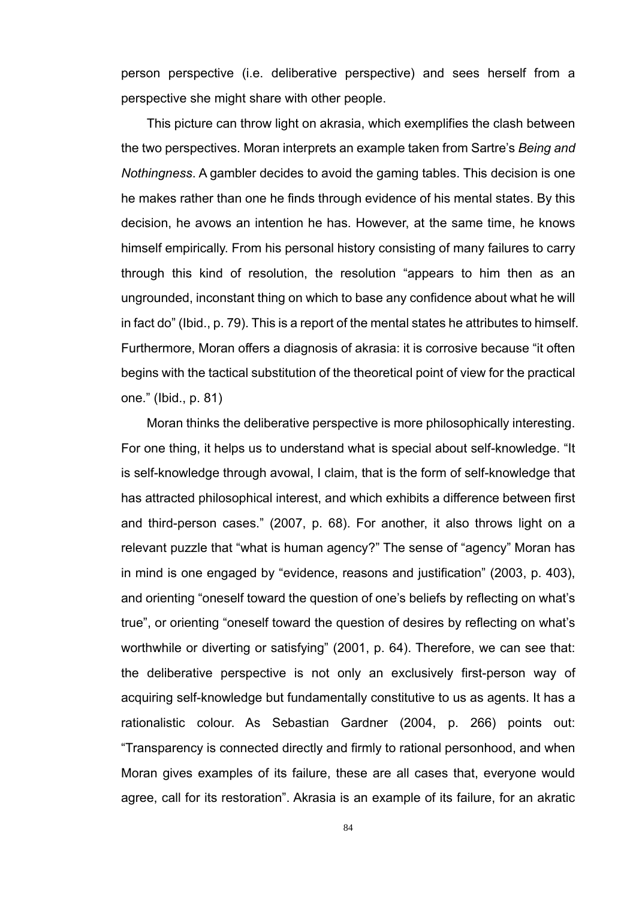person perspective (i.e. deliberative perspective) and sees herself from a perspective she might share with other people.

This picture can throw light on akrasia, which exemplifies the clash between the two perspectives. Moran interprets an example taken from Sartre's *Being and Nothingness*. A gambler decides to avoid the gaming tables. This decision is one he makes rather than one he finds through evidence of his mental states. By this decision, he avows an intention he has. However, at the same time, he knows himself empirically. From his personal history consisting of many failures to carry through this kind of resolution, the resolution "appears to him then as an ungrounded, inconstant thing on which to base any confidence about what he will in fact do" (Ibid., p. 79). This is a report of the mental states he attributes to himself. Furthermore, Moran offers a diagnosis of akrasia: it is corrosive because "it often begins with the tactical substitution of the theoretical point of view for the practical one." (Ibid., p. 81)

Moran thinks the deliberative perspective is more philosophically interesting. For one thing, it helps us to understand what is special about self-knowledge. "It is self-knowledge through avowal, I claim, that is the form of self-knowledge that has attracted philosophical interest, and which exhibits a difference between first and third-person cases." (2007, p. 68). For another, it also throws light on a relevant puzzle that "what is human agency?" The sense of "agency" Moran has in mind is one engaged by "evidence, reasons and justification" (2003, p. 403), and orienting "oneself toward the question of one's beliefs by reflecting on what's true", or orienting "oneself toward the question of desires by reflecting on what's worthwhile or diverting or satisfying" (2001, p. 64). Therefore, we can see that: the deliberative perspective is not only an exclusively first-person way of acquiring self-knowledge but fundamentally constitutive to us as agents. It has a rationalistic colour. As Sebastian Gardner (2004, p. 266) points out: "Transparency is connected directly and firmly to rational personhood, and when Moran gives examples of its failure, these are all cases that, everyone would agree, call for its restoration". Akrasia is an example of its failure, for an akratic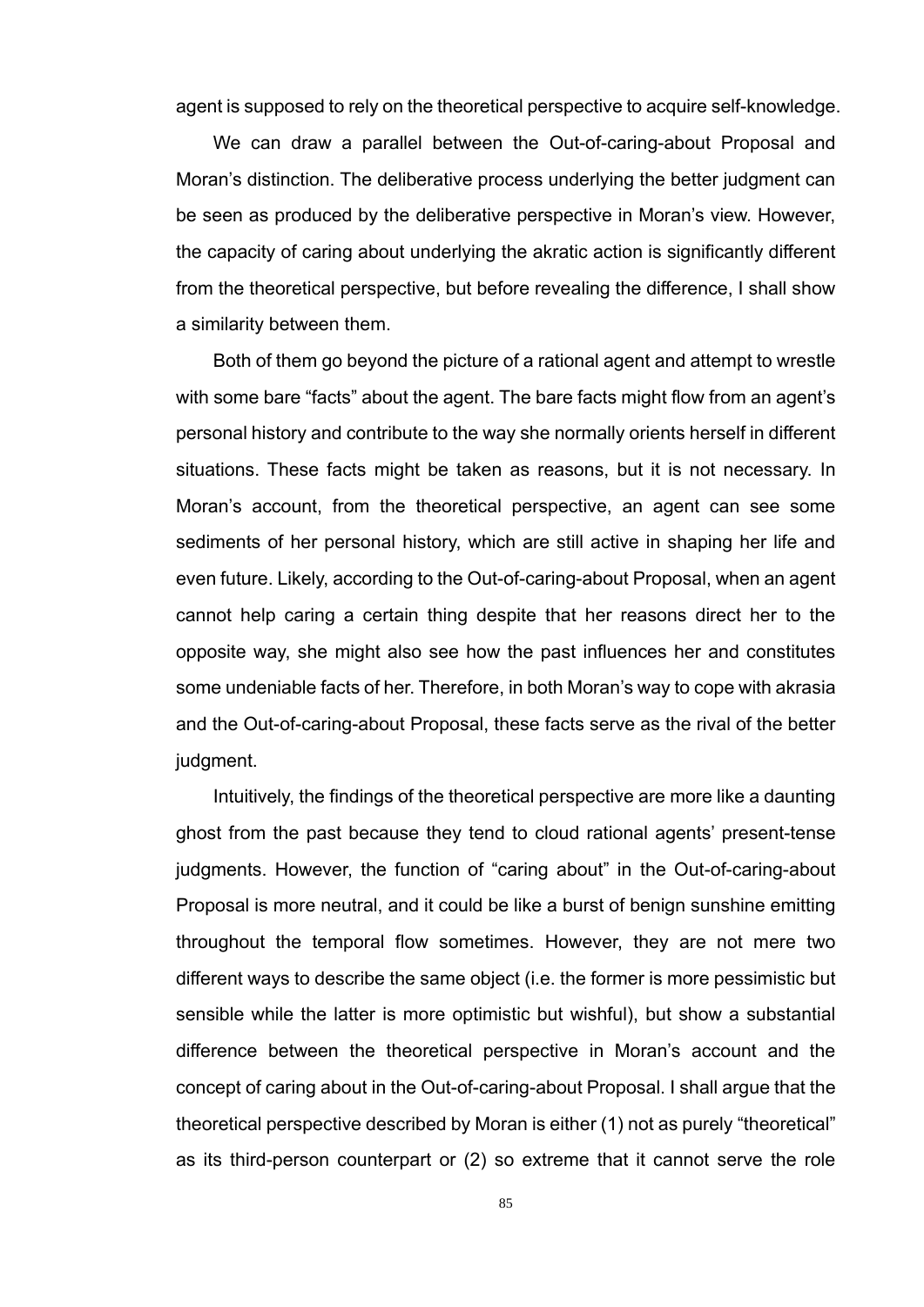agent is supposed to rely on the theoretical perspective to acquire self-knowledge.

We can draw a parallel between the Out-of-caring-about Proposal and Moran's distinction. The deliberative process underlying the better judgment can be seen as produced by the deliberative perspective in Moran's view. However, the capacity of caring about underlying the akratic action is significantly different from the theoretical perspective, but before revealing the difference, I shall show a similarity between them.

Both of them go beyond the picture of a rational agent and attempt to wrestle with some bare "facts" about the agent. The bare facts might flow from an agent's personal history and contribute to the way she normally orients herself in different situations. These facts might be taken as reasons, but it is not necessary. In Moran's account, from the theoretical perspective, an agent can see some sediments of her personal history, which are still active in shaping her life and even future. Likely, according to the Out-of-caring-about Proposal, when an agent cannot help caring a certain thing despite that her reasons direct her to the opposite way, she might also see how the past influences her and constitutes some undeniable facts of her. Therefore, in both Moran's way to cope with akrasia and the Out-of-caring-about Proposal, these facts serve as the rival of the better judgment.

Intuitively, the findings of the theoretical perspective are more like a daunting ghost from the past because they tend to cloud rational agents' present-tense judgments. However, the function of "caring about" in the Out-of-caring-about Proposal is more neutral, and it could be like a burst of benign sunshine emitting throughout the temporal flow sometimes. However, they are not mere two different ways to describe the same object (i.e. the former is more pessimistic but sensible while the latter is more optimistic but wishful), but show a substantial difference between the theoretical perspective in Moran's account and the concept of caring about in the Out-of-caring-about Proposal. I shall argue that the theoretical perspective described by Moran is either (1) not as purely "theoretical" as its third-person counterpart or (2) so extreme that it cannot serve the role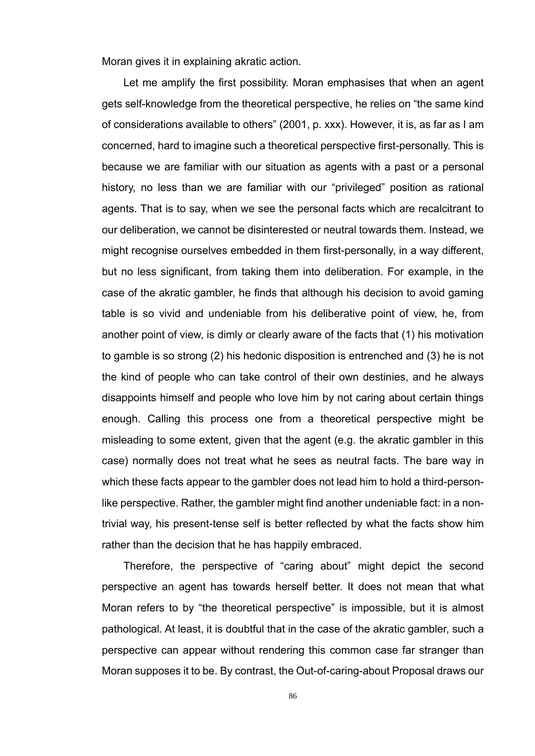Moran gives it in explaining akratic action.

Let me amplify the first possibility. Moran emphasises that when an agent gets self-knowledge from the theoretical perspective, he relies on “the same kind of considerations available to others” (2001, p. xxx). However, it is, as far as I am concerned, hard to imagine such a theoretical perspective first-personally. This is because we are familiar with our situation as agents with a past or a personal history, no less than we are familiar with our “privileged” position as rational agents. That is to say, when we see the personal facts which are recalcitrant to our deliberation, we cannot be disinterested or neutral towards them. Instead, we might recognise ourselves embedded in them first-personally, in a way different, but no less significant, from taking them into deliberation. For example, in the case of the akratic gambler, he finds that although his decision to avoid gaming table is so vivid and undeniable from his deliberative point of view, he, from another point of view, is dimly or clearly aware of the facts that (1) his motivation to gamble is so strong (2) his hedonic disposition is entrenched and (3) he is not the kind of people who can take control of their own destinies, and he always disappoints himself and people who love him by not caring about certain things enough. Calling this process one from a theoretical perspective might be misleading to some extent, given that the agent (e.g. the akratic gambler in this case) normally does not treat what he sees as neutral facts. The bare way in which these facts appear to the gambler does not lead him to hold a third-person-like perspective. Rather, the gambler might find another undeniable fact: in a non-trivial way, his present-tense self is better reflected by what the facts show him rather than the decision that he has happily embraced.

Therefore, the perspective of “caring about” might depict the second perspective an agent has towards herself better. It does not mean that what Moran refers to by “the theoretical perspective” is impossible, but it is almost pathological. At least, it is doubtful that in the case of the akratic gambler, such a perspective can appear without rendering this common case far stranger than Moran supposes it to be. By contrast, the Out-of-caring-about Proposal draws our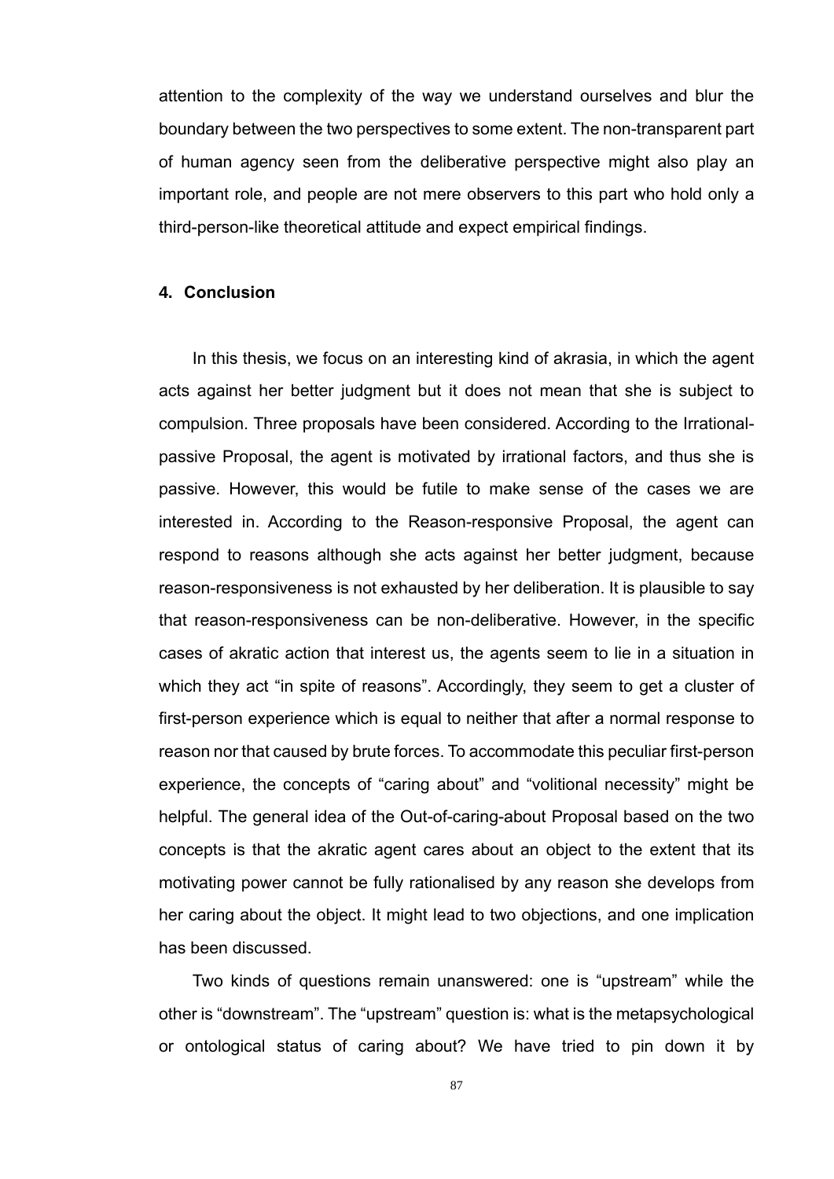attention to the complexity of the way we understand ourselves and blur the boundary between the two perspectives to some extent. The non-transparent part of human agency seen from the deliberative perspective might also play an important role, and people are not mere observers to this part who hold only a third-person-like theoretical attitude and expect empirical findings.

## 4. Conclusion

In this thesis, we focus on an interesting kind of akrasia, in which the agent acts against her better judgment but it does not mean that she is subject to compulsion. Three proposals have been considered. According to the Irrational-passive Proposal, the agent is motivated by irrational factors, and thus she is passive. However, this would be futile to make sense of the cases we are interested in. According to the Reason-responsive Proposal, the agent can respond to reasons although she acts against her better judgment, because reason-responsiveness is not exhausted by her deliberation. It is plausible to say that reason-responsiveness can be non-deliberative. However, in the specific cases of akratic action that interest us, the agents seem to lie in a situation in which they act "in spite of reasons". Accordingly, they seem to get a cluster of first-person experience which is equal to neither that after a normal response to reason nor that caused by brute forces. To accommodate this peculiar first-person experience, the concepts of "caring about" and "volitional necessity" might be helpful. The general idea of the Out-of-caring-about Proposal based on the two concepts is that the akratic agent cares about an object to the extent that its motivating power cannot be fully rationalised by any reason she develops from her caring about the object. It might lead to two objections, and one implication has been discussed.

Two kinds of questions remain unanswered: one is "upstream" while the other is "downstream". The "upstream" question is: what is the metapsychological or ontological status of caring about? We have tried to pin down it by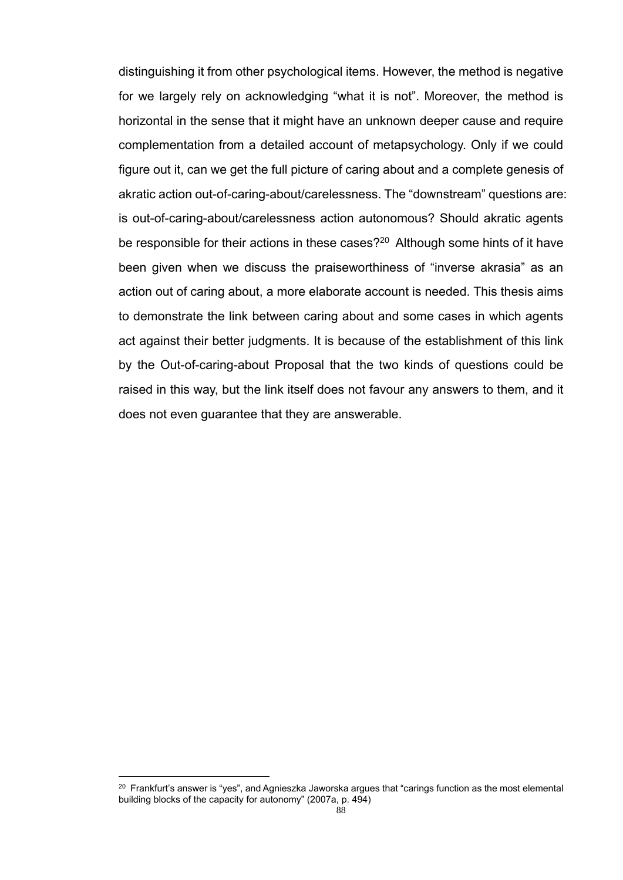distinguishing it from other psychological items. However, the method is negative for we largely rely on acknowledging "what it is not". Moreover, the method is horizontal in the sense that it might have an unknown deeper cause and require complementation from a detailed account of metapsychology. Only if we could figure out it, can we get the full picture of caring about and a complete genesis of akratic action out-of-caring-about/carelessness. The "downstream" questions are: is out-of-caring-about/carelessness action autonomous? Should akratic agents be responsible for their actions in these cases?[20] Although some hints of it have been given when we discuss the praiseworthiness of "inverse akrasia" as an action out of caring about, a more elaborate account is needed. This thesis aims to demonstrate the link between caring about and some cases in which agents act against their better judgments. It is because of the establishment of this link by the Out-of-caring-about Proposal that the two kinds of questions could be raised in this way, but the link itself does not favour any answers to them, and it does not even guarantee that they are answerable.

[20] Frankfurt's answer is "yes", and Agnieszka Jaworska argues that "carings function as the most elemental building blocks of the capacity for autonomy" (2007a, p. 494)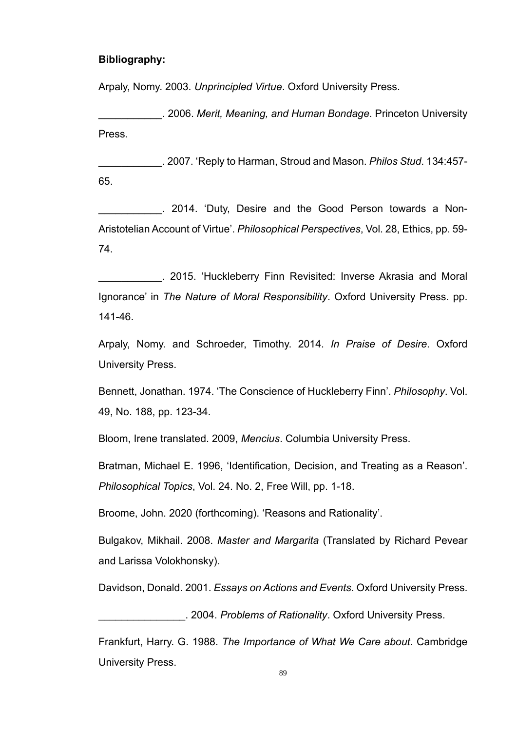**Bibliography:**

Arpaly, Nomy. 2003. *Unprincipled Virtue*. Oxford University Press.

___________. 2006. *Merit, Meaning, and Human Bondage*. Princeton University Press.

___________. 2007. 'Reply to Harman, Stroud and Mason. *Philos Stud*. 134:457-65.

___________. 2014. 'Duty, Desire and the Good Person towards a Non-Aristotelian Account of Virtue'. *Philosophical Perspectives*, Vol. 28, Ethics, pp. 59-74.

___________. 2015. 'Huckleberry Finn Revisited: Inverse Akrasia and Moral Ignorance' in *The Nature of Moral Responsibility*. Oxford University Press. pp. 141-46.

Arpaly, Nomy. and Schroeder, Timothy. 2014. *In Praise of Desire*. Oxford University Press.

Bennett, Jonathan. 1974. 'The Conscience of Huckleberry Finn'. *Philosophy*. Vol. 49, No. 188, pp. 123-34.

Bloom, Irene translated. 2009, *Mencius*. Columbia University Press.

Bratman, Michael E. 1996, 'Identification, Decision, and Treating as a Reason'. *Philosophical Topics*, Vol. 24. No. 2, Free Will, pp. 1-18.

Broome, John. 2020 (forthcoming). 'Reasons and Rationality'.

Bulgakov, Mikhail. 2008. *Master and Margarita* (Translated by Richard Pevear and Larissa Volokhonsky).

Davidson, Donald. 2001. *Essays on Actions and Events*. Oxford University Press.

_______________. 2004. *Problems of Rationality*. Oxford University Press.

Frankfurt, Harry. G. 1988. *The Importance of What We Care about*. Cambridge University Press.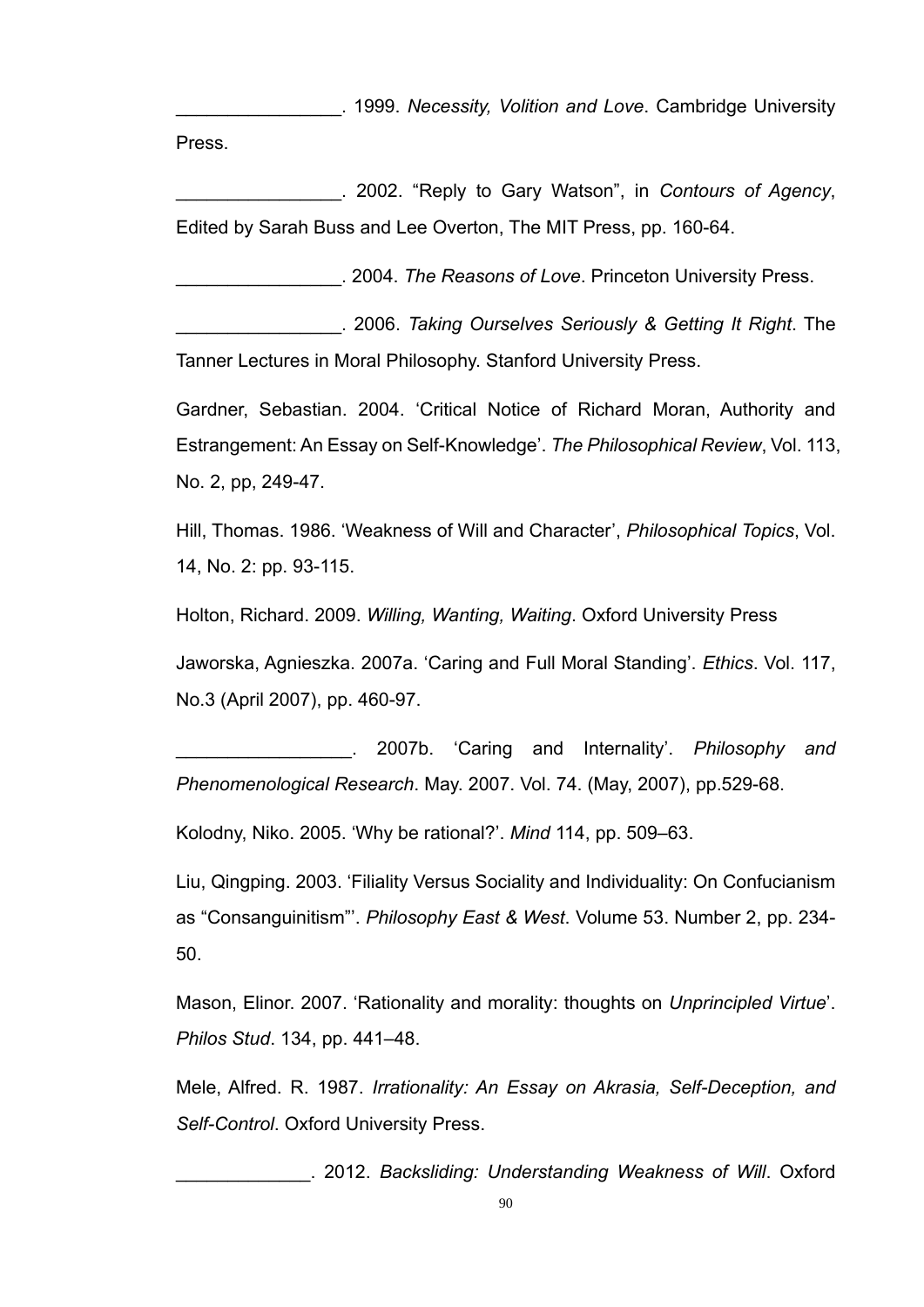\_\_\_\_\_\_\_\_\_\_\_\_\_\_\_\_. 1999. *Necessity, Volition and Love*. Cambridge University Press.

\_\_\_\_\_\_\_\_\_\_\_\_\_\_\_\_. 2002. "Reply to Gary Watson", in *Contours of Agency*, Edited by Sarah Buss and Lee Overton, The MIT Press, pp. 160-64.

\_\_\_\_\_\_\_\_\_\_\_\_\_\_\_\_. 2004. *The Reasons of Love*. Princeton University Press.

\_\_\_\_\_\_\_\_\_\_\_\_\_\_\_\_. 2006. *Taking Ourselves Seriously & Getting It Right*. The Tanner Lectures in Moral Philosophy. Stanford University Press.

Gardner, Sebastian. 2004. 'Critical Notice of Richard Moran, Authority and Estrangement: An Essay on Self-Knowledge'. *The Philosophical Review*, Vol. 113, No. 2, pp, 249-47.

Hill, Thomas. 1986. 'Weakness of Will and Character', *Philosophical Topics*, Vol. 14, No. 2: pp. 93-115.

Holton, Richard. 2009. *Willing, Wanting, Waiting*. Oxford University Press

Jaworska, Agnieszka. 2007a. 'Caring and Full Moral Standing'. *Ethics*. Vol. 117, No.3 (April 2007), pp. 460-97.

\_\_\_\_\_\_\_\_\_\_\_\_\_\_\_\_\_. 2007b. 'Caring and Internality'. *Philosophy and Phenomenological Research*. May. 2007. Vol. 74. (May, 2007), pp.529-68.

Kolodny, Niko. 2005. 'Why be rational?'. *Mind* 114, pp. 509–63.

Liu, Qingping. 2003. 'Filiality Versus Sociality and Individuality: On Confucianism as "Consanguinitism"'. *Philosophy East & West*. Volume 53. Number 2, pp. 234-50.

Mason, Elinor. 2007. 'Rationality and morality: thoughts on *Unprincipled Virtue*'. *Philos Stud*. 134, pp. 441–48.

Mele, Alfred. R. 1987. *Irrationality: An Essay on Akrasia, Self-Deception, and Self-Control*. Oxford University Press.

\_\_\_\_\_\_\_\_\_\_\_\_\_. 2012. *Backsliding: Understanding Weakness of Will*. Oxford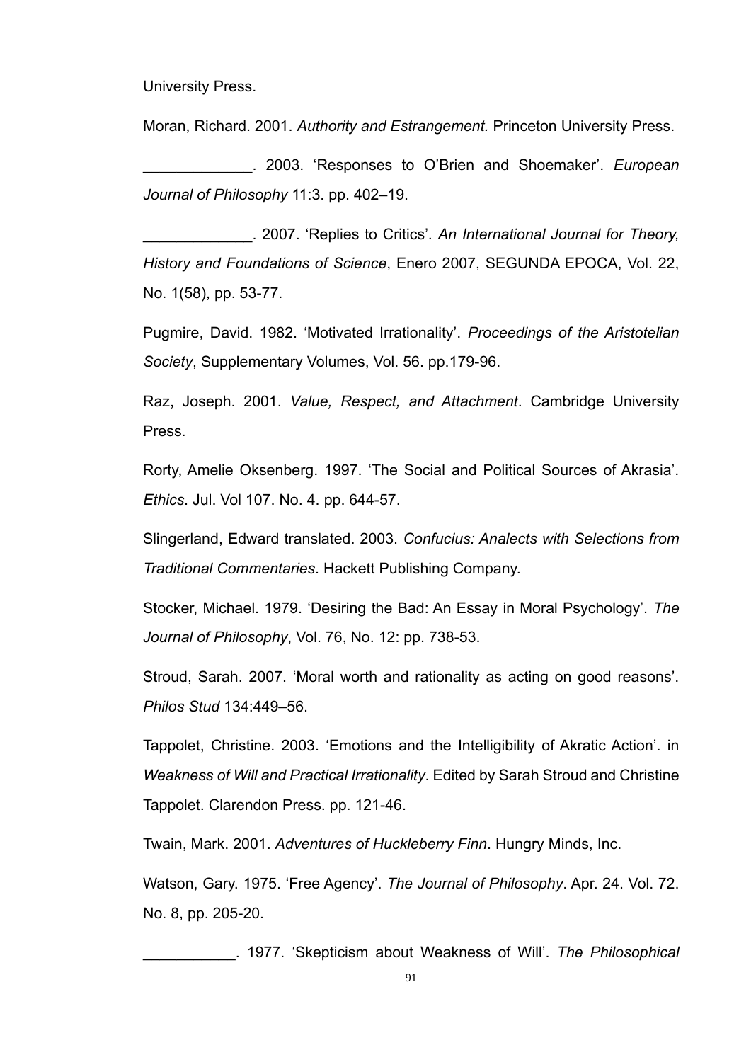University Press.

Moran, Richard. 2001. *Authority and Estrangement.* Princeton University Press.

_____________. 2003. 'Responses to O'Brien and Shoemaker'. *European Journal of Philosophy* 11:3. pp. 402–19.

_____________. 2007. 'Replies to Critics'. *An International Journal for Theory, History and Foundations of Science*, Enero 2007, SEGUNDA EPOCA, Vol. 22, No. 1(58), pp. 53-77.

Pugmire, David. 1982. 'Motivated Irrationality'. *Proceedings of the Aristotelian Society*, Supplementary Volumes, Vol. 56. pp.179-96.

Raz, Joseph. 2001. *Value, Respect, and Attachment*. Cambridge University Press.

Rorty, Amelie Oksenberg. 1997. 'The Social and Political Sources of Akrasia'. *Ethics*. Jul. Vol 107. No. 4. pp. 644-57.

Slingerland, Edward translated. 2003. *Confucius: Analects with Selections from Traditional Commentaries*. Hackett Publishing Company.

Stocker, Michael. 1979. 'Desiring the Bad: An Essay in Moral Psychology'. *The Journal of Philosophy*, Vol. 76, No. 12: pp. 738-53.

Stroud, Sarah. 2007. 'Moral worth and rationality as acting on good reasons'. *Philos Stud* 134:449–56.

Tappolet, Christine. 2003. 'Emotions and the Intelligibility of Akratic Action'. in *Weakness of Will and Practical Irrationality*. Edited by Sarah Stroud and Christine Tappolet. Clarendon Press. pp. 121-46.

Twain, Mark. 2001. *Adventures of Huckleberry Finn*. Hungry Minds, Inc.

Watson, Gary. 1975. 'Free Agency'. *The Journal of Philosophy*. Apr. 24. Vol. 72. No. 8, pp. 205-20.

___________. 1977. 'Skepticism about Weakness of Will'. *The Philosophical*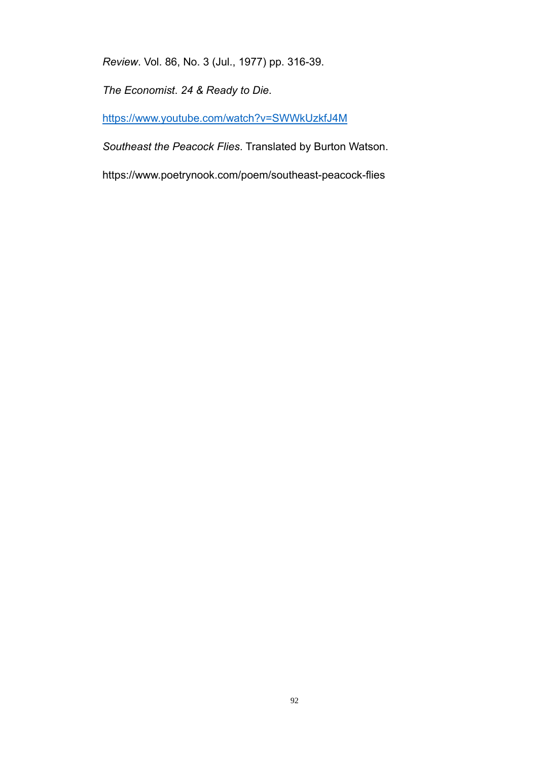*Review*. Vol. 86, No. 3 (Jul., 1977) pp. 316-39.

*The Economist*. *24 & Ready to Die*.

https://www.youtube.com/watch?v=SWWkUzkfJ4M

*Southeast the Peacock Flies*. Translated by Burton Watson.

https://www.poetrynook.com/poem/southeast-peacock-flies